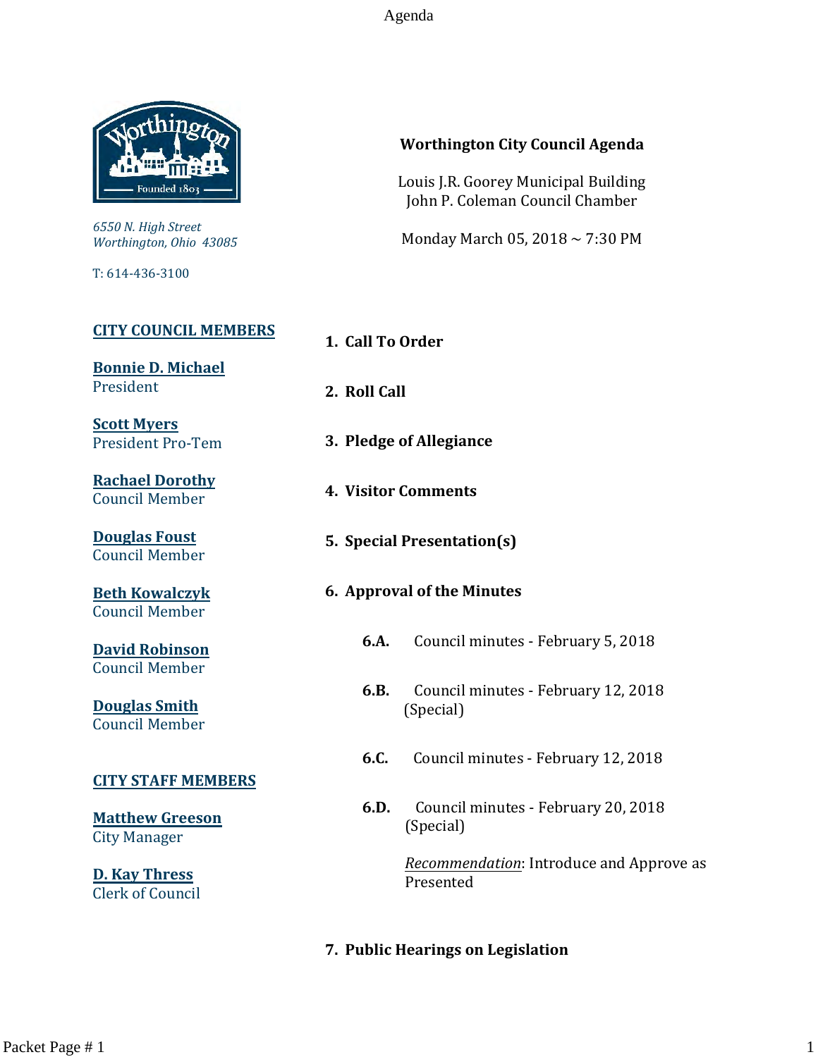# Worthington City Council Agenda

Louis J.R. Goorey Municipal Building
John P. Coleman Council Chamber

Monday March 05, 2018 ~ 7:30 PM

*6550 N. High Street*
*Worthington, Ohio 43085*

T: 614-436-3100

## CITY COUNCIL MEMBERS

**Bonnie D. Michael**
President

**Scott Myers**
President Pro-Tem

**Rachael Dorothy**
Council Member

**Douglas Foust**
Council Member

**Beth Kowalczyk**
Council Member

**David Robinson**
Council Member

**Douglas Smith**
Council Member

## CITY STAFF MEMBERS

**Matthew Greeson**
City Manager

**D. Kay Thress**
Clerk of Council

1. **Call To Order**

2. **Roll Call**

3. **Pledge of Allegiance**

4. **Visitor Comments**

5. **Special Presentation(s)**

6. **Approval of the Minutes**

   **6.A.** Council minutes - February 5, 2018

   **6.B.** Council minutes - February 12, 2018 (Special)

   **6.C.** Council minutes - February 12, 2018

   **6.D.** Council minutes - February 20, 2018 (Special)

   *Recommendation*: Introduce and Approve as Presented

7. **Public Hearings on Legislation**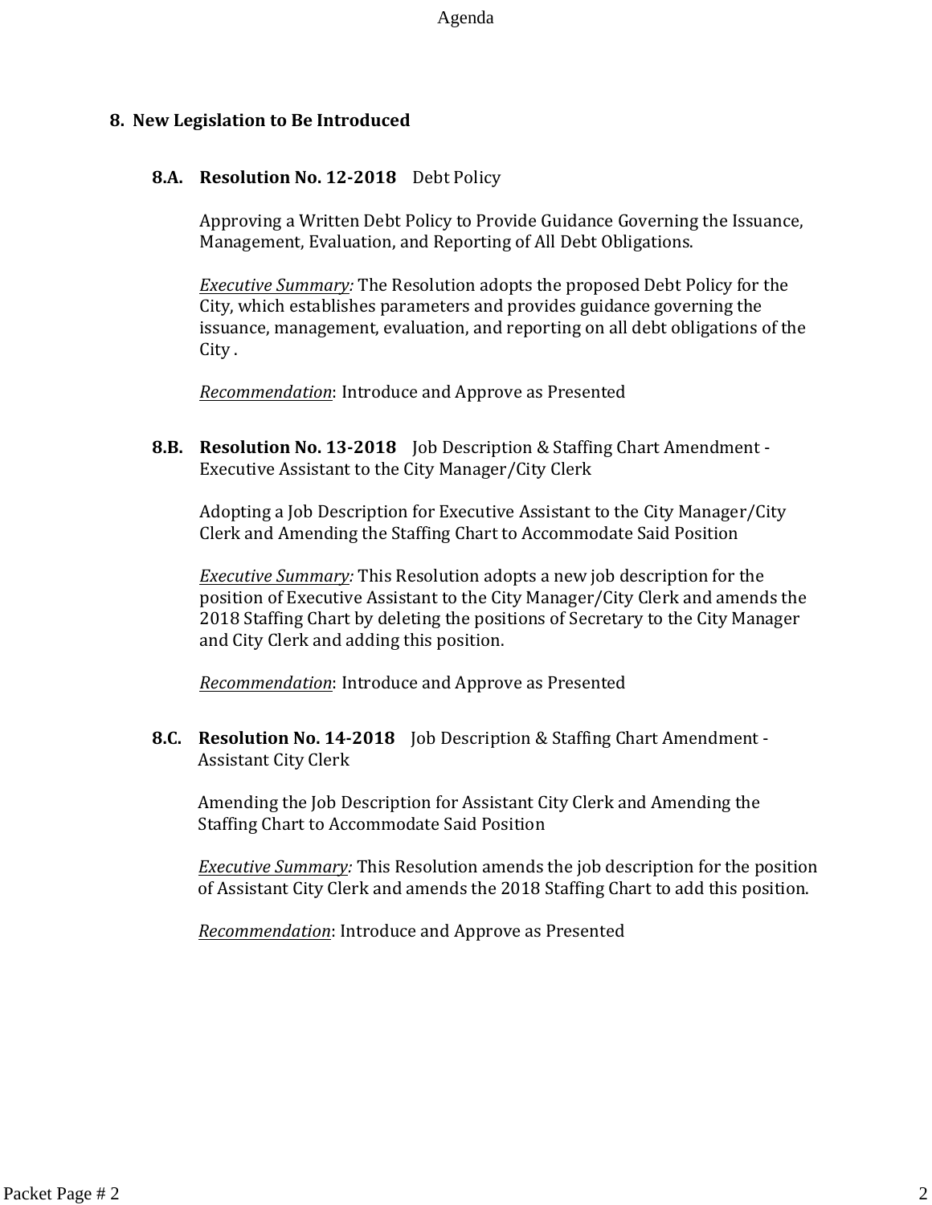## 8. New Legislation to Be Introduced

### 8.A. Resolution No. 12-2018 Debt Policy

Approving a Written Debt Policy to Provide Guidance Governing the Issuance, Management, Evaluation, and Reporting of All Debt Obligations.

*Executive Summary:* The Resolution adopts the proposed Debt Policy for the City, which establishes parameters and provides guidance governing the issuance, management, evaluation, and reporting on all debt obligations of the City .

*Recommendation*: Introduce and Approve as Presented

### 8.B. Resolution No. 13-2018 Job Description & Staffing Chart Amendment - Executive Assistant to the City Manager/City Clerk

Adopting a Job Description for Executive Assistant to the City Manager/City Clerk and Amending the Staffing Chart to Accommodate Said Position

*Executive Summary:* This Resolution adopts a new job description for the position of Executive Assistant to the City Manager/City Clerk and amends the 2018 Staffing Chart by deleting the positions of Secretary to the City Manager and City Clerk and adding this position.

*Recommendation*: Introduce and Approve as Presented

### 8.C. Resolution No. 14-2018 Job Description & Staffing Chart Amendment - Assistant City Clerk

Amending the Job Description for Assistant City Clerk and Amending the Staffing Chart to Accommodate Said Position

*Executive Summary:* This Resolution amends the job description for the position of Assistant City Clerk and amends the 2018 Staffing Chart to add this position.

*Recommendation*: Introduce and Approve as Presented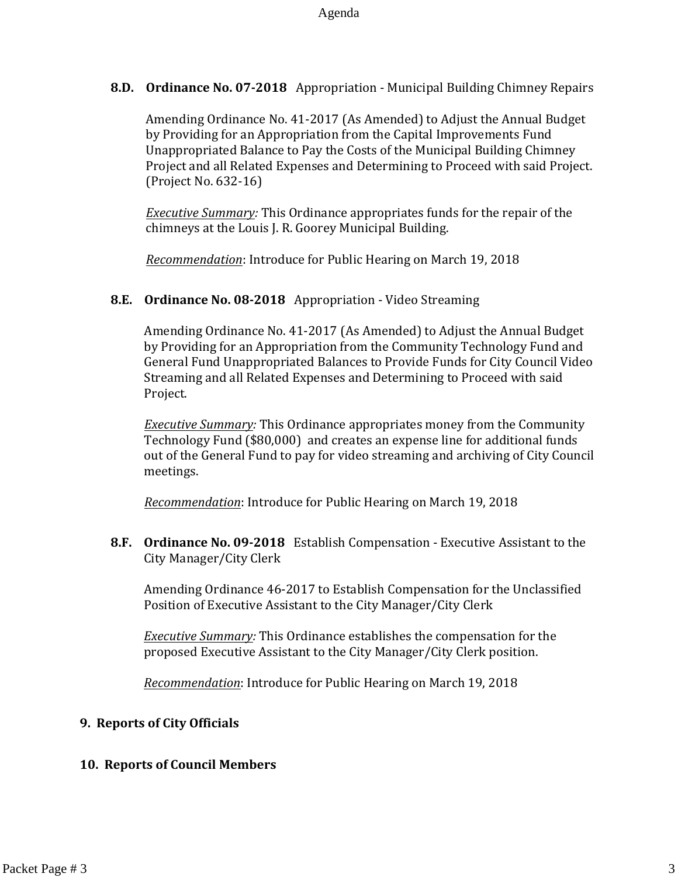**8.D. Ordinance No. 07-2018** Appropriation - Municipal Building Chimney Repairs

Amending Ordinance No. 41-2017 (As Amended) to Adjust the Annual Budget by Providing for an Appropriation from the Capital Improvements Fund Unappropriated Balance to Pay the Costs of the Municipal Building Chimney Project and all Related Expenses and Determining to Proceed with said Project. (Project No. 632-16)

*Executive Summary:* This Ordinance appropriates funds for the repair of the chimneys at the Louis J. R. Goorey Municipal Building.

*Recommendation*: Introduce for Public Hearing on March 19, 2018

**8.E. Ordinance No. 08-2018** Appropriation - Video Streaming

Amending Ordinance No. 41-2017 (As Amended) to Adjust the Annual Budget by Providing for an Appropriation from the Community Technology Fund and General Fund Unappropriated Balances to Provide Funds for City Council Video Streaming and all Related Expenses and Determining to Proceed with said Project.

*Executive Summary:* This Ordinance appropriates money from the Community Technology Fund ($80,000) and creates an expense line for additional funds out of the General Fund to pay for video streaming and archiving of City Council meetings.

*Recommendation*: Introduce for Public Hearing on March 19, 2018

**8.F. Ordinance No. 09-2018** Establish Compensation - Executive Assistant to the City Manager/City Clerk

Amending Ordinance 46-2017 to Establish Compensation for the Unclassified Position of Executive Assistant to the City Manager/City Clerk

*Executive Summary:* This Ordinance establishes the compensation for the proposed Executive Assistant to the City Manager/City Clerk position.

*Recommendation*: Introduce for Public Hearing on March 19, 2018

**9. Reports of City Officials**

**10. Reports of Council Members**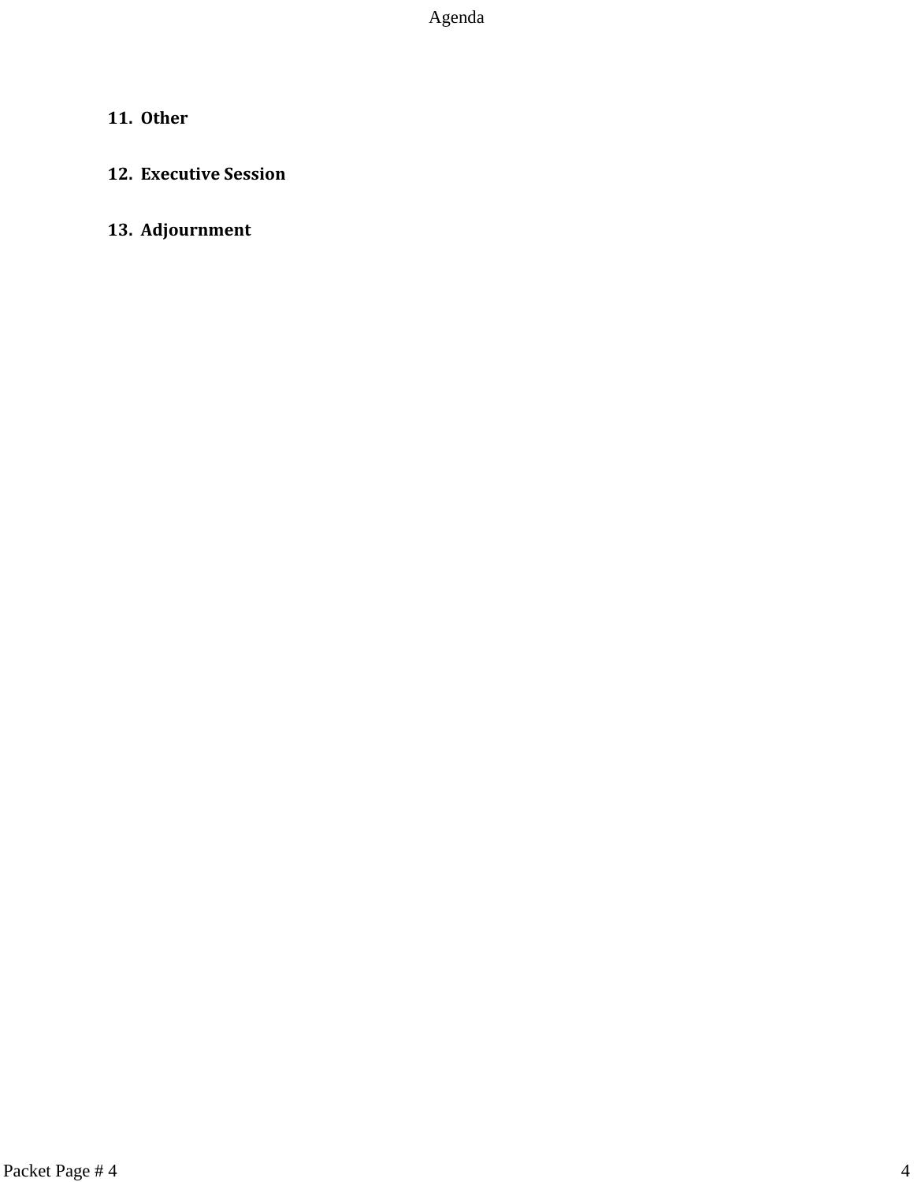**11. Other**

**12. Executive Session**

**13. Adjournment**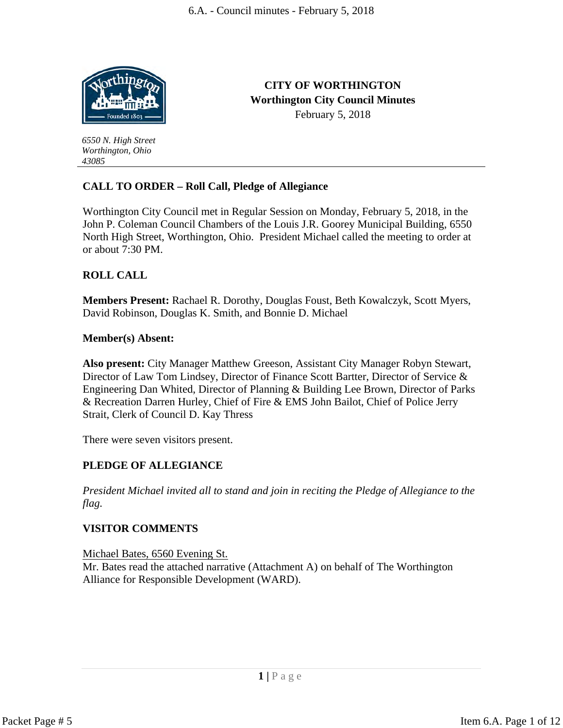**CITY OF WORTHINGTON**
**Worthington City Council Minutes**
February 5, 2018

*6550 N. High Street*
*Worthington, Ohio*
*43085*

## CALL TO ORDER – Roll Call, Pledge of Allegiance

Worthington City Council met in Regular Session on Monday, February 5, 2018, in the John P. Coleman Council Chambers of the Louis J.R. Goorey Municipal Building, 6550 North High Street, Worthington, Ohio. President Michael called the meeting to order at or about 7:30 PM.

## ROLL CALL

**Members Present:** Rachael R. Dorothy, Douglas Foust, Beth Kowalczyk, Scott Myers, David Robinson, Douglas K. Smith, and Bonnie D. Michael

**Member(s) Absent:**

**Also present:** City Manager Matthew Greeson, Assistant City Manager Robyn Stewart, Director of Law Tom Lindsey, Director of Finance Scott Bartter, Director of Service & Engineering Dan Whited, Director of Planning & Building Lee Brown, Director of Parks & Recreation Darren Hurley, Chief of Fire & EMS John Bailot, Chief of Police Jerry Strait, Clerk of Council D. Kay Thress

There were seven visitors present.

## PLEDGE OF ALLEGIANCE

*President Michael invited all to stand and join in reciting the Pledge of Allegiance to the flag.*

## VISITOR COMMENTS

Michael Bates, 6560 Evening St.
Mr. Bates read the attached narrative (Attachment A) on behalf of The Worthington Alliance for Responsible Development (WARD).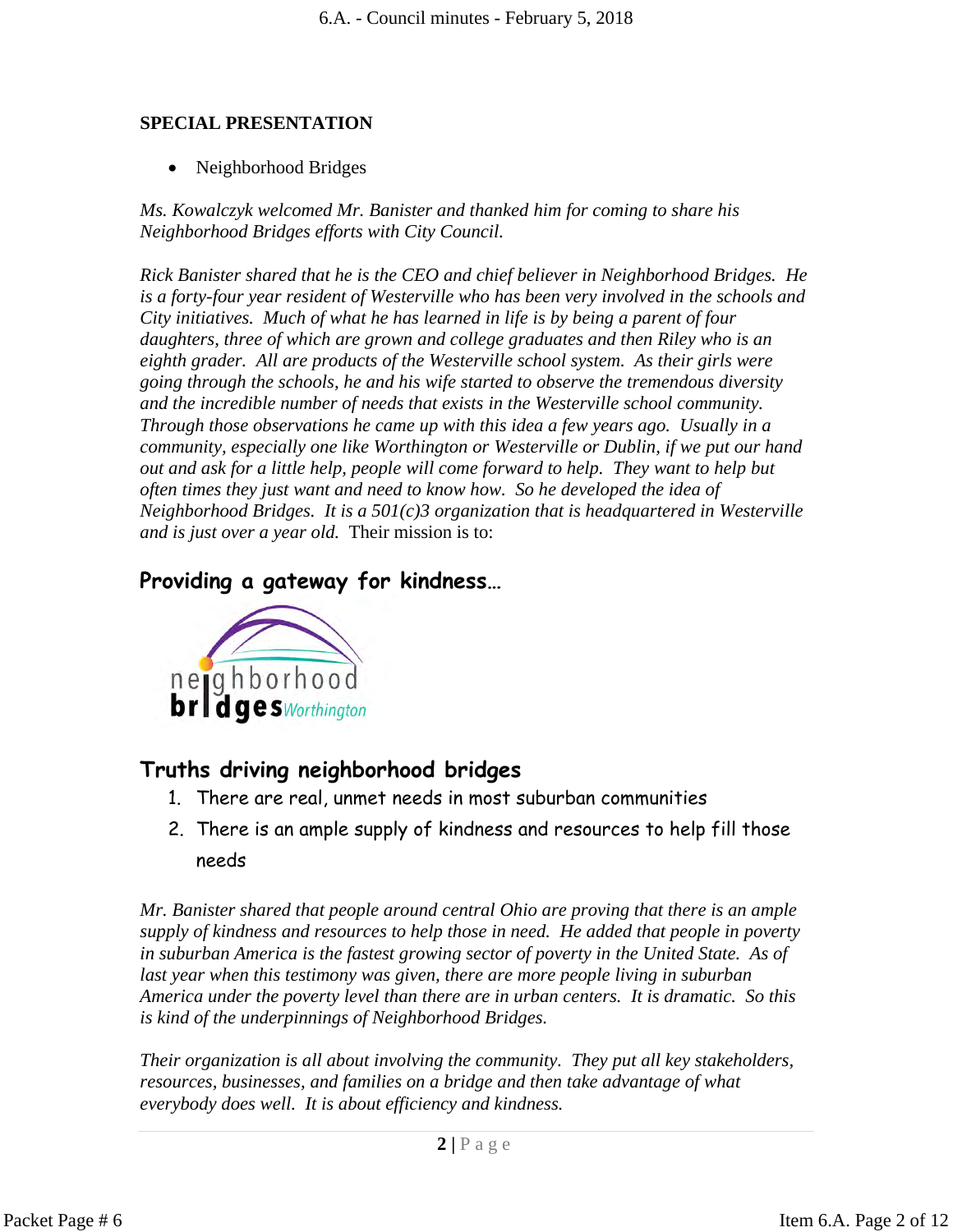**SPECIAL PRESENTATION**

- Neighborhood Bridges

*Ms. Kowalczyk welcomed Mr. Banister and thanked him for coming to share his Neighborhood Bridges efforts with City Council.*

*Rick Banister shared that he is the CEO and chief believer in Neighborhood Bridges. He is a forty-four year resident of Westerville who has been very involved in the schools and City initiatives. Much of what he has learned in life is by being a parent of four daughters, three of which are grown and college graduates and then Riley who is an eighth grader. All are products of the Westerville school system. As their girls were going through the schools, he and his wife started to observe the tremendous diversity and the incredible number of needs that exists in the Westerville school community. Through those observations he came up with this idea a few years ago. Usually in a community, especially one like Worthington or Westerville or Dublin, if we put our hand out and ask for a little help, people will come forward to help. They want to help but often times they just want and need to know how. So he developed the idea of Neighborhood Bridges. It is a 501(c)3 organization that is headquartered in Westerville and is just over a year old.* Their mission is to:

## Providing a gateway for kindness…

neighborhood bridges Worthington

## Truths driving neighborhood bridges

1. There are real, unmet needs in most suburban communities
2. There is an ample supply of kindness and resources to help fill those needs

*Mr. Banister shared that people around central Ohio are proving that there is an ample supply of kindness and resources to help those in need. He added that people in poverty in suburban America is the fastest growing sector of poverty in the United State. As of last year when this testimony was given, there are more people living in suburban America under the poverty level than there are in urban centers. It is dramatic. So this is kind of the underpinnings of Neighborhood Bridges.*

*Their organization is all about involving the community. They put all key stakeholders, resources, businesses, and families on a bridge and then take advantage of what everybody does well. It is about efficiency and kindness.*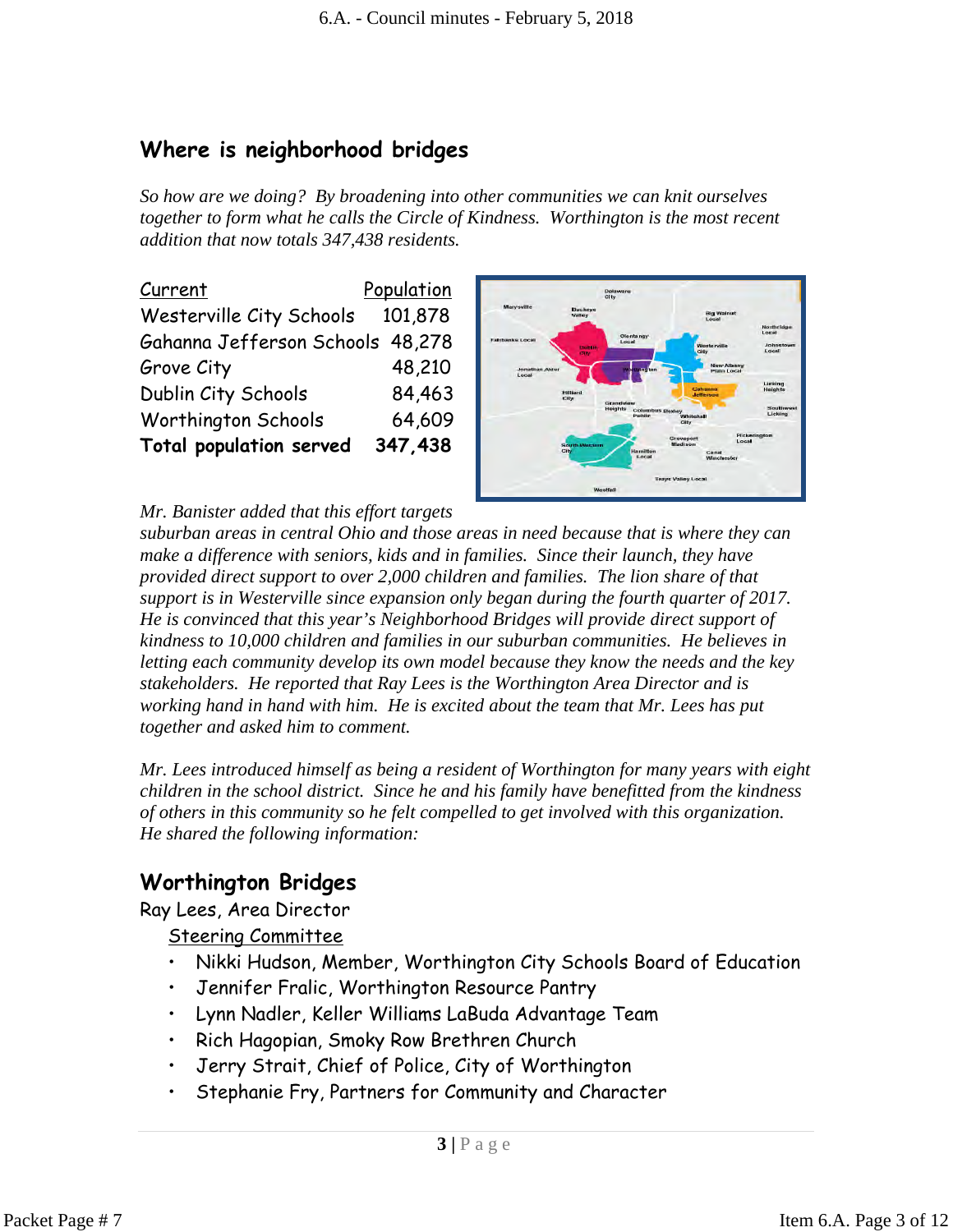## Where is neighborhood bridges

*So how are we doing? By broadening into other communities we can knit ourselves together to form what he calls the Circle of Kindness. Worthington is the most recent addition that now totals 347,438 residents.*

| Current | Population |
|---|---|
| Westerville City Schools | 101,878 |
| Gahanna Jefferson Schools | 48,278 |
| Grove City | 48,210 |
| Dublin City Schools | 84,463 |
| Worthington Schools | 64,609 |
| **Total population served** | **347,438** |

*Mr. Banister added that this effort targets suburban areas in central Ohio and those areas in need because that is where they can make a difference with seniors, kids and in families. Since their launch, they have provided direct support to over 2,000 children and families. The lion share of that support is in Westerville since expansion only began during the fourth quarter of 2017. He is convinced that this year's Neighborhood Bridges will provide direct support of kindness to 10,000 children and families in our suburban communities. He believes in letting each community develop its own model because they know the needs and the key stakeholders. He reported that Ray Lees is the Worthington Area Director and is working hand in hand with him. He is excited about the team that Mr. Lees has put together and asked him to comment.*

*Mr. Lees introduced himself as being a resident of Worthington for many years with eight children in the school district. Since he and his family have benefitted from the kindness of others in this community so he felt compelled to get involved with this organization. He shared the following information:*

## Worthington Bridges

Ray Lees, Area Director

Steering Committee

- Nikki Hudson, Member, Worthington City Schools Board of Education
- Jennifer Fralic, Worthington Resource Pantry
- Lynn Nadler, Keller Williams LaBuda Advantage Team
- Rich Hagopian, Smoky Row Brethren Church
- Jerry Strait, Chief of Police, City of Worthington
- Stephanie Fry, Partners for Community and Character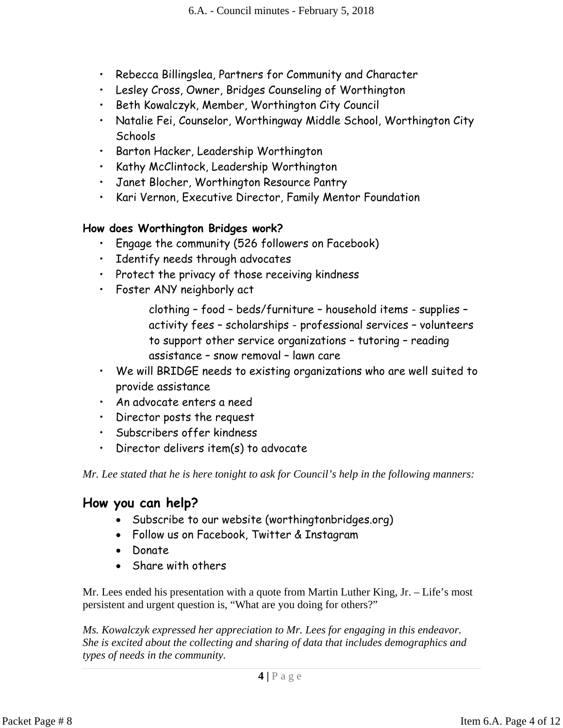- Rebecca Billingslea, Partners for Community and Character
- Lesley Cross, Owner, Bridges Counseling of Worthington
- Beth Kowalczyk, Member, Worthington City Council
- Natalie Fei, Counselor, Worthingway Middle School, Worthington City Schools
- Barton Hacker, Leadership Worthington
- Kathy McClintock, Leadership Worthington
- Janet Blocher, Worthington Resource Pantry
- Kari Vernon, Executive Director, Family Mentor Foundation

**How does Worthington Bridges work?**

- Engage the community (526 followers on Facebook)
- Identify needs through advocates
- Protect the privacy of those receiving kindness
- Foster ANY neighborly act

  clothing – food – beds/furniture – household items - supplies – activity fees – scholarships - professional services – volunteers to support other service organizations – tutoring – reading assistance – snow removal – lawn care

- We will BRIDGE needs to existing organizations who are well suited to provide assistance
- An advocate enters a need
- Director posts the request
- Subscribers offer kindness
- Director delivers item(s) to advocate

*Mr. Lee stated that he is here tonight to ask for Council's help in the following manners:*

## How you can help?

- Subscribe to our website (worthingtonbridges.org)
- Follow us on Facebook, Twitter & Instagram
- Donate
- Share with others

Mr. Lees ended his presentation with a quote from Martin Luther King, Jr. – Life's most persistent and urgent question is, "What are you doing for others?"

*Ms. Kowalczyk expressed her appreciation to Mr. Lees for engaging in this endeavor. She is excited about the collecting and sharing of data that includes demographics and types of needs in the community.*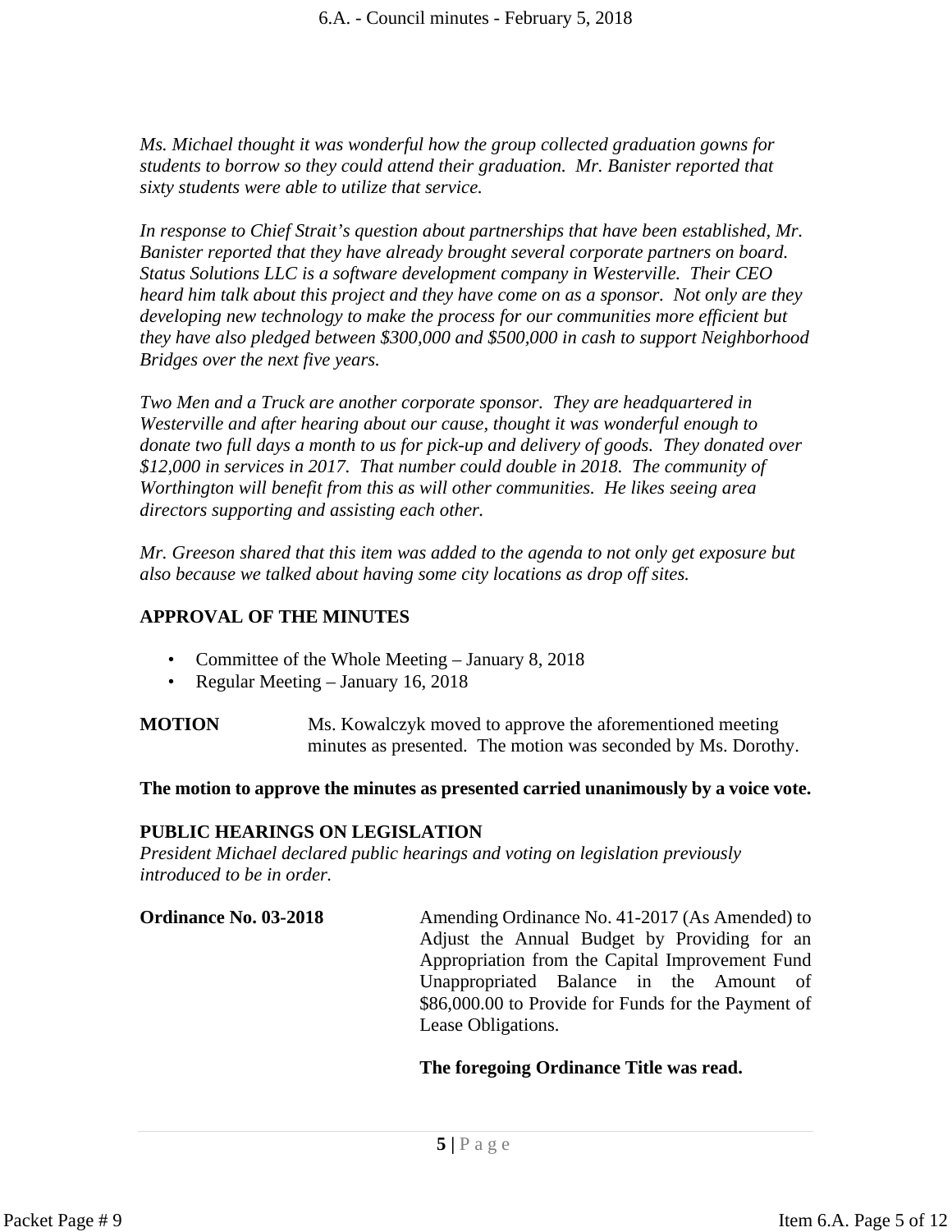*Ms. Michael thought it was wonderful how the group collected graduation gowns for students to borrow so they could attend their graduation. Mr. Banister reported that sixty students were able to utilize that service.*

*In response to Chief Strait's question about partnerships that have been established, Mr. Banister reported that they have already brought several corporate partners on board. Status Solutions LLC is a software development company in Westerville. Their CEO heard him talk about this project and they have come on as a sponsor. Not only are they developing new technology to make the process for our communities more efficient but they have also pledged between $300,000 and $500,000 in cash to support Neighborhood Bridges over the next five years.*

*Two Men and a Truck are another corporate sponsor. They are headquartered in Westerville and after hearing about our cause, thought it was wonderful enough to donate two full days a month to us for pick-up and delivery of goods. They donated over $12,000 in services in 2017. That number could double in 2018. The community of Worthington will benefit from this as will other communities. He likes seeing area directors supporting and assisting each other.*

*Mr. Greeson shared that this item was added to the agenda to not only get exposure but also because we talked about having some city locations as drop off sites.*

**APPROVAL OF THE MINUTES**

- Committee of the Whole Meeting – January 8, 2018
- Regular Meeting – January 16, 2018

**MOTION** Ms. Kowalczyk moved to approve the aforementioned meeting minutes as presented. The motion was seconded by Ms. Dorothy.

**The motion to approve the minutes as presented carried unanimously by a voice vote.**

**PUBLIC HEARINGS ON LEGISLATION**

*President Michael declared public hearings and voting on legislation previously introduced to be in order.*

**Ordinance No. 03-2018** Amending Ordinance No. 41-2017 (As Amended) to Adjust the Annual Budget by Providing for an Appropriation from the Capital Improvement Fund Unappropriated Balance in the Amount of $86,000.00 to Provide for Funds for the Payment of Lease Obligations.

**The foregoing Ordinance Title was read.**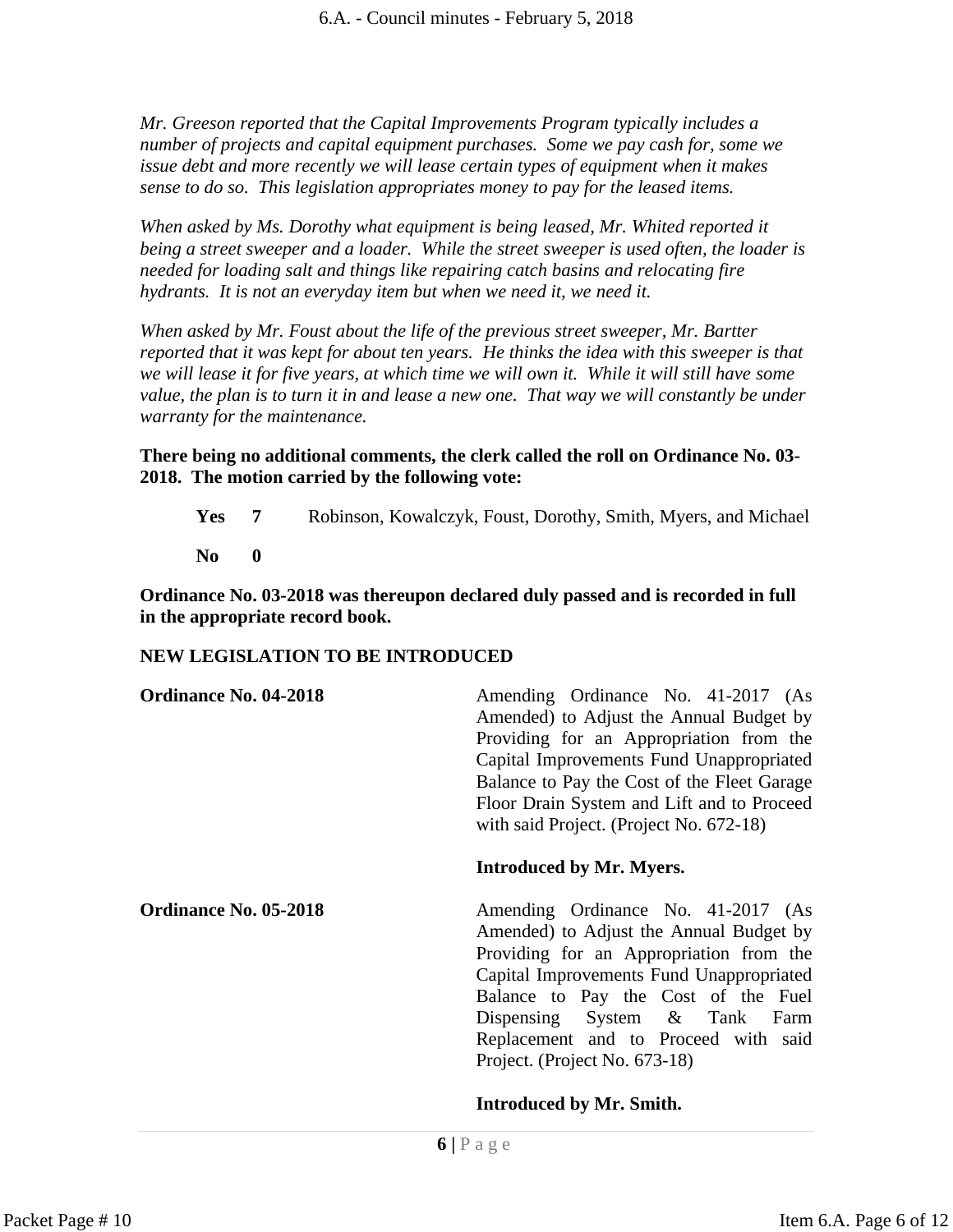*Mr. Greeson reported that the Capital Improvements Program typically includes a number of projects and capital equipment purchases. Some we pay cash for, some we issue debt and more recently we will lease certain types of equipment when it makes sense to do so. This legislation appropriates money to pay for the leased items.*

*When asked by Ms. Dorothy what equipment is being leased, Mr. Whited reported it being a street sweeper and a loader. While the street sweeper is used often, the loader is needed for loading salt and things like repairing catch basins and relocating fire hydrants. It is not an everyday item but when we need it, we need it.*

*When asked by Mr. Foust about the life of the previous street sweeper, Mr. Bartter reported that it was kept for about ten years. He thinks the idea with this sweeper is that we will lease it for five years, at which time we will own it. While it will still have some value, the plan is to turn it in and lease a new one. That way we will constantly be under warranty for the maintenance.*

**There being no additional comments, the clerk called the roll on Ordinance No. 03-2018. The motion carried by the following vote:**

| | | |
|---|---|---|
| **Yes** | **7** | Robinson, Kowalczyk, Foust, Dorothy, Smith, Myers, and Michael |
| **No** | **0** | |

**Ordinance No. 03-2018 was thereupon declared duly passed and is recorded in full in the appropriate record book.**

**NEW LEGISLATION TO BE INTRODUCED**

**Ordinance No. 04-2018** — Amending Ordinance No. 41-2017 (As Amended) to Adjust the Annual Budget by Providing for an Appropriation from the Capital Improvements Fund Unappropriated Balance to Pay the Cost of the Fleet Garage Floor Drain System and Lift and to Proceed with said Project. (Project No. 672-18)

**Introduced by Mr. Myers.**

**Ordinance No. 05-2018** — Amending Ordinance No. 41-2017 (As Amended) to Adjust the Annual Budget by Providing for an Appropriation from the Capital Improvements Fund Unappropriated Balance to Pay the Cost of the Fuel Dispensing System & Tank Farm Replacement and to Proceed with said Project. (Project No. 673-18)

**Introduced by Mr. Smith.**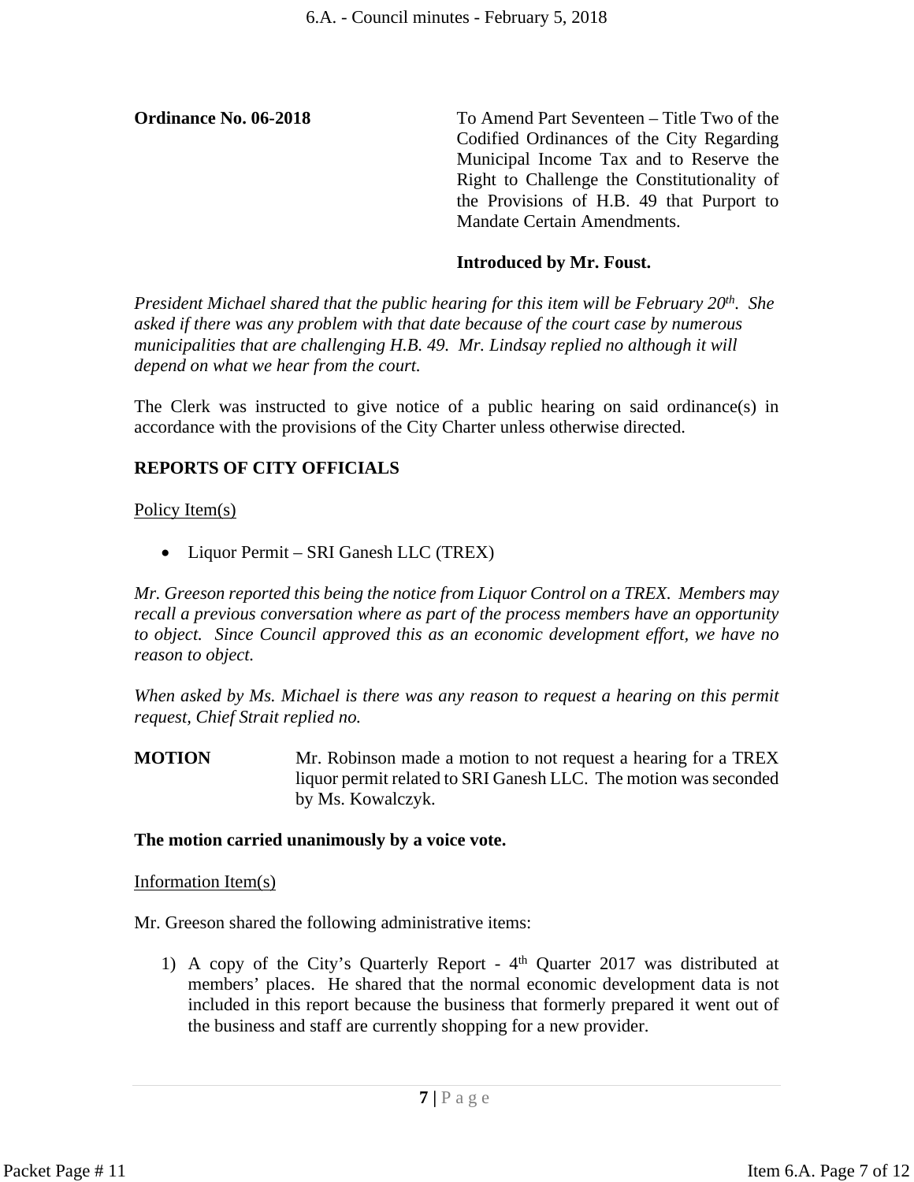**Ordinance No. 06-2018** To Amend Part Seventeen – Title Two of the Codified Ordinances of the City Regarding Municipal Income Tax and to Reserve the Right to Challenge the Constitutionality of the Provisions of H.B. 49 that Purport to Mandate Certain Amendments.

**Introduced by Mr. Foust.**

*President Michael shared that the public hearing for this item will be February 20th. She asked if there was any problem with that date because of the court case by numerous municipalities that are challenging H.B. 49. Mr. Lindsay replied no although it will depend on what we hear from the court.*

The Clerk was instructed to give notice of a public hearing on said ordinance(s) in accordance with the provisions of the City Charter unless otherwise directed.

**REPORTS OF CITY OFFICIALS**

Policy Item(s)

- Liquor Permit – SRI Ganesh LLC (TREX)

*Mr. Greeson reported this being the notice from Liquor Control on a TREX. Members may recall a previous conversation where as part of the process members have an opportunity to object. Since Council approved this as an economic development effort, we have no reason to object.*

*When asked by Ms. Michael is there was any reason to request a hearing on this permit request, Chief Strait replied no.*

**MOTION** Mr. Robinson made a motion to not request a hearing for a TREX liquor permit related to SRI Ganesh LLC. The motion was seconded by Ms. Kowalczyk.

**The motion carried unanimously by a voice vote.**

Information Item(s)

Mr. Greeson shared the following administrative items:

1) A copy of the City's Quarterly Report - 4th Quarter 2017 was distributed at members' places. He shared that the normal economic development data is not included in this report because the business that formerly prepared it went out of the business and staff are currently shopping for a new provider.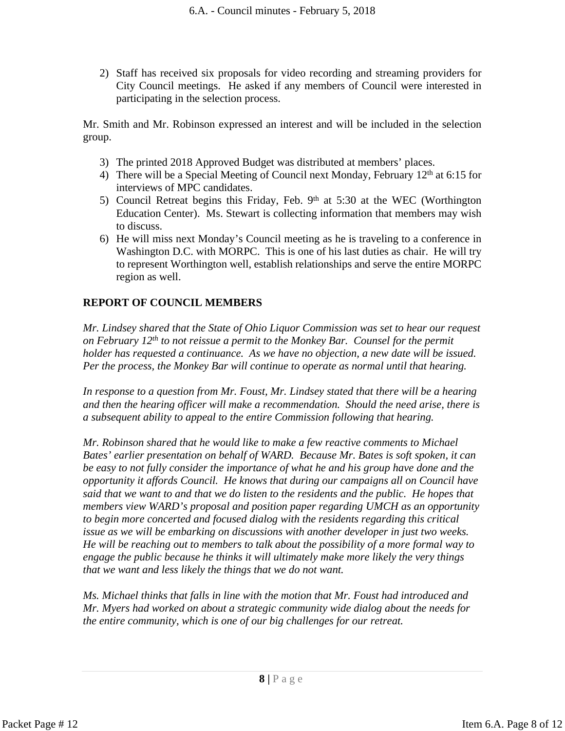2) Staff has received six proposals for video recording and streaming providers for City Council meetings. He asked if any members of Council were interested in participating in the selection process.

Mr. Smith and Mr. Robinson expressed an interest and will be included in the selection group.

3) The printed 2018 Approved Budget was distributed at members' places.
4) There will be a Special Meeting of Council next Monday, February 12th at 6:15 for interviews of MPC candidates.
5) Council Retreat begins this Friday, Feb. 9th at 5:30 at the WEC (Worthington Education Center). Ms. Stewart is collecting information that members may wish to discuss.
6) He will miss next Monday's Council meeting as he is traveling to a conference in Washington D.C. with MORPC. This is one of his last duties as chair. He will try to represent Worthington well, establish relationships and serve the entire MORPC region as well.

**REPORT OF COUNCIL MEMBERS**

*Mr. Lindsey shared that the State of Ohio Liquor Commission was set to hear our request on February 12th to not reissue a permit to the Monkey Bar. Counsel for the permit holder has requested a continuance. As we have no objection, a new date will be issued. Per the process, the Monkey Bar will continue to operate as normal until that hearing.*

*In response to a question from Mr. Foust, Mr. Lindsey stated that there will be a hearing and then the hearing officer will make a recommendation. Should the need arise, there is a subsequent ability to appeal to the entire Commission following that hearing.*

*Mr. Robinson shared that he would like to make a few reactive comments to Michael Bates' earlier presentation on behalf of WARD. Because Mr. Bates is soft spoken, it can be easy to not fully consider the importance of what he and his group have done and the opportunity it affords Council. He knows that during our campaigns all on Council have said that we want to and that we do listen to the residents and the public. He hopes that members view WARD's proposal and position paper regarding UMCH as an opportunity to begin more concerted and focused dialog with the residents regarding this critical issue as we will be embarking on discussions with another developer in just two weeks. He will be reaching out to members to talk about the possibility of a more formal way to engage the public because he thinks it will ultimately make more likely the very things that we want and less likely the things that we do not want.*

*Ms. Michael thinks that falls in line with the motion that Mr. Foust had introduced and Mr. Myers had worked on about a strategic community wide dialog about the needs for the entire community, which is one of our big challenges for our retreat.*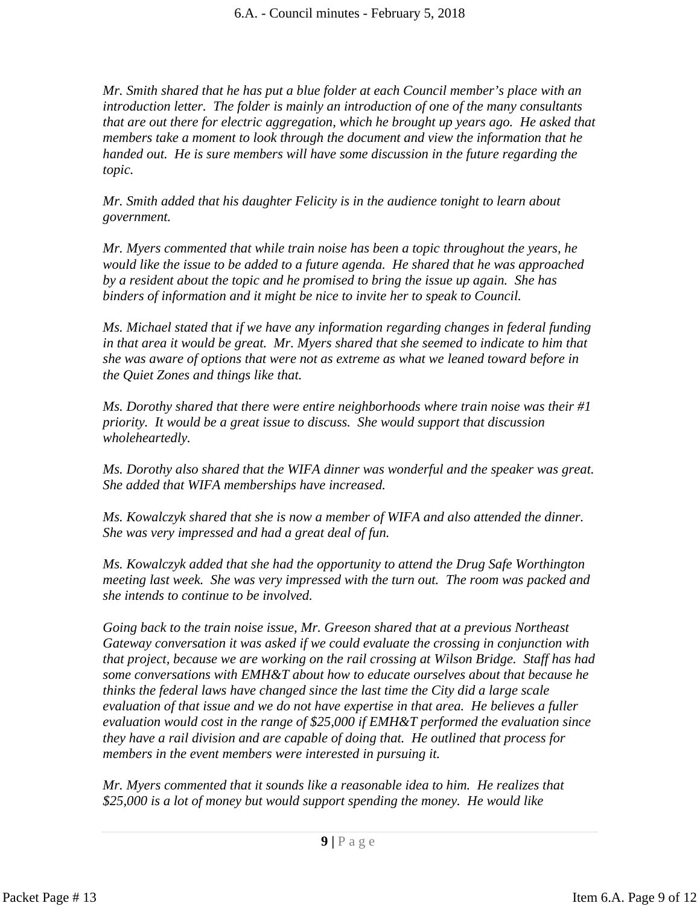*Mr. Smith shared that he has put a blue folder at each Council member's place with an introduction letter. The folder is mainly an introduction of one of the many consultants that are out there for electric aggregation, which he brought up years ago. He asked that members take a moment to look through the document and view the information that he handed out. He is sure members will have some discussion in the future regarding the topic.*

*Mr. Smith added that his daughter Felicity is in the audience tonight to learn about government.*

*Mr. Myers commented that while train noise has been a topic throughout the years, he would like the issue to be added to a future agenda. He shared that he was approached by a resident about the topic and he promised to bring the issue up again. She has binders of information and it might be nice to invite her to speak to Council.*

*Ms. Michael stated that if we have any information regarding changes in federal funding in that area it would be great. Mr. Myers shared that she seemed to indicate to him that she was aware of options that were not as extreme as what we leaned toward before in the Quiet Zones and things like that.*

*Ms. Dorothy shared that there were entire neighborhoods where train noise was their #1 priority. It would be a great issue to discuss. She would support that discussion wholeheartedly.*

*Ms. Dorothy also shared that the WIFA dinner was wonderful and the speaker was great. She added that WIFA memberships have increased.*

*Ms. Kowalczyk shared that she is now a member of WIFA and also attended the dinner. She was very impressed and had a great deal of fun.*

*Ms. Kowalczyk added that she had the opportunity to attend the Drug Safe Worthington meeting last week. She was very impressed with the turn out. The room was packed and she intends to continue to be involved.*

*Going back to the train noise issue, Mr. Greeson shared that at a previous Northeast Gateway conversation it was asked if we could evaluate the crossing in conjunction with that project, because we are working on the rail crossing at Wilson Bridge. Staff has had some conversations with EMH&T about how to educate ourselves about that because he thinks the federal laws have changed since the last time the City did a large scale evaluation of that issue and we do not have expertise in that area. He believes a fuller evaluation would cost in the range of $25,000 if EMH&T performed the evaluation since they have a rail division and are capable of doing that. He outlined that process for members in the event members were interested in pursuing it.*

*Mr. Myers commented that it sounds like a reasonable idea to him. He realizes that $25,000 is a lot of money but would support spending the money. He would like*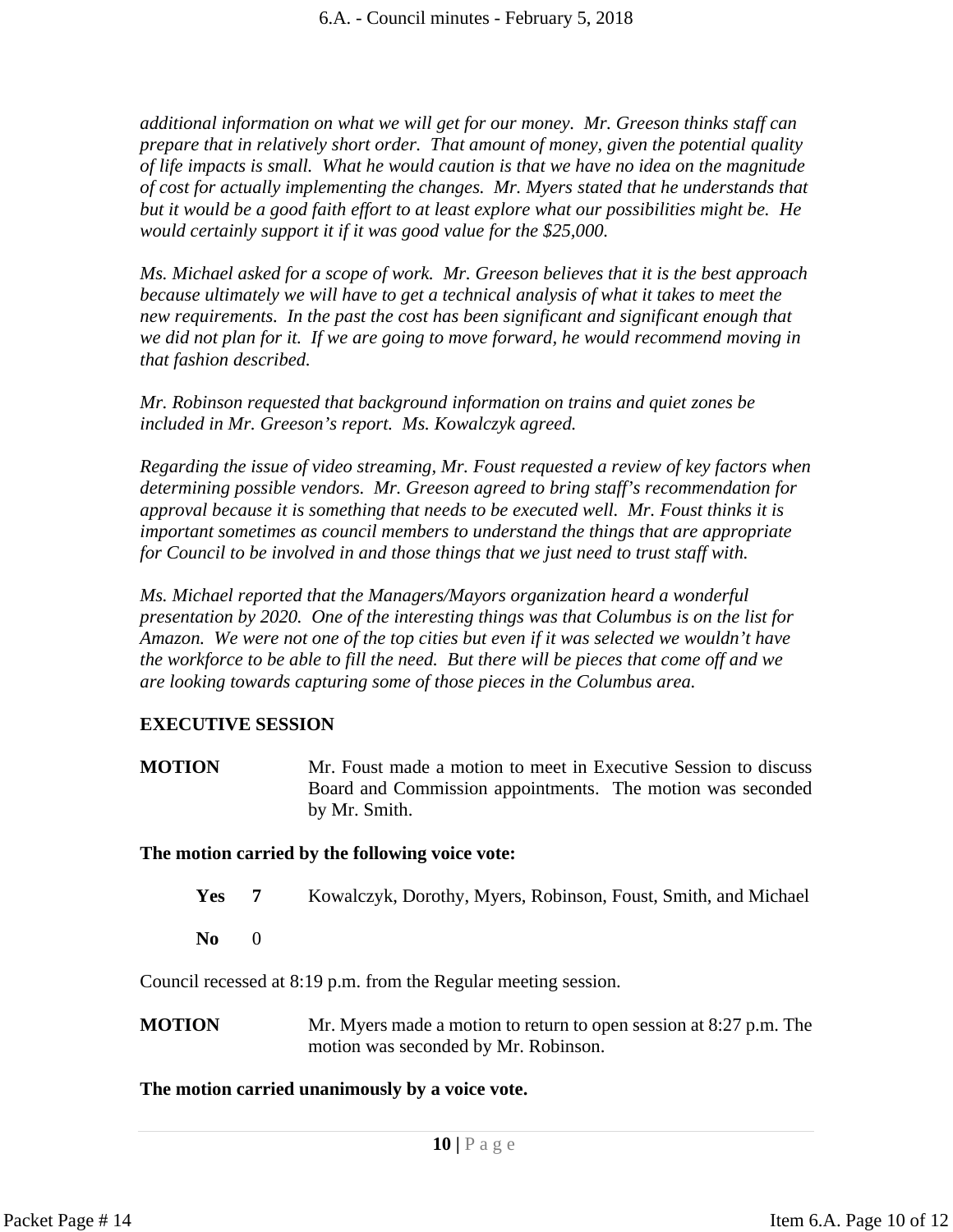*additional information on what we will get for our money. Mr. Greeson thinks staff can prepare that in relatively short order. That amount of money, given the potential quality of life impacts is small. What he would caution is that we have no idea on the magnitude of cost for actually implementing the changes. Mr. Myers stated that he understands that but it would be a good faith effort to at least explore what our possibilities might be. He would certainly support it if it was good value for the $25,000.*

*Ms. Michael asked for a scope of work. Mr. Greeson believes that it is the best approach because ultimately we will have to get a technical analysis of what it takes to meet the new requirements. In the past the cost has been significant and significant enough that we did not plan for it. If we are going to move forward, he would recommend moving in that fashion described.*

*Mr. Robinson requested that background information on trains and quiet zones be included in Mr. Greeson's report. Ms. Kowalczyk agreed.*

*Regarding the issue of video streaming, Mr. Foust requested a review of key factors when determining possible vendors. Mr. Greeson agreed to bring staff's recommendation for approval because it is something that needs to be executed well. Mr. Foust thinks it is important sometimes as council members to understand the things that are appropriate for Council to be involved in and those things that we just need to trust staff with.*

*Ms. Michael reported that the Managers/Mayors organization heard a wonderful presentation by 2020. One of the interesting things was that Columbus is on the list for Amazon. We were not one of the top cities but even if it was selected we wouldn't have the workforce to be able to fill the need. But there will be pieces that come off and we are looking towards capturing some of those pieces in the Columbus area.*

**EXECUTIVE SESSION**

**MOTION** Mr. Foust made a motion to meet in Executive Session to discuss Board and Commission appointments. The motion was seconded by Mr. Smith.

**The motion carried by the following voice vote:**

**Yes** **7** Kowalczyk, Dorothy, Myers, Robinson, Foust, Smith, and Michael

**No** 0

Council recessed at 8:19 p.m. from the Regular meeting session.

**MOTION** Mr. Myers made a motion to return to open session at 8:27 p.m. The motion was seconded by Mr. Robinson.

**The motion carried unanimously by a voice vote.**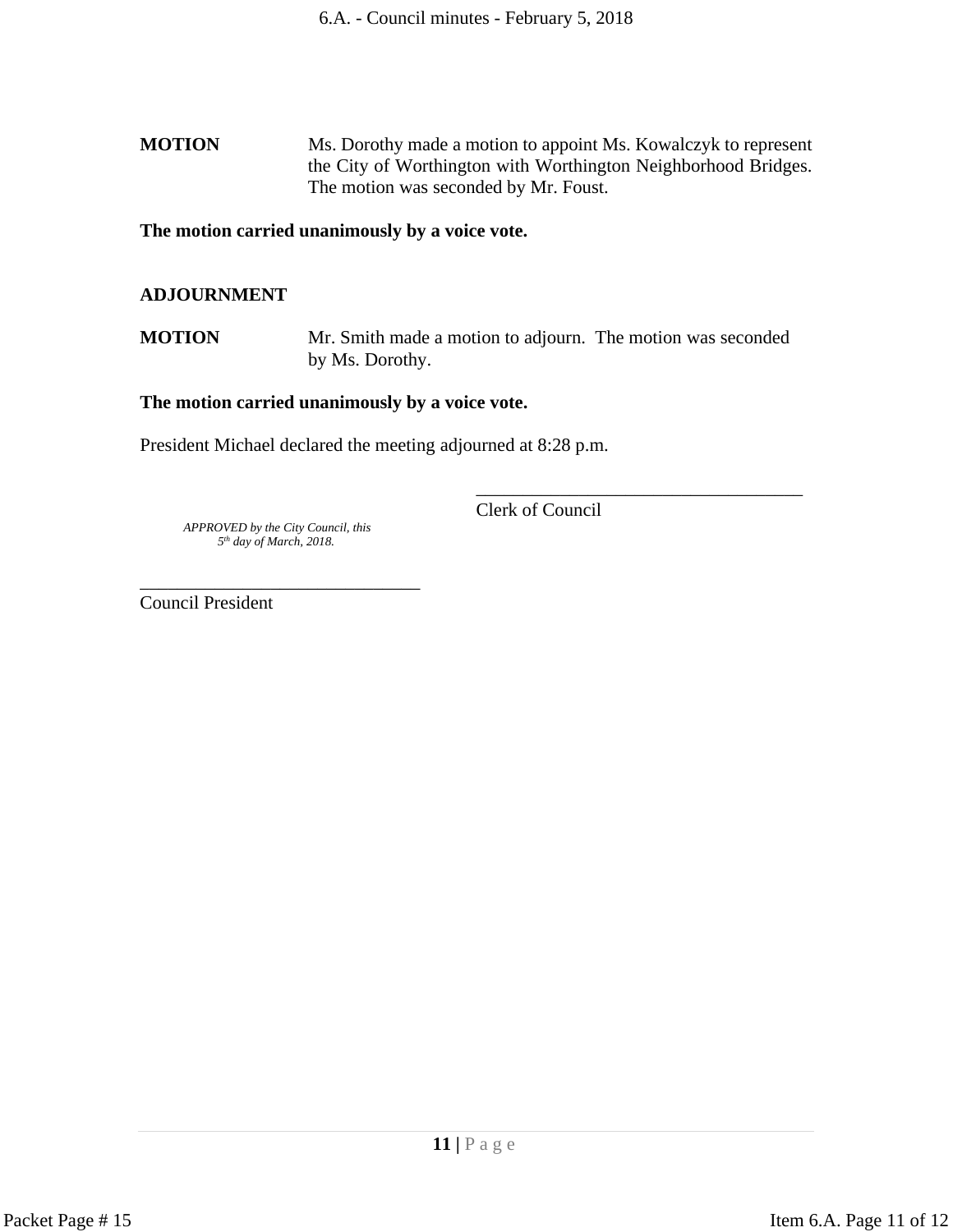**MOTION** Ms. Dorothy made a motion to appoint Ms. Kowalczyk to represent the City of Worthington with Worthington Neighborhood Bridges. The motion was seconded by Mr. Foust.

**The motion carried unanimously by a voice vote.**

**ADJOURNMENT**

**MOTION** Mr. Smith made a motion to adjourn. The motion was seconded by Ms. Dorothy.

**The motion carried unanimously by a voice vote.**

President Michael declared the meeting adjourned at 8:28 p.m.

\_\_\_\_\_\_\_\_\_\_\_\_\_\_\_\_\_\_\_\_\_\_\_\_\_\_\_\_\_\_\_\_\_\_\_
Clerk of Council

*APPROVED by the City Council, this 5th day of March, 2018.*

\_\_\_\_\_\_\_\_\_\_\_\_\_\_\_\_\_\_\_\_\_\_\_\_\_\_\_\_\_\_
Council President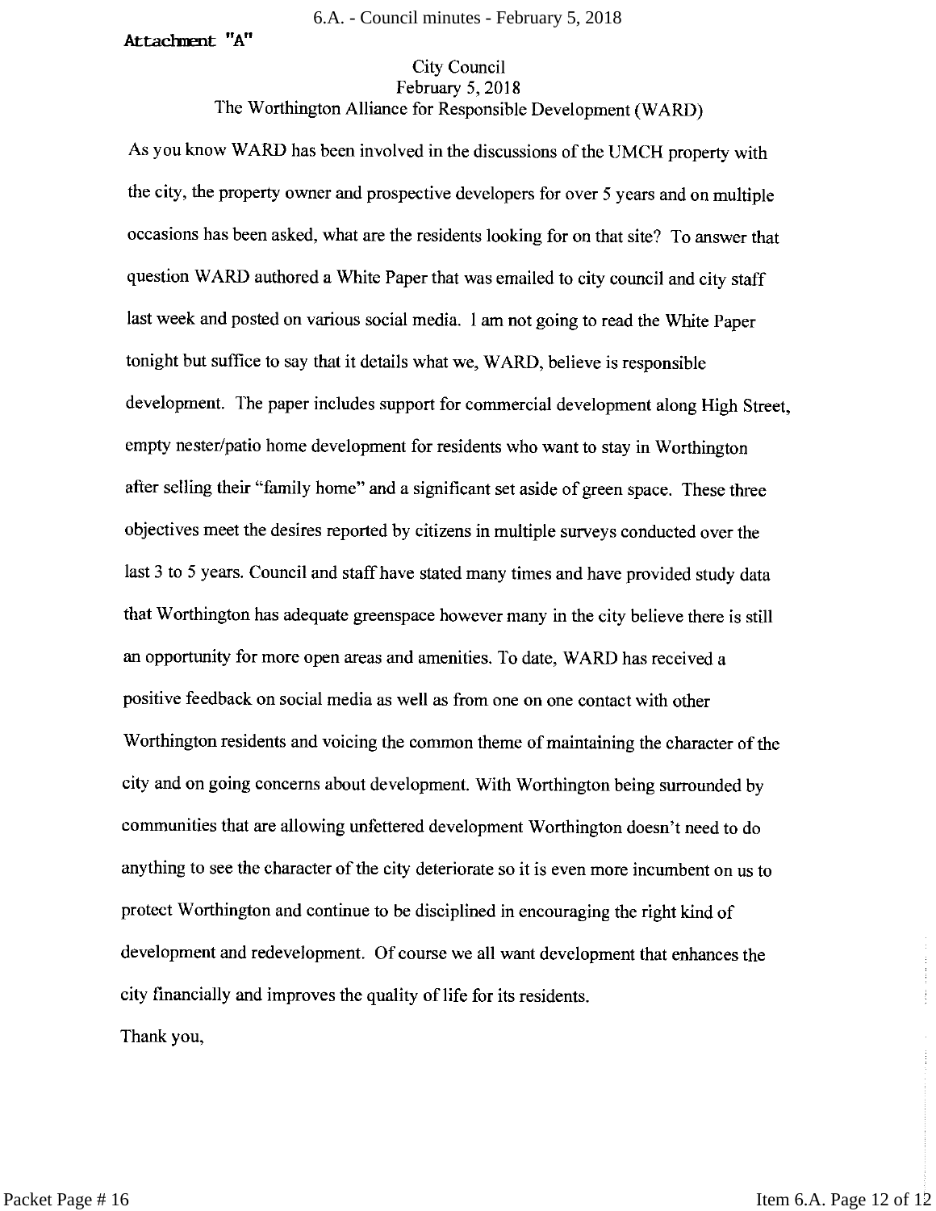**Attachment "A"**

City Council
February 5, 2018
The Worthington Alliance for Responsible Development (WARD)

As you know WARD has been involved in the discussions of the UMCH property with the city, the property owner and prospective developers for over 5 years and on multiple occasions has been asked, what are the residents looking for on that site? To answer that question WARD authored a White Paper that was emailed to city council and city staff last week and posted on various social media. I am not going to read the White Paper tonight but suffice to say that it details what we, WARD, believe is responsible development. The paper includes support for commercial development along High Street, empty nester/patio home development for residents who want to stay in Worthington after selling their "family home" and a significant set aside of green space. These three objectives meet the desires reported by citizens in multiple surveys conducted over the last 3 to 5 years. Council and staff have stated many times and have provided study data that Worthington has adequate greenspace however many in the city believe there is still an opportunity for more open areas and amenities. To date, WARD has received a positive feedback on social media as well as from one on one contact with other Worthington residents and voicing the common theme of maintaining the character of the city and on going concerns about development. With Worthington being surrounded by communities that are allowing unfettered development Worthington doesn't need to do anything to see the character of the city deteriorate so it is even more incumbent on us to protect Worthington and continue to be disciplined in encouraging the right kind of development and redevelopment. Of course we all want development that enhances the city financially and improves the quality of life for its residents.

Thank you,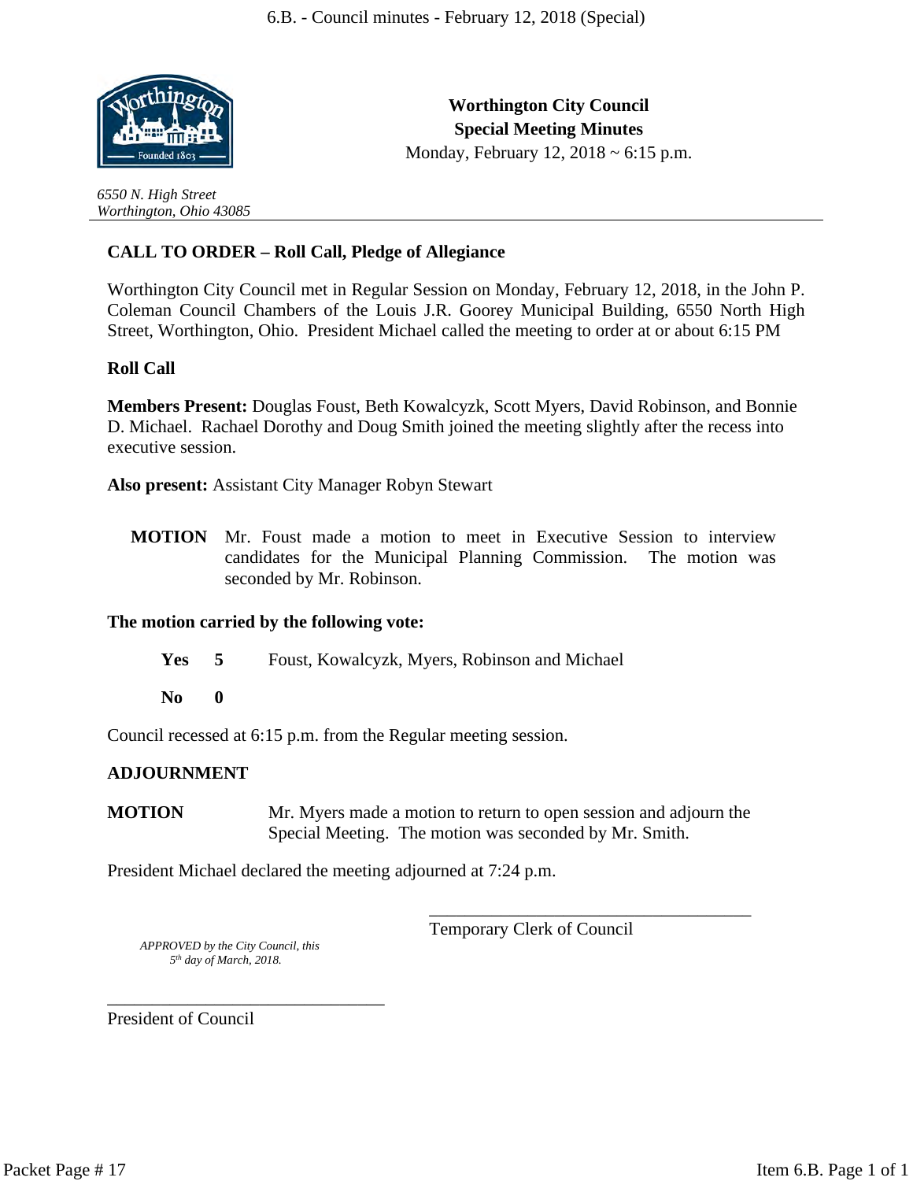**Worthington City Council**
**Special Meeting Minutes**
Monday, February 12, 2018 ~ 6:15 p.m.

*6550 N. High Street*
*Worthington, Ohio 43085*

---

## CALL TO ORDER – Roll Call, Pledge of Allegiance

Worthington City Council met in Regular Session on Monday, February 12, 2018, in the John P. Coleman Council Chambers of the Louis J.R. Goorey Municipal Building, 6550 North High Street, Worthington, Ohio. President Michael called the meeting to order at or about 6:15 PM

**Roll Call**

**Members Present:** Douglas Foust, Beth Kowalcyzk, Scott Myers, David Robinson, and Bonnie D. Michael. Rachael Dorothy and Doug Smith joined the meeting slightly after the recess into executive session.

**Also present:** Assistant City Manager Robyn Stewart

**MOTION** Mr. Foust made a motion to meet in Executive Session to interview candidates for the Municipal Planning Commission. The motion was seconded by Mr. Robinson.

**The motion carried by the following vote:**

**Yes 5** Foust, Kowalcyzk, Myers, Robinson and Michael

**No 0**

Council recessed at 6:15 p.m. from the Regular meeting session.

## ADJOURNMENT

**MOTION** Mr. Myers made a motion to return to open session and adjourn the Special Meeting. The motion was seconded by Mr. Smith.

President Michael declared the meeting adjourned at 7:24 p.m.

\_\_\_\_\_\_\_\_\_\_\_\_\_\_\_\_\_\_\_\_\_\_\_\_\_\_\_\_\_\_\_\_\_\_\_
Temporary Clerk of Council

*APPROVED by the City Council, this 5th day of March, 2018.*

\_\_\_\_\_\_\_\_\_\_\_\_\_\_\_\_\_\_\_\_\_\_\_\_\_\_\_\_\_\_\_\_\_\_\_
President of Council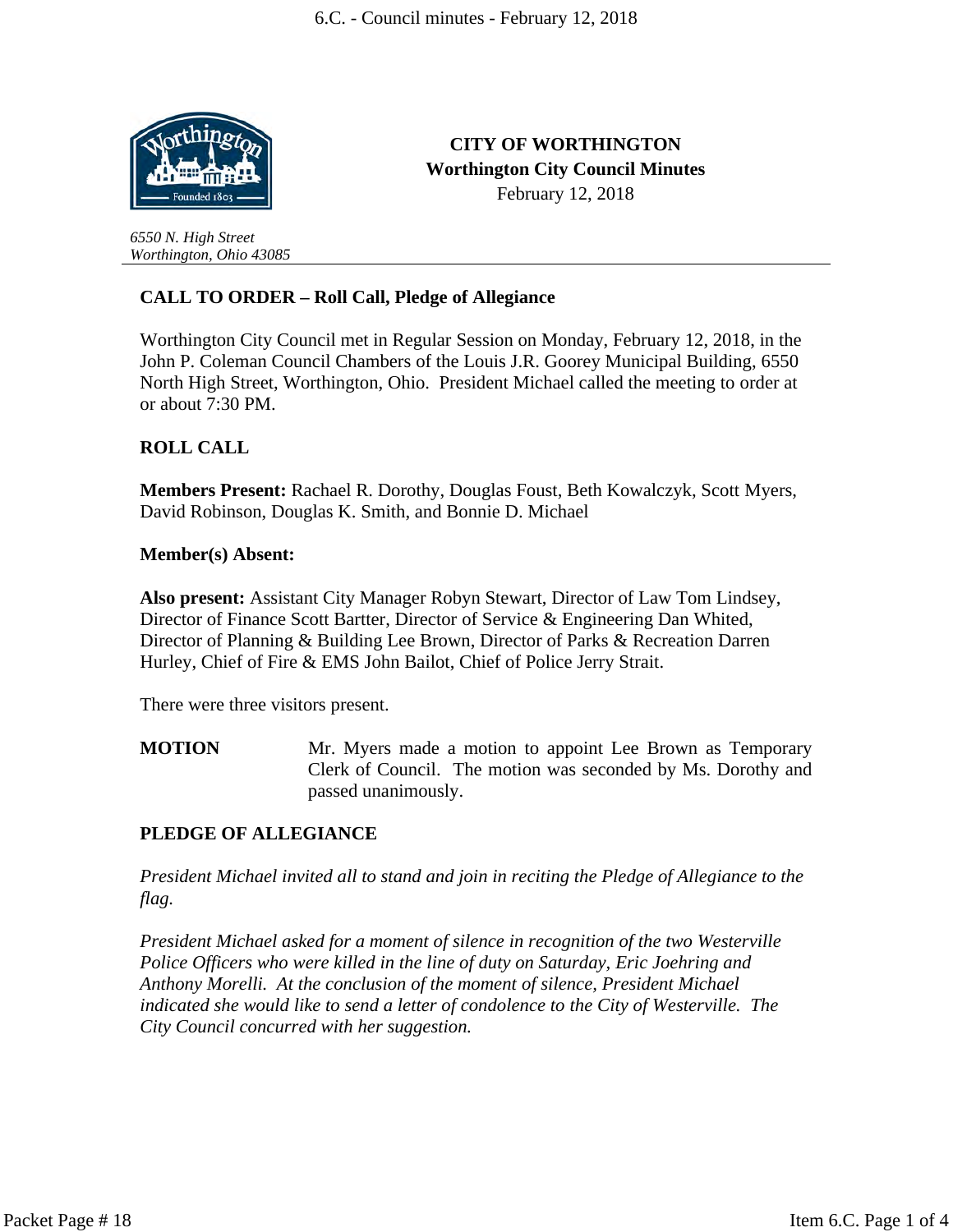# CITY OF WORTHINGTON
## Worthington City Council Minutes
February 12, 2018

*6550 N. High Street*
*Worthington, Ohio 43085*

---

### CALL TO ORDER – Roll Call, Pledge of Allegiance

Worthington City Council met in Regular Session on Monday, February 12, 2018, in the John P. Coleman Council Chambers of the Louis J.R. Goorey Municipal Building, 6550 North High Street, Worthington, Ohio. President Michael called the meeting to order at or about 7:30 PM.

### ROLL CALL

**Members Present:** Rachael R. Dorothy, Douglas Foust, Beth Kowalczyk, Scott Myers, David Robinson, Douglas K. Smith, and Bonnie D. Michael

**Member(s) Absent:**

**Also present:** Assistant City Manager Robyn Stewart, Director of Law Tom Lindsey, Director of Finance Scott Bartter, Director of Service & Engineering Dan Whited, Director of Planning & Building Lee Brown, Director of Parks & Recreation Darren Hurley, Chief of Fire & EMS John Bailot, Chief of Police Jerry Strait.

There were three visitors present.

**MOTION** Mr. Myers made a motion to appoint Lee Brown as Temporary Clerk of Council. The motion was seconded by Ms. Dorothy and passed unanimously.

### PLEDGE OF ALLEGIANCE

*President Michael invited all to stand and join in reciting the Pledge of Allegiance to the flag.*

*President Michael asked for a moment of silence in recognition of the two Westerville Police Officers who were killed in the line of duty on Saturday, Eric Joehring and Anthony Morelli. At the conclusion of the moment of silence, President Michael indicated she would like to send a letter of condolence to the City of Westerville. The City Council concurred with her suggestion.*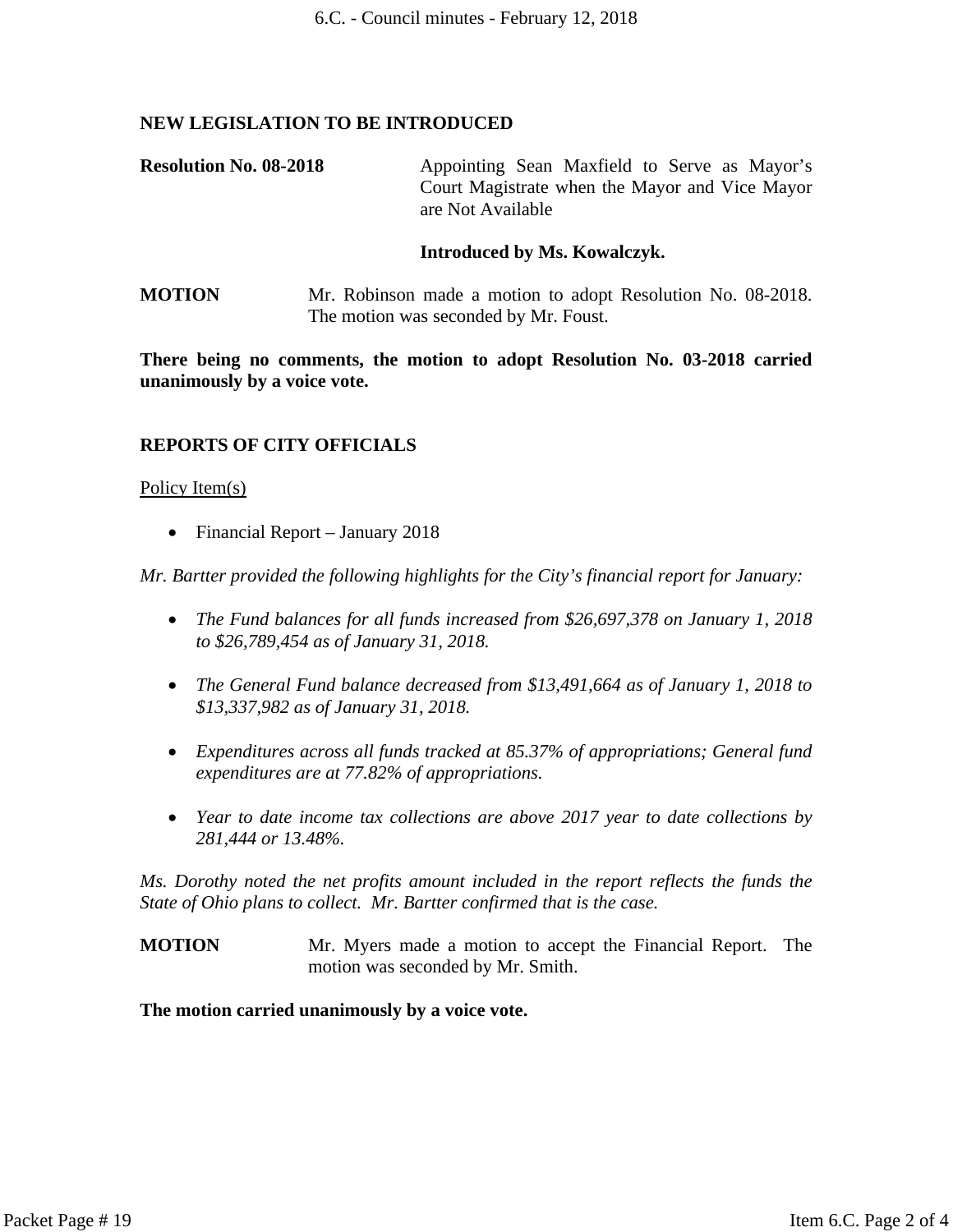## NEW LEGISLATION TO BE INTRODUCED

**Resolution No. 08-2018** Appointing Sean Maxfield to Serve as Mayor's Court Magistrate when the Mayor and Vice Mayor are Not Available

**Introduced by Ms. Kowalczyk.**

**MOTION** Mr. Robinson made a motion to adopt Resolution No. 08-2018. The motion was seconded by Mr. Foust.

**There being no comments, the motion to adopt Resolution No. 03-2018 carried unanimously by a voice vote.**

## REPORTS OF CITY OFFICIALS

Policy Item(s)

- Financial Report – January 2018

*Mr. Bartter provided the following highlights for the City's financial report for January:*

- *The Fund balances for all funds increased from $26,697,378 on January 1, 2018 to $26,789,454 as of January 31, 2018.*
- *The General Fund balance decreased from $13,491,664 as of January 1, 2018 to $13,337,982 as of January 31, 2018.*
- *Expenditures across all funds tracked at 85.37% of appropriations; General fund expenditures are at 77.82% of appropriations.*
- *Year to date income tax collections are above 2017 year to date collections by 281,444 or 13.48%.*

*Ms. Dorothy noted the net profits amount included in the report reflects the funds the State of Ohio plans to collect. Mr. Bartter confirmed that is the case.*

**MOTION** Mr. Myers made a motion to accept the Financial Report. The motion was seconded by Mr. Smith.

**The motion carried unanimously by a voice vote.**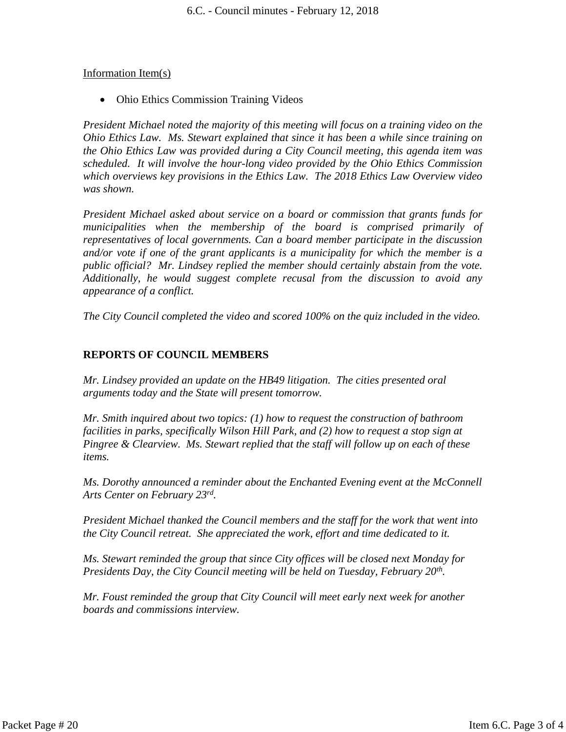Information Item(s)

- Ohio Ethics Commission Training Videos

*President Michael noted the majority of this meeting will focus on a training video on the Ohio Ethics Law. Ms. Stewart explained that since it has been a while since training on the Ohio Ethics Law was provided during a City Council meeting, this agenda item was scheduled. It will involve the hour-long video provided by the Ohio Ethics Commission which overviews key provisions in the Ethics Law. The 2018 Ethics Law Overview video was shown.*

*President Michael asked about service on a board or commission that grants funds for municipalities when the membership of the board is comprised primarily of representatives of local governments. Can a board member participate in the discussion and/or vote if one of the grant applicants is a municipality for which the member is a public official? Mr. Lindsey replied the member should certainly abstain from the vote. Additionally, he would suggest complete recusal from the discussion to avoid any appearance of a conflict.*

*The City Council completed the video and scored 100% on the quiz included in the video.*

**REPORTS OF COUNCIL MEMBERS**

*Mr. Lindsey provided an update on the HB49 litigation. The cities presented oral arguments today and the State will present tomorrow.*

*Mr. Smith inquired about two topics: (1) how to request the construction of bathroom facilities in parks, specifically Wilson Hill Park, and (2) how to request a stop sign at Pingree & Clearview. Ms. Stewart replied that the staff will follow up on each of these items.*

*Ms. Dorothy announced a reminder about the Enchanted Evening event at the McConnell Arts Center on February 23rd.*

*President Michael thanked the Council members and the staff for the work that went into the City Council retreat. She appreciated the work, effort and time dedicated to it.*

*Ms. Stewart reminded the group that since City offices will be closed next Monday for Presidents Day, the City Council meeting will be held on Tuesday, February 20th.*

*Mr. Foust reminded the group that City Council will meet early next week for another boards and commissions interview.*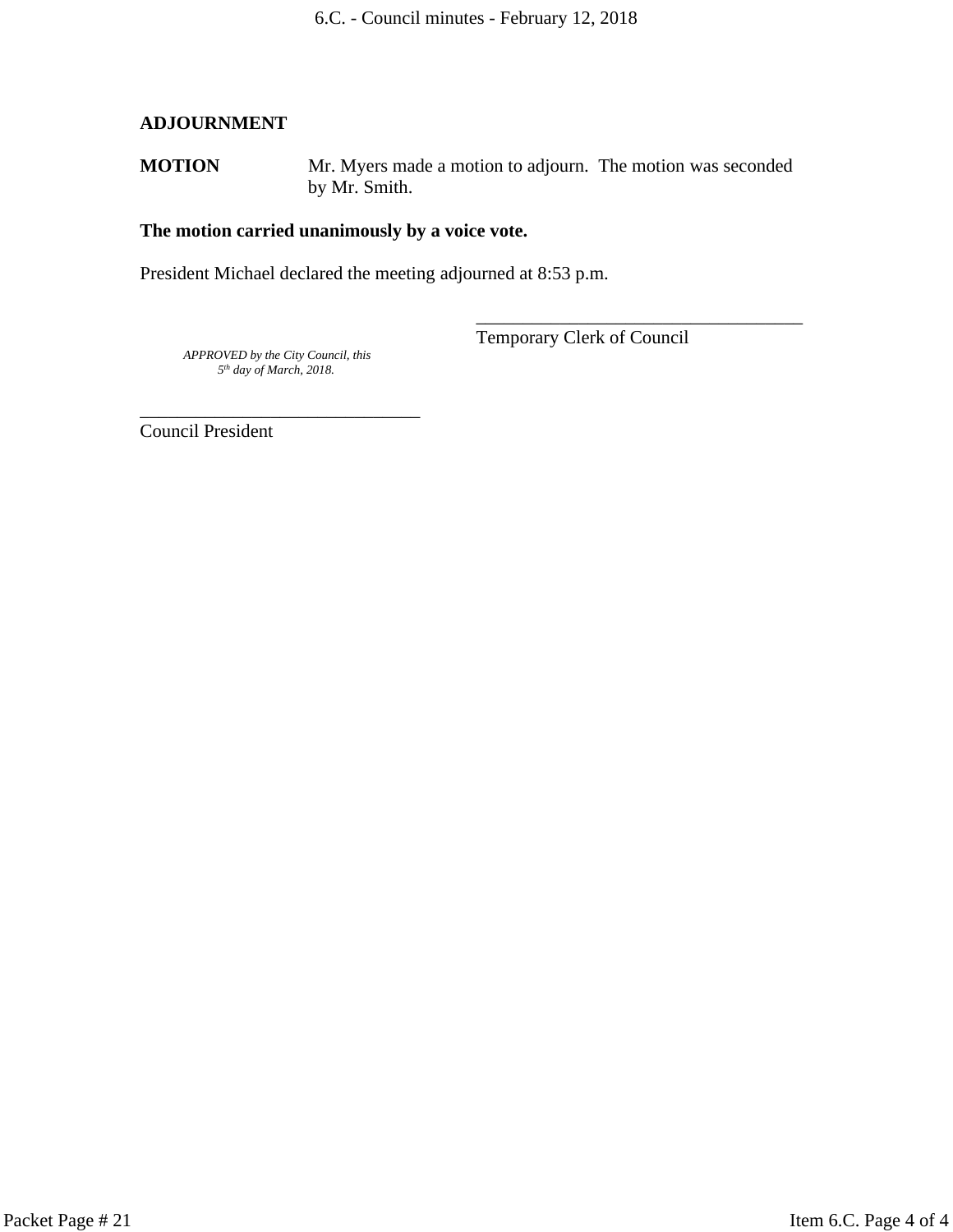**ADJOURNMENT**

**MOTION** Mr. Myers made a motion to adjourn. The motion was seconded by Mr. Smith.

**The motion carried unanimously by a voice vote.**

President Michael declared the meeting adjourned at 8:53 p.m.

\_\_\_\_\_\_\_\_\_\_\_\_\_\_\_\_\_\_\_\_\_\_\_\_\_\_\_\_\_\_\_\_\_\_\_\_
Temporary Clerk of Council

*APPROVED by the City Council, this 5th day of March, 2018.*

\_\_\_\_\_\_\_\_\_\_\_\_\_\_\_\_\_\_\_\_\_\_\_\_\_\_\_\_\_\_\_
Council President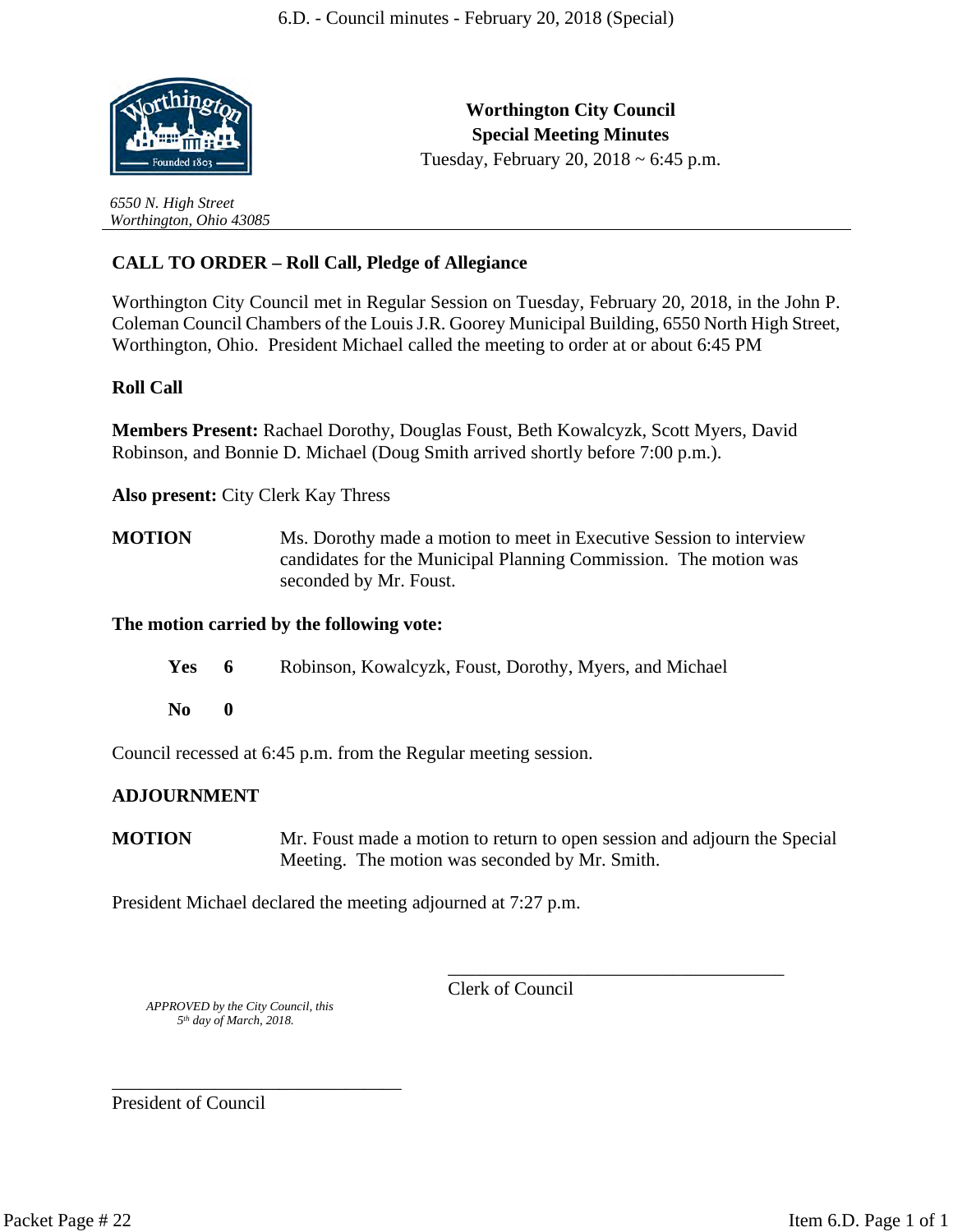# Worthington City Council
## Special Meeting Minutes

Tuesday, February 20, 2018 ~ 6:45 p.m.

*6550 N. High Street*
*Worthington, Ohio 43085*

---

### CALL TO ORDER – Roll Call, Pledge of Allegiance

Worthington City Council met in Regular Session on Tuesday, February 20, 2018, in the John P. Coleman Council Chambers of the Louis J.R. Goorey Municipal Building, 6550 North High Street, Worthington, Ohio. President Michael called the meeting to order at or about 6:45 PM

**Roll Call**

**Members Present:** Rachael Dorothy, Douglas Foust, Beth Kowalcyzk, Scott Myers, David Robinson, and Bonnie D. Michael (Doug Smith arrived shortly before 7:00 p.m.).

**Also present:** City Clerk Kay Thress

**MOTION** Ms. Dorothy made a motion to meet in Executive Session to interview candidates for the Municipal Planning Commission. The motion was seconded by Mr. Foust.

**The motion carried by the following vote:**

| | | |
|---|---|---|
| **Yes** | **6** | Robinson, Kowalcyzk, Foust, Dorothy, Myers, and Michael |
| **No** | **0** | |

Council recessed at 6:45 p.m. from the Regular meeting session.

### ADJOURNMENT

**MOTION** Mr. Foust made a motion to return to open session and adjourn the Special Meeting. The motion was seconded by Mr. Smith.

President Michael declared the meeting adjourned at 7:27 p.m.

\_\_\_\_\_\_\_\_\_\_\_\_\_\_\_\_\_\_\_\_\_\_\_\_\_\_\_\_\_\_\_\_\_\_\_\_
Clerk of Council

*APPROVED by the City Council, this 5th day of March, 2018.*

\_\_\_\_\_\_\_\_\_\_\_\_\_\_\_\_\_\_\_\_\_\_\_\_\_\_\_\_\_\_
President of Council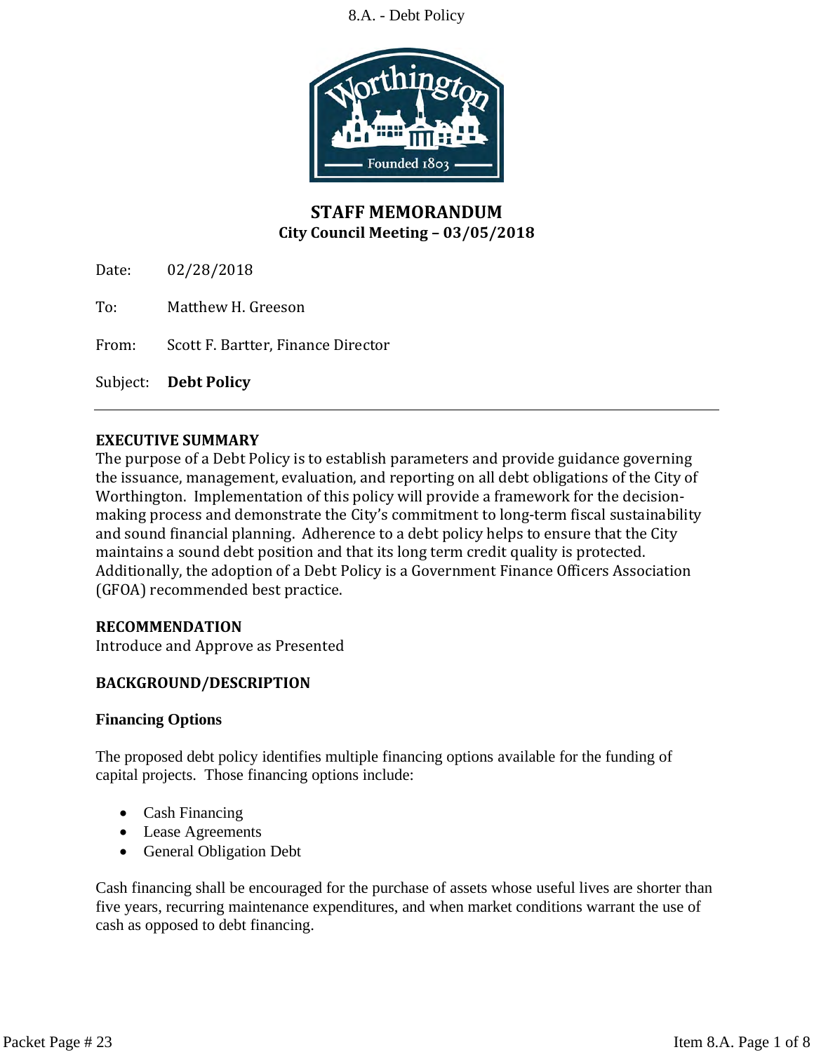# STAFF MEMORANDUM

**City Council Meeting – 03/05/2018**

Date: 02/28/2018

To: Matthew H. Greeson

From: Scott F. Bartter, Finance Director

Subject: **Debt Policy**

---

## EXECUTIVE SUMMARY

The purpose of a Debt Policy is to establish parameters and provide guidance governing the issuance, management, evaluation, and reporting on all debt obligations of the City of Worthington. Implementation of this policy will provide a framework for the decision-making process and demonstrate the City's commitment to long-term fiscal sustainability and sound financial planning. Adherence to a debt policy helps to ensure that the City maintains a sound debt position and that its long term credit quality is protected. Additionally, the adoption of a Debt Policy is a Government Finance Officers Association (GFOA) recommended best practice.

## RECOMMENDATION

Introduce and Approve as Presented

## BACKGROUND/DESCRIPTION

### Financing Options

The proposed debt policy identifies multiple financing options available for the funding of capital projects. Those financing options include:

- Cash Financing
- Lease Agreements
- General Obligation Debt

Cash financing shall be encouraged for the purchase of assets whose useful lives are shorter than five years, recurring maintenance expenditures, and when market conditions warrant the use of cash as opposed to debt financing.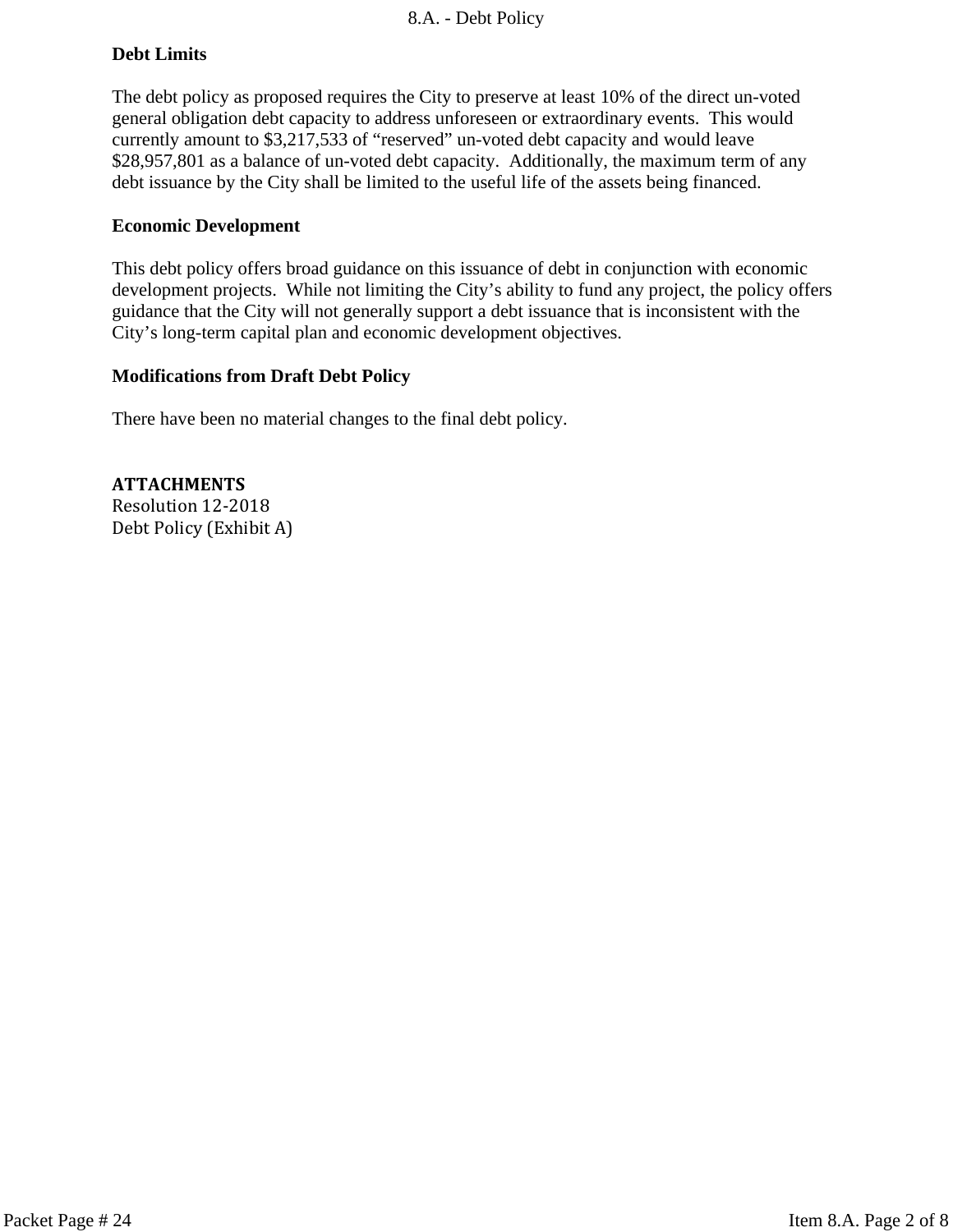**Debt Limits**

The debt policy as proposed requires the City to preserve at least 10% of the direct un-voted general obligation debt capacity to address unforeseen or extraordinary events. This would currently amount to $3,217,533 of "reserved" un-voted debt capacity and would leave $28,957,801 as a balance of un-voted debt capacity. Additionally, the maximum term of any debt issuance by the City shall be limited to the useful life of the assets being financed.

**Economic Development**

This debt policy offers broad guidance on this issuance of debt in conjunction with economic development projects. While not limiting the City's ability to fund any project, the policy offers guidance that the City will not generally support a debt issuance that is inconsistent with the City's long-term capital plan and economic development objectives.

**Modifications from Draft Debt Policy**

There have been no material changes to the final debt policy.

**ATTACHMENTS**
Resolution 12-2018
Debt Policy (Exhibit A)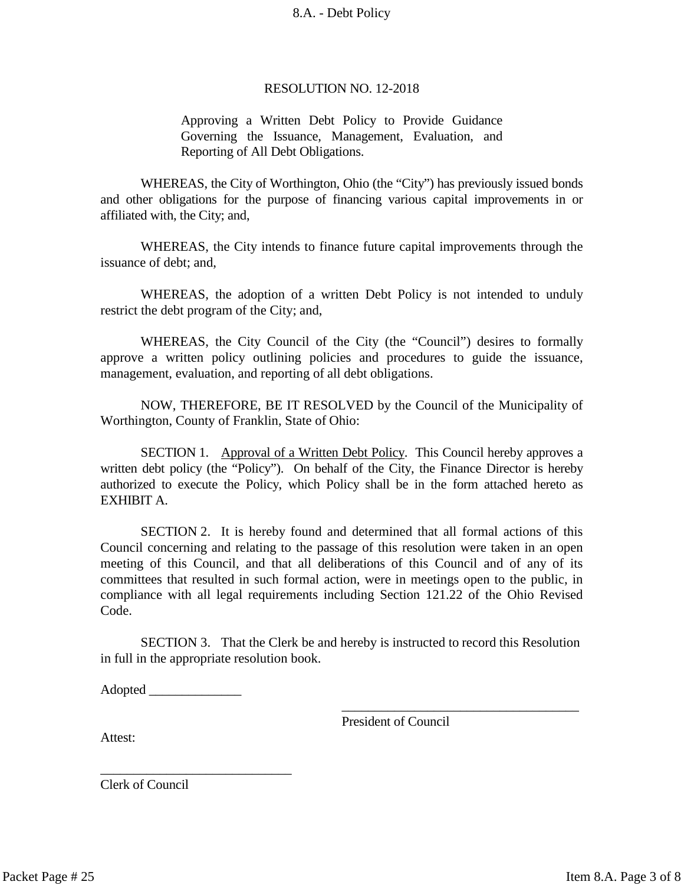RESOLUTION NO. 12-2018

Approving a Written Debt Policy to Provide Guidance Governing the Issuance, Management, Evaluation, and Reporting of All Debt Obligations.

WHEREAS, the City of Worthington, Ohio (the "City") has previously issued bonds and other obligations for the purpose of financing various capital improvements in or affiliated with, the City; and,

WHEREAS, the City intends to finance future capital improvements through the issuance of debt; and,

WHEREAS, the adoption of a written Debt Policy is not intended to unduly restrict the debt program of the City; and,

WHEREAS, the City Council of the City (the "Council") desires to formally approve a written policy outlining policies and procedures to guide the issuance, management, evaluation, and reporting of all debt obligations.

NOW, THEREFORE, BE IT RESOLVED by the Council of the Municipality of Worthington, County of Franklin, State of Ohio:

SECTION 1. Approval of a Written Debt Policy. This Council hereby approves a written debt policy (the "Policy"). On behalf of the City, the Finance Director is hereby authorized to execute the Policy, which Policy shall be in the form attached hereto as EXHIBIT A.

SECTION 2. It is hereby found and determined that all formal actions of this Council concerning and relating to the passage of this resolution were taken in an open meeting of this Council, and that all deliberations of this Council and of any of its committees that resulted in such formal action, were in meetings open to the public, in compliance with all legal requirements including Section 121.22 of the Ohio Revised Code.

SECTION 3. That the Clerk be and hereby is instructed to record this Resolution in full in the appropriate resolution book.

Adopted ______________

____________________________________
President of Council

Attest:

____________________________
Clerk of Council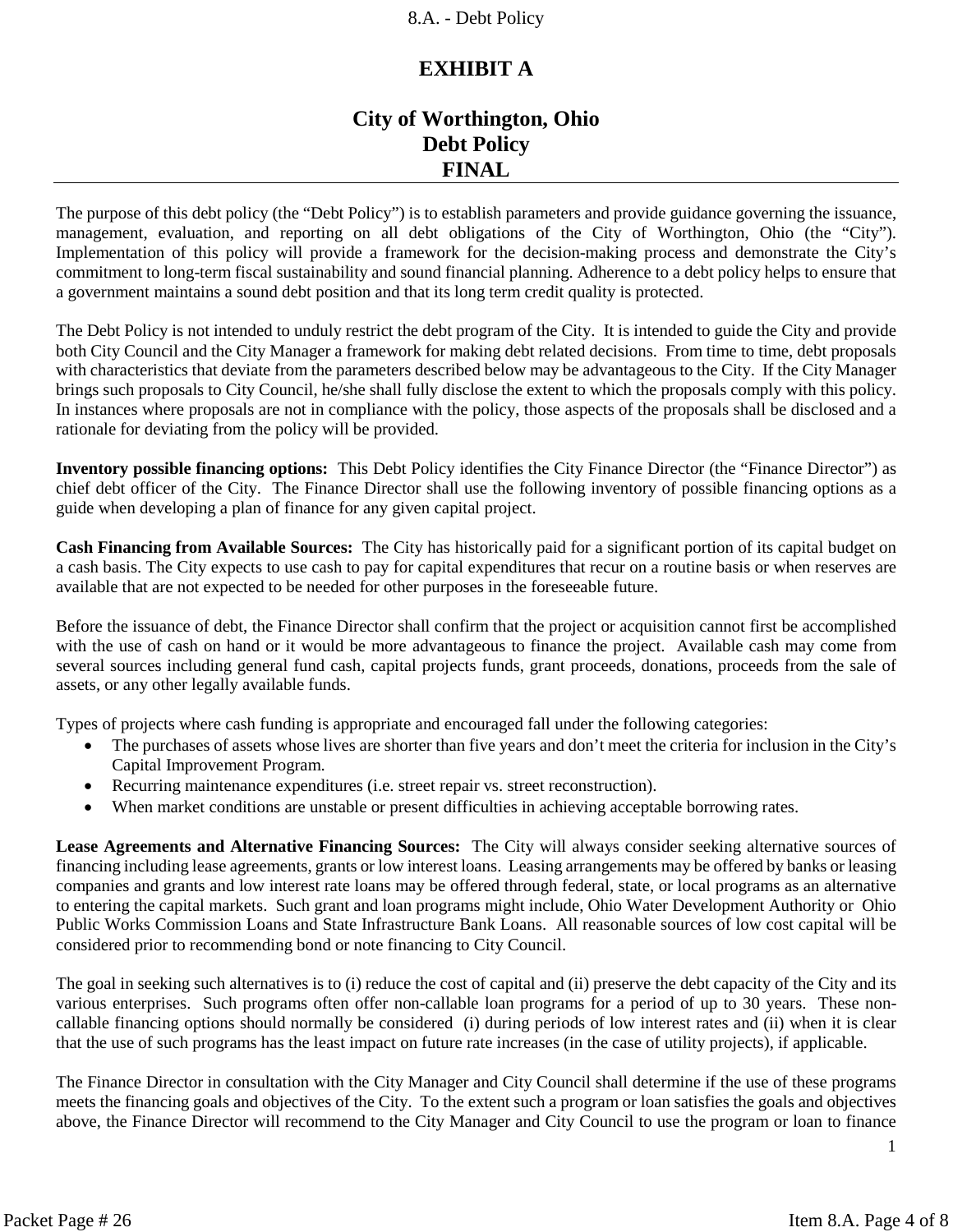# EXHIBIT A

# City of Worthington, Ohio
# Debt Policy
# FINAL

The purpose of this debt policy (the "Debt Policy") is to establish parameters and provide guidance governing the issuance, management, evaluation, and reporting on all debt obligations of the City of Worthington, Ohio (the "City"). Implementation of this policy will provide a framework for the decision-making process and demonstrate the City's commitment to long-term fiscal sustainability and sound financial planning. Adherence to a debt policy helps to ensure that a government maintains a sound debt position and that its long term credit quality is protected.

The Debt Policy is not intended to unduly restrict the debt program of the City. It is intended to guide the City and provide both City Council and the City Manager a framework for making debt related decisions. From time to time, debt proposals with characteristics that deviate from the parameters described below may be advantageous to the City. If the City Manager brings such proposals to City Council, he/she shall fully disclose the extent to which the proposals comply with this policy. In instances where proposals are not in compliance with the policy, those aspects of the proposals shall be disclosed and a rationale for deviating from the policy will be provided.

**Inventory possible financing options:** This Debt Policy identifies the City Finance Director (the "Finance Director") as chief debt officer of the City. The Finance Director shall use the following inventory of possible financing options as a guide when developing a plan of finance for any given capital project.

**Cash Financing from Available Sources:** The City has historically paid for a significant portion of its capital budget on a cash basis. The City expects to use cash to pay for capital expenditures that recur on a routine basis or when reserves are available that are not expected to be needed for other purposes in the foreseeable future.

Before the issuance of debt, the Finance Director shall confirm that the project or acquisition cannot first be accomplished with the use of cash on hand or it would be more advantageous to finance the project. Available cash may come from several sources including general fund cash, capital projects funds, grant proceeds, donations, proceeds from the sale of assets, or any other legally available funds.

Types of projects where cash funding is appropriate and encouraged fall under the following categories:

- The purchases of assets whose lives are shorter than five years and don't meet the criteria for inclusion in the City's Capital Improvement Program.
- Recurring maintenance expenditures (i.e. street repair vs. street reconstruction).
- When market conditions are unstable or present difficulties in achieving acceptable borrowing rates.

**Lease Agreements and Alternative Financing Sources:** The City will always consider seeking alternative sources of financing including lease agreements, grants or low interest loans. Leasing arrangements may be offered by banks or leasing companies and grants and low interest rate loans may be offered through federal, state, or local programs as an alternative to entering the capital markets. Such grant and loan programs might include, Ohio Water Development Authority or Ohio Public Works Commission Loans and State Infrastructure Bank Loans. All reasonable sources of low cost capital will be considered prior to recommending bond or note financing to City Council.

The goal in seeking such alternatives is to (i) reduce the cost of capital and (ii) preserve the debt capacity of the City and its various enterprises. Such programs often offer non-callable loan programs for a period of up to 30 years. These non-callable financing options should normally be considered (i) during periods of low interest rates and (ii) when it is clear that the use of such programs has the least impact on future rate increases (in the case of utility projects), if applicable.

The Finance Director in consultation with the City Manager and City Council shall determine if the use of these programs meets the financing goals and objectives of the City. To the extent such a program or loan satisfies the goals and objectives above, the Finance Director will recommend to the City Manager and City Council to use the program or loan to finance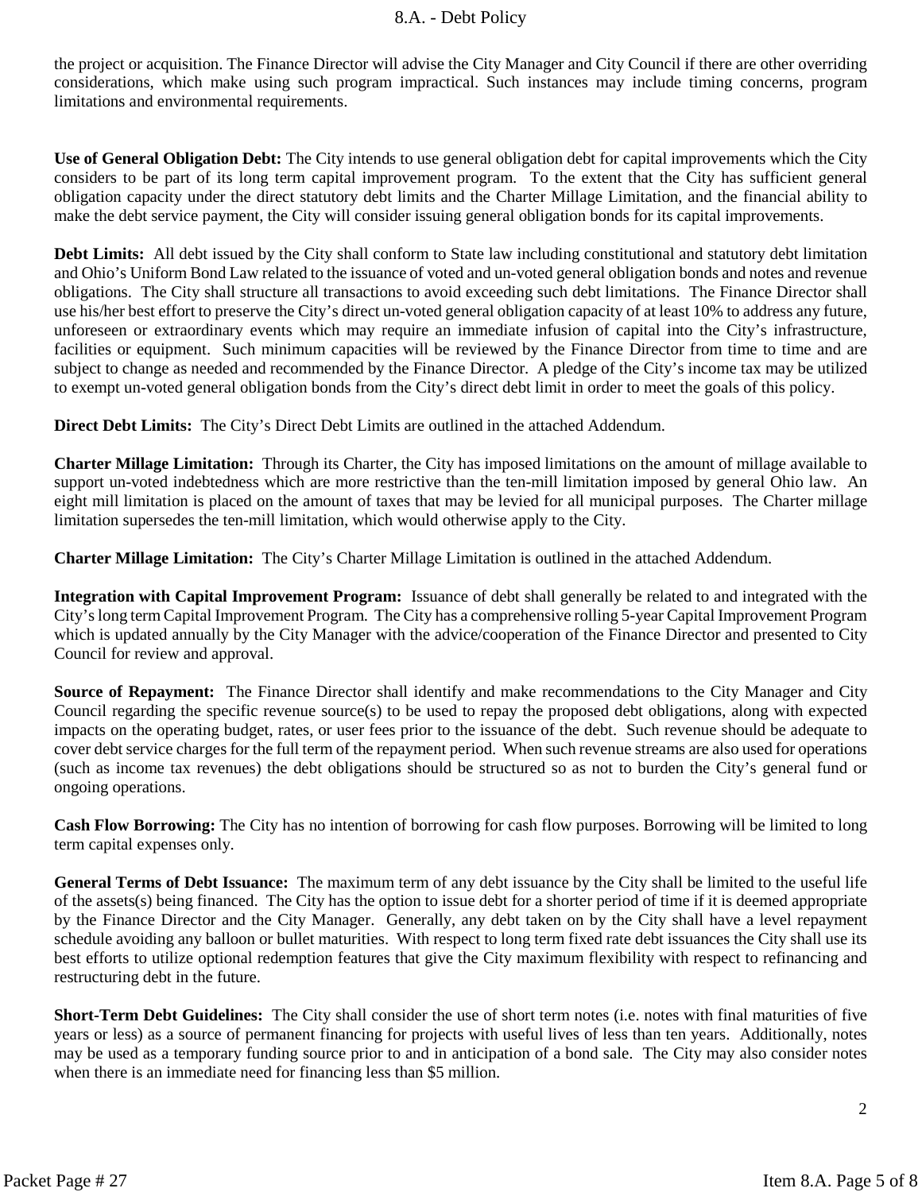the project or acquisition. The Finance Director will advise the City Manager and City Council if there are other overriding considerations, which make using such program impractical. Such instances may include timing concerns, program limitations and environmental requirements.

**Use of General Obligation Debt:** The City intends to use general obligation debt for capital improvements which the City considers to be part of its long term capital improvement program. To the extent that the City has sufficient general obligation capacity under the direct statutory debt limits and the Charter Millage Limitation, and the financial ability to make the debt service payment, the City will consider issuing general obligation bonds for its capital improvements.

**Debt Limits:** All debt issued by the City shall conform to State law including constitutional and statutory debt limitation and Ohio's Uniform Bond Law related to the issuance of voted and un-voted general obligation bonds and notes and revenue obligations. The City shall structure all transactions to avoid exceeding such debt limitations. The Finance Director shall use his/her best effort to preserve the City's direct un-voted general obligation capacity of at least 10% to address any future, unforeseen or extraordinary events which may require an immediate infusion of capital into the City's infrastructure, facilities or equipment. Such minimum capacities will be reviewed by the Finance Director from time to time and are subject to change as needed and recommended by the Finance Director. A pledge of the City's income tax may be utilized to exempt un-voted general obligation bonds from the City's direct debt limit in order to meet the goals of this policy.

**Direct Debt Limits:** The City's Direct Debt Limits are outlined in the attached Addendum.

**Charter Millage Limitation:** Through its Charter, the City has imposed limitations on the amount of millage available to support un-voted indebtedness which are more restrictive than the ten-mill limitation imposed by general Ohio law. An eight mill limitation is placed on the amount of taxes that may be levied for all municipal purposes. The Charter millage limitation supersedes the ten-mill limitation, which would otherwise apply to the City.

**Charter Millage Limitation:** The City's Charter Millage Limitation is outlined in the attached Addendum.

**Integration with Capital Improvement Program:** Issuance of debt shall generally be related to and integrated with the City's long term Capital Improvement Program. The City has a comprehensive rolling 5-year Capital Improvement Program which is updated annually by the City Manager with the advice/cooperation of the Finance Director and presented to City Council for review and approval.

**Source of Repayment:** The Finance Director shall identify and make recommendations to the City Manager and City Council regarding the specific revenue source(s) to be used to repay the proposed debt obligations, along with expected impacts on the operating budget, rates, or user fees prior to the issuance of the debt. Such revenue should be adequate to cover debt service charges for the full term of the repayment period. When such revenue streams are also used for operations (such as income tax revenues) the debt obligations should be structured so as not to burden the City's general fund or ongoing operations.

**Cash Flow Borrowing:** The City has no intention of borrowing for cash flow purposes. Borrowing will be limited to long term capital expenses only.

**General Terms of Debt Issuance:** The maximum term of any debt issuance by the City shall be limited to the useful life of the assets(s) being financed. The City has the option to issue debt for a shorter period of time if it is deemed appropriate by the Finance Director and the City Manager. Generally, any debt taken on by the City shall have a level repayment schedule avoiding any balloon or bullet maturities. With respect to long term fixed rate debt issuances the City shall use its best efforts to utilize optional redemption features that give the City maximum flexibility with respect to refinancing and restructuring debt in the future.

**Short-Term Debt Guidelines:** The City shall consider the use of short term notes (i.e. notes with final maturities of five years or less) as a source of permanent financing for projects with useful lives of less than ten years. Additionally, notes may be used as a temporary funding source prior to and in anticipation of a bond sale. The City may also consider notes when there is an immediate need for financing less than $5 million.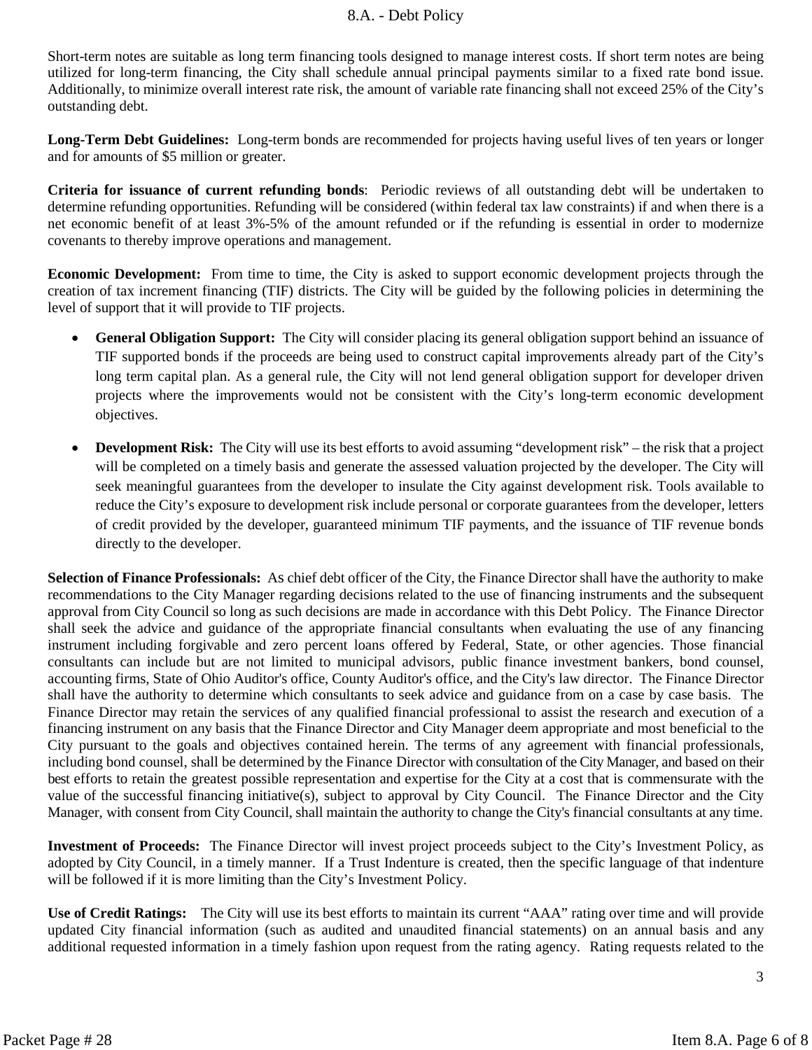Short-term notes are suitable as long term financing tools designed to manage interest costs. If short term notes are being utilized for long-term financing, the City shall schedule annual principal payments similar to a fixed rate bond issue. Additionally, to minimize overall interest rate risk, the amount of variable rate financing shall not exceed 25% of the City's outstanding debt.

**Long-Term Debt Guidelines:** Long-term bonds are recommended for projects having useful lives of ten years or longer and for amounts of $5 million or greater.

**Criteria for issuance of current refunding bonds**: Periodic reviews of all outstanding debt will be undertaken to determine refunding opportunities. Refunding will be considered (within federal tax law constraints) if and when there is a net economic benefit of at least 3%-5% of the amount refunded or if the refunding is essential in order to modernize covenants to thereby improve operations and management.

**Economic Development:** From time to time, the City is asked to support economic development projects through the creation of tax increment financing (TIF) districts. The City will be guided by the following policies in determining the level of support that it will provide to TIF projects.

- **General Obligation Support:** The City will consider placing its general obligation support behind an issuance of TIF supported bonds if the proceeds are being used to construct capital improvements already part of the City's long term capital plan. As a general rule, the City will not lend general obligation support for developer driven projects where the improvements would not be consistent with the City's long-term economic development objectives.

- **Development Risk:** The City will use its best efforts to avoid assuming "development risk" – the risk that a project will be completed on a timely basis and generate the assessed valuation projected by the developer. The City will seek meaningful guarantees from the developer to insulate the City against development risk. Tools available to reduce the City's exposure to development risk include personal or corporate guarantees from the developer, letters of credit provided by the developer, guaranteed minimum TIF payments, and the issuance of TIF revenue bonds directly to the developer.

**Selection of Finance Professionals:** As chief debt officer of the City, the Finance Director shall have the authority to make recommendations to the City Manager regarding decisions related to the use of financing instruments and the subsequent approval from City Council so long as such decisions are made in accordance with this Debt Policy. The Finance Director shall seek the advice and guidance of the appropriate financial consultants when evaluating the use of any financing instrument including forgivable and zero percent loans offered by Federal, State, or other agencies. Those financial consultants can include but are not limited to municipal advisors, public finance investment bankers, bond counsel, accounting firms, State of Ohio Auditor's office, County Auditor's office, and the City's law director. The Finance Director shall have the authority to determine which consultants to seek advice and guidance from on a case by case basis. The Finance Director may retain the services of any qualified financial professional to assist the research and execution of a financing instrument on any basis that the Finance Director and City Manager deem appropriate and most beneficial to the City pursuant to the goals and objectives contained herein. The terms of any agreement with financial professionals, including bond counsel, shall be determined by the Finance Director with consultation of the City Manager, and based on their best efforts to retain the greatest possible representation and expertise for the City at a cost that is commensurate with the value of the successful financing initiative(s), subject to approval by City Council. The Finance Director and the City Manager, with consent from City Council, shall maintain the authority to change the City's financial consultants at any time.

**Investment of Proceeds:** The Finance Director will invest project proceeds subject to the City's Investment Policy, as adopted by City Council, in a timely manner. If a Trust Indenture is created, then the specific language of that indenture will be followed if it is more limiting than the City's Investment Policy.

**Use of Credit Ratings:** The City will use its best efforts to maintain its current "AAA" rating over time and will provide updated City financial information (such as audited and unaudited financial statements) on an annual basis and any additional requested information in a timely fashion upon request from the rating agency. Rating requests related to the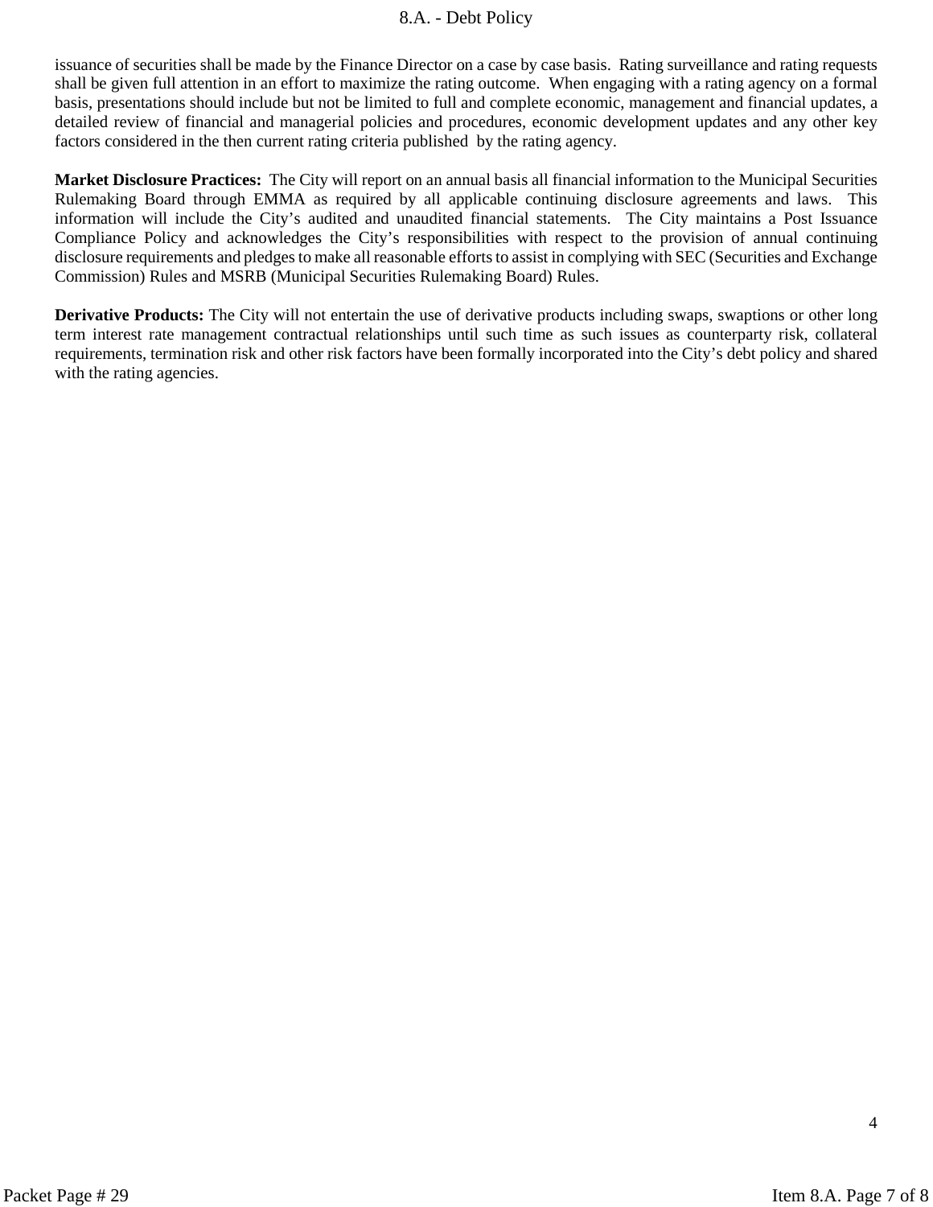issuance of securities shall be made by the Finance Director on a case by case basis. Rating surveillance and rating requests shall be given full attention in an effort to maximize the rating outcome. When engaging with a rating agency on a formal basis, presentations should include but not be limited to full and complete economic, management and financial updates, a detailed review of financial and managerial policies and procedures, economic development updates and any other key factors considered in the then current rating criteria published by the rating agency.

**Market Disclosure Practices:** The City will report on an annual basis all financial information to the Municipal Securities Rulemaking Board through EMMA as required by all applicable continuing disclosure agreements and laws. This information will include the City's audited and unaudited financial statements. The City maintains a Post Issuance Compliance Policy and acknowledges the City's responsibilities with respect to the provision of annual continuing disclosure requirements and pledges to make all reasonable efforts to assist in complying with SEC (Securities and Exchange Commission) Rules and MSRB (Municipal Securities Rulemaking Board) Rules.

**Derivative Products:** The City will not entertain the use of derivative products including swaps, swaptions or other long term interest rate management contractual relationships until such time as such issues as counterparty risk, collateral requirements, termination risk and other risk factors have been formally incorporated into the City's debt policy and shared with the rating agencies.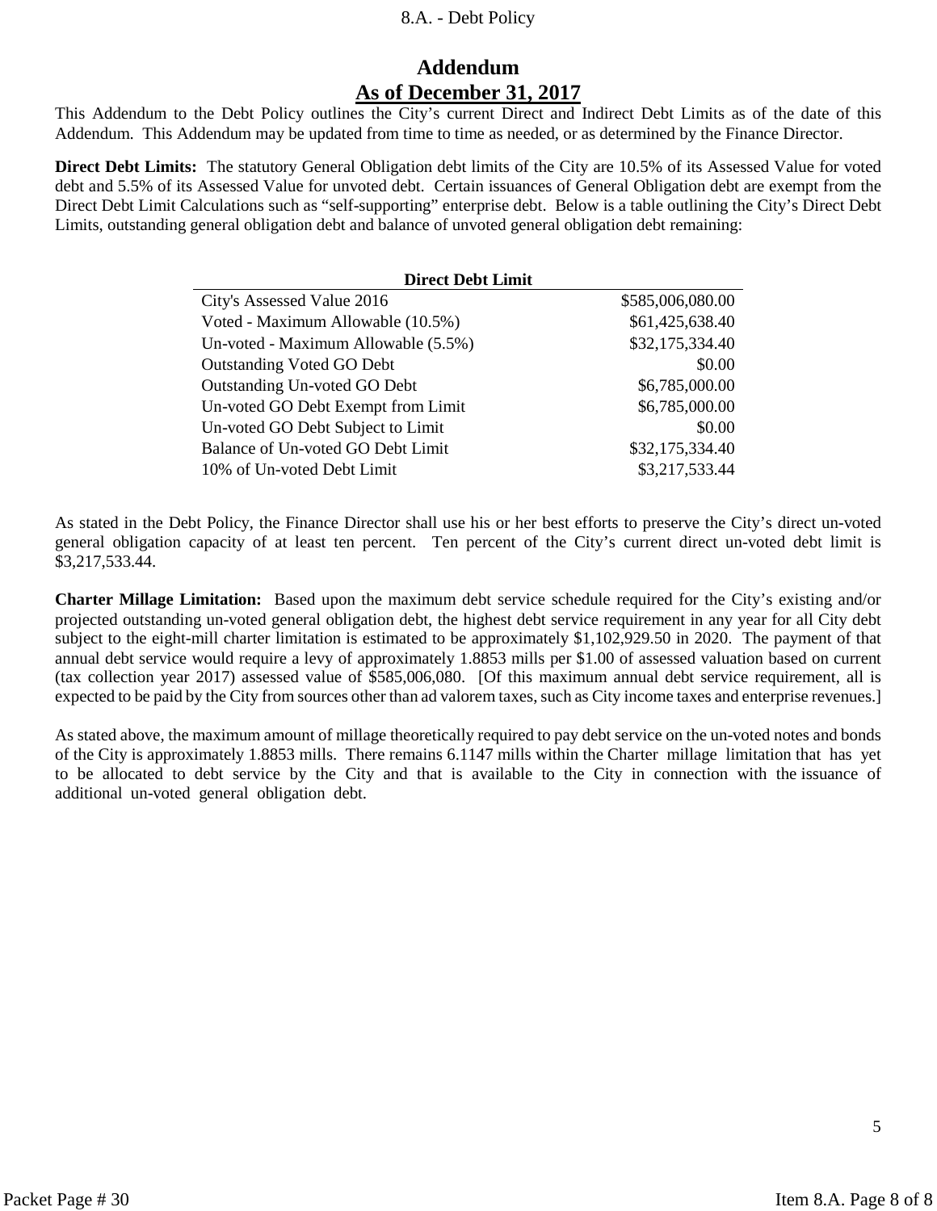# Addendum

## As of December 31, 2017

This Addendum to the Debt Policy outlines the City's current Direct and Indirect Debt Limits as of the date of this Addendum. This Addendum may be updated from time to time as needed, or as determined by the Finance Director.

**Direct Debt Limits:** The statutory General Obligation debt limits of the City are 10.5% of its Assessed Value for voted debt and 5.5% of its Assessed Value for unvoted debt. Certain issuances of General Obligation debt are exempt from the Direct Debt Limit Calculations such as "self-supporting" enterprise debt. Below is a table outlining the City's Direct Debt Limits, outstanding general obligation debt and balance of unvoted general obligation debt remaining:

| **Direct Debt Limit** | |
|---|---|
| City's Assessed Value 2016 | $585,006,080.00 |
| Voted - Maximum Allowable (10.5%) | $61,425,638.40 |
| Un-voted - Maximum Allowable (5.5%) | $32,175,334.40 |
| Outstanding Voted GO Debt | $0.00 |
| Outstanding Un-voted GO Debt | $6,785,000.00 |
| Un-voted GO Debt Exempt from Limit | $6,785,000.00 |
| Un-voted GO Debt Subject to Limit | $0.00 |
| Balance of Un-voted GO Debt Limit | $32,175,334.40 |
| 10% of Un-voted Debt Limit | $3,217,533.44 |

As stated in the Debt Policy, the Finance Director shall use his or her best efforts to preserve the City's direct un-voted general obligation capacity of at least ten percent. Ten percent of the City's current direct un-voted debt limit is $3,217,533.44.

**Charter Millage Limitation:** Based upon the maximum debt service schedule required for the City's existing and/or projected outstanding un-voted general obligation debt, the highest debt service requirement in any year for all City debt subject to the eight-mill charter limitation is estimated to be approximately $1,102,929.50 in 2020. The payment of that annual debt service would require a levy of approximately 1.8853 mills per $1.00 of assessed valuation based on current (tax collection year 2017) assessed value of $585,006,080. [Of this maximum annual debt service requirement, all is expected to be paid by the City from sources other than ad valorem taxes, such as City income taxes and enterprise revenues.]

As stated above, the maximum amount of millage theoretically required to pay debt service on the un-voted notes and bonds of the City is approximately 1.8853 mills. There remains 6.1147 mills within the Charter millage limitation that has yet to be allocated to debt service by the City and that is available to the City in connection with the issuance of additional un-voted general obligation debt.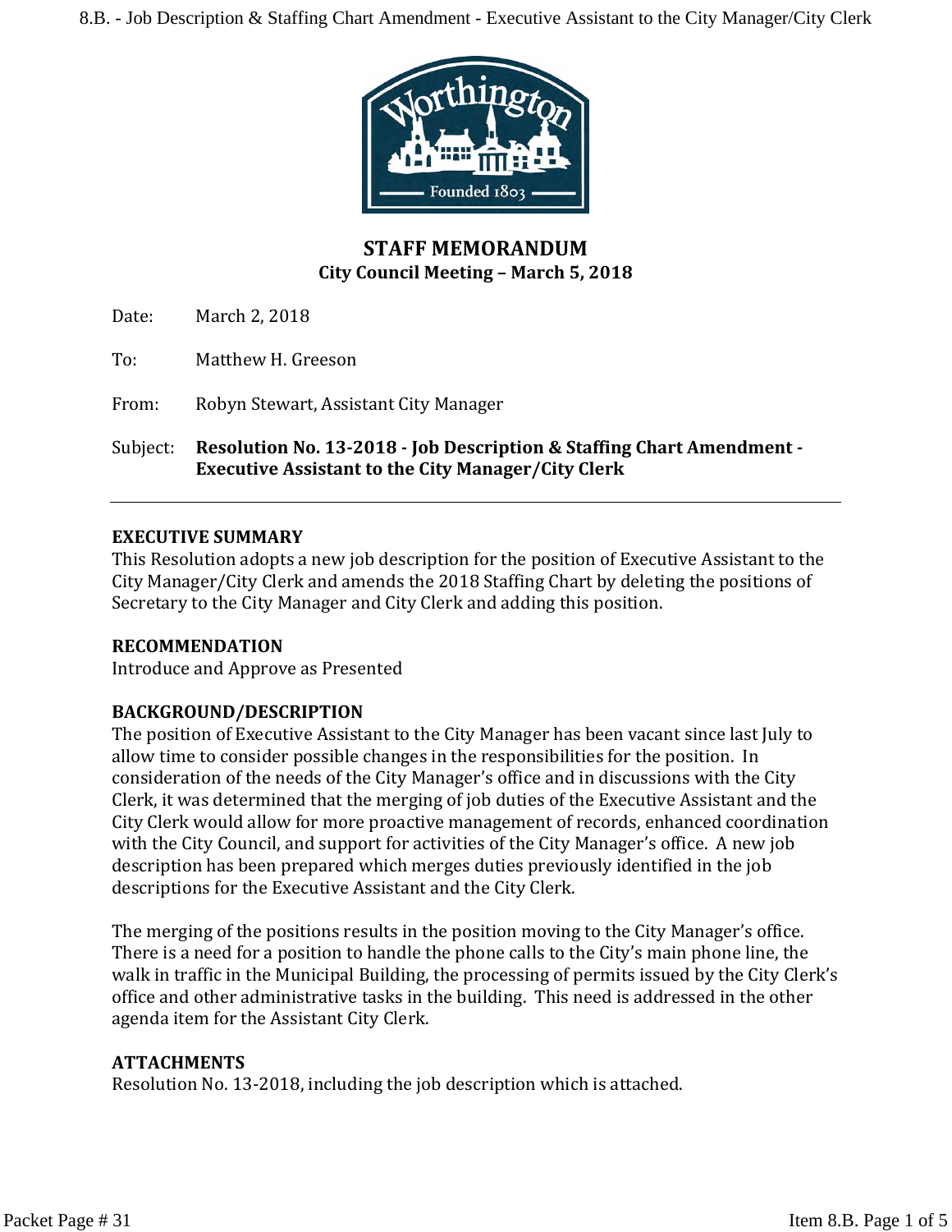# STAFF MEMORANDUM

**City Council Meeting – March 5, 2018**

Date: March 2, 2018

To: Matthew H. Greeson

From: Robyn Stewart, Assistant City Manager

Subject: **Resolution No. 13-2018 - Job Description & Staffing Chart Amendment - Executive Assistant to the City Manager/City Clerk**

---

**EXECUTIVE SUMMARY**

This Resolution adopts a new job description for the position of Executive Assistant to the City Manager/City Clerk and amends the 2018 Staffing Chart by deleting the positions of Secretary to the City Manager and City Clerk and adding this position.

**RECOMMENDATION**

Introduce and Approve as Presented

**BACKGROUND/DESCRIPTION**

The position of Executive Assistant to the City Manager has been vacant since last July to allow time to consider possible changes in the responsibilities for the position. In consideration of the needs of the City Manager's office and in discussions with the City Clerk, it was determined that the merging of job duties of the Executive Assistant and the City Clerk would allow for more proactive management of records, enhanced coordination with the City Council, and support for activities of the City Manager's office. A new job description has been prepared which merges duties previously identified in the job descriptions for the Executive Assistant and the City Clerk.

The merging of the positions results in the position moving to the City Manager's office. There is a need for a position to handle the phone calls to the City's main phone line, the walk in traffic in the Municipal Building, the processing of permits issued by the City Clerk's office and other administrative tasks in the building. This need is addressed in the other agenda item for the Assistant City Clerk.

**ATTACHMENTS**

Resolution No. 13-2018, including the job description which is attached.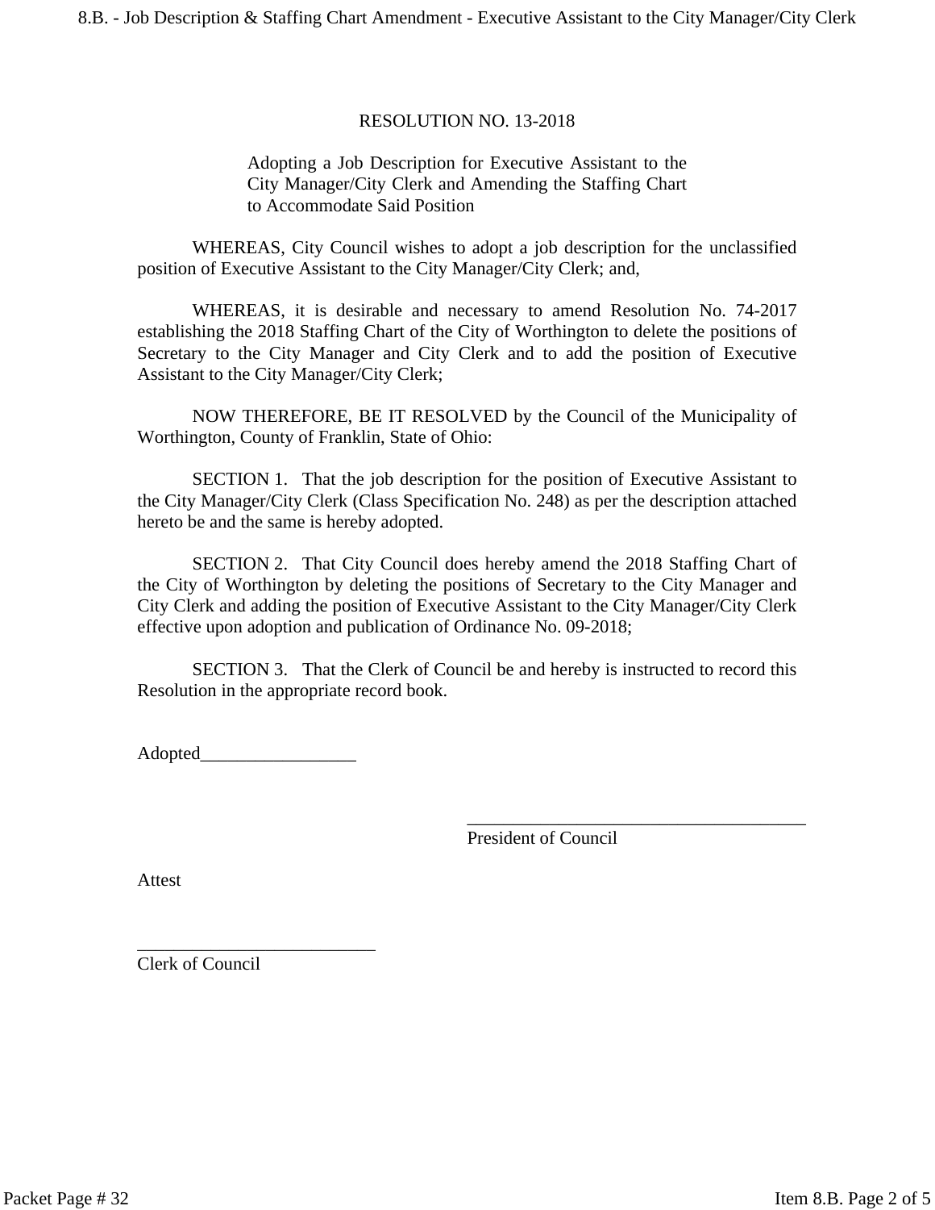# RESOLUTION NO. 13-2018

Adopting a Job Description for Executive Assistant to the City Manager/City Clerk and Amending the Staffing Chart to Accommodate Said Position

WHEREAS, City Council wishes to adopt a job description for the unclassified position of Executive Assistant to the City Manager/City Clerk; and,

WHEREAS, it is desirable and necessary to amend Resolution No. 74-2017 establishing the 2018 Staffing Chart of the City of Worthington to delete the positions of Secretary to the City Manager and City Clerk and to add the position of Executive Assistant to the City Manager/City Clerk;

NOW THEREFORE, BE IT RESOLVED by the Council of the Municipality of Worthington, County of Franklin, State of Ohio:

SECTION 1. That the job description for the position of Executive Assistant to the City Manager/City Clerk (Class Specification No. 248) as per the description attached hereto be and the same is hereby adopted.

SECTION 2. That City Council does hereby amend the 2018 Staffing Chart of the City of Worthington by deleting the positions of Secretary to the City Manager and City Clerk and adding the position of Executive Assistant to the City Manager/City Clerk effective upon adoption and publication of Ordinance No. 09-2018;

SECTION 3. That the Clerk of Council be and hereby is instructed to record this Resolution in the appropriate record book.

Adopted_________________

_____________________________________
President of Council

Attest

__________________________
Clerk of Council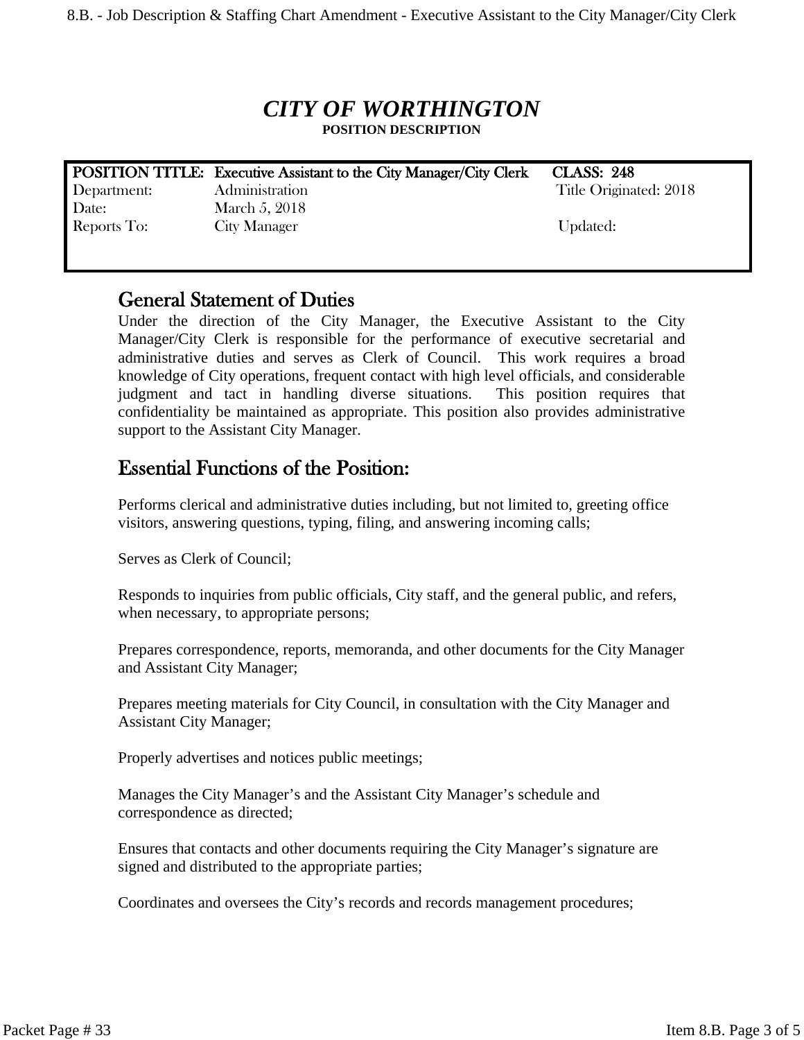# *CITY OF WORTHINGTON*

**POSITION DESCRIPTION**

| **POSITION TITLE:** | **Executive Assistant to the City Manager/City Clerk** | **CLASS: 248** |
|---|---|---|
| Department: | Administration | Title Originated: 2018 |
| Date: | March 5, 2018 | |
| Reports To: | City Manager | Updated: |

## General Statement of Duties

Under the direction of the City Manager, the Executive Assistant to the City Manager/City Clerk is responsible for the performance of executive secretarial and administrative duties and serves as Clerk of Council. This work requires a broad knowledge of City operations, frequent contact with high level officials, and considerable judgment and tact in handling diverse situations. This position requires that confidentiality be maintained as appropriate. This position also provides administrative support to the Assistant City Manager.

## Essential Functions of the Position:

Performs clerical and administrative duties including, but not limited to, greeting office visitors, answering questions, typing, filing, and answering incoming calls;

Serves as Clerk of Council;

Responds to inquiries from public officials, City staff, and the general public, and refers, when necessary, to appropriate persons;

Prepares correspondence, reports, memoranda, and other documents for the City Manager and Assistant City Manager;

Prepares meeting materials for City Council, in consultation with the City Manager and Assistant City Manager;

Properly advertises and notices public meetings;

Manages the City Manager's and the Assistant City Manager's schedule and correspondence as directed;

Ensures that contacts and other documents requiring the City Manager's signature are signed and distributed to the appropriate parties;

Coordinates and oversees the City's records and records management procedures;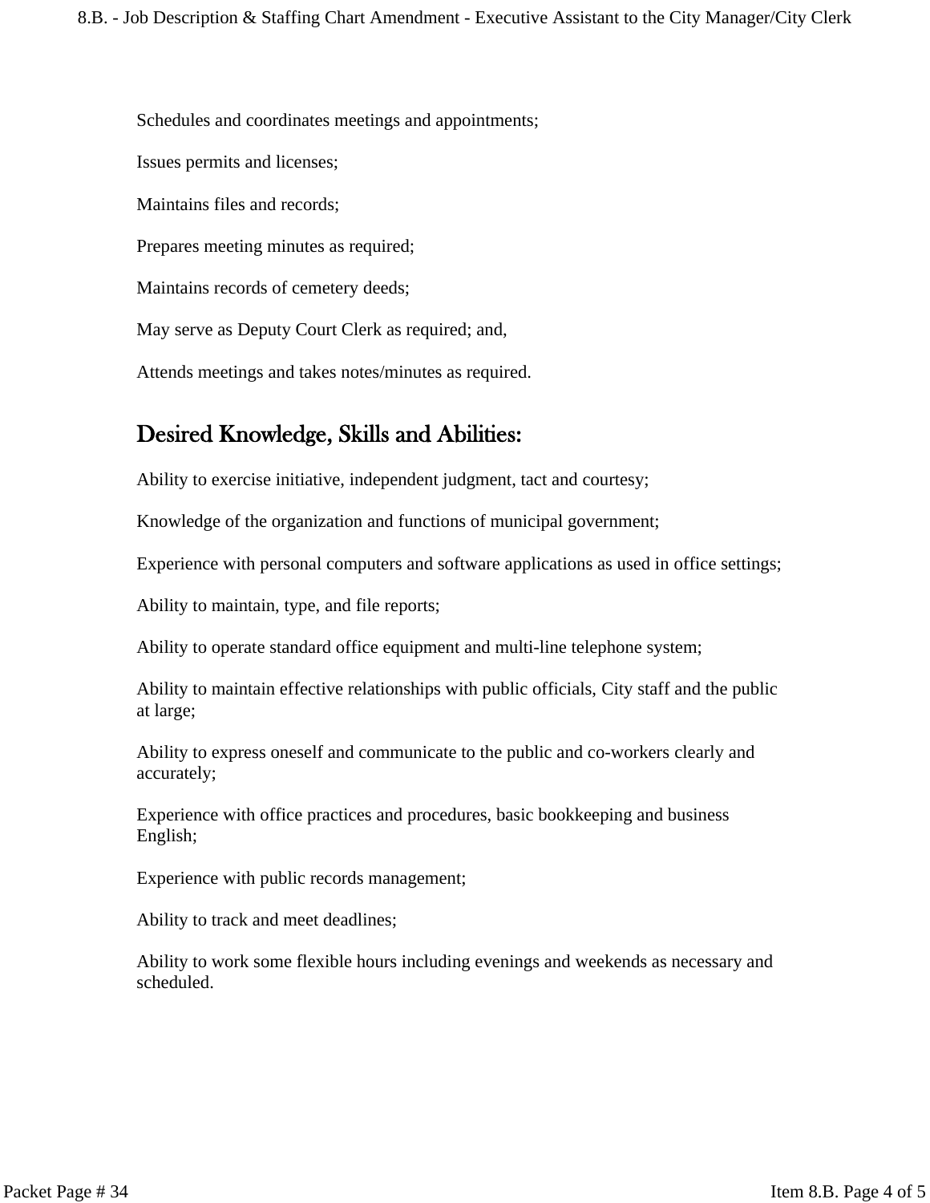Schedules and coordinates meetings and appointments;

Issues permits and licenses;

Maintains files and records;

Prepares meeting minutes as required;

Maintains records of cemetery deeds;

May serve as Deputy Court Clerk as required; and,

Attends meetings and takes notes/minutes as required.

## Desired Knowledge, Skills and Abilities:

Ability to exercise initiative, independent judgment, tact and courtesy;

Knowledge of the organization and functions of municipal government;

Experience with personal computers and software applications as used in office settings;

Ability to maintain, type, and file reports;

Ability to operate standard office equipment and multi-line telephone system;

Ability to maintain effective relationships with public officials, City staff and the public at large;

Ability to express oneself and communicate to the public and co-workers clearly and accurately;

Experience with office practices and procedures, basic bookkeeping and business English;

Experience with public records management;

Ability to track and meet deadlines;

Ability to work some flexible hours including evenings and weekends as necessary and scheduled.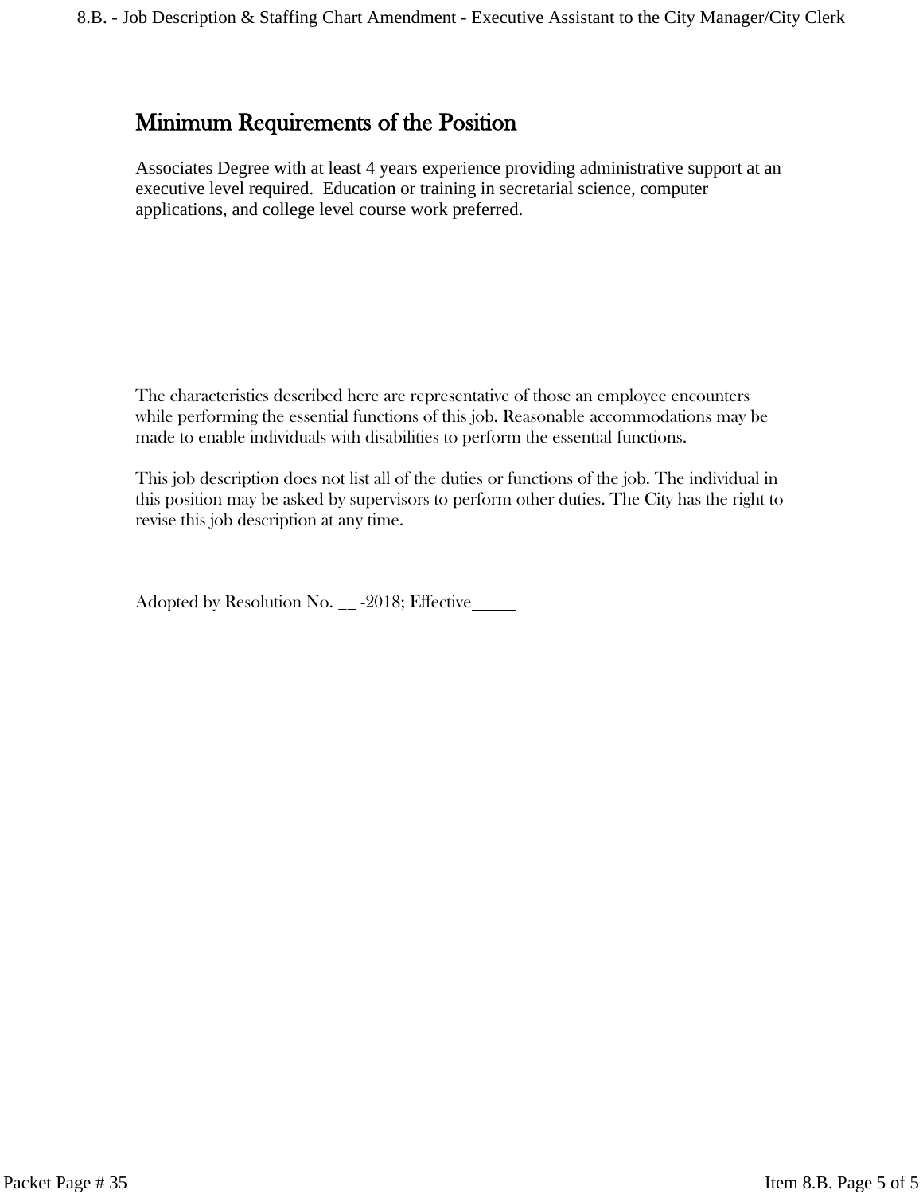## Minimum Requirements of the Position

Associates Degree with at least 4 years experience providing administrative support at an executive level required. Education or training in secretarial science, computer applications, and college level course work preferred.

The characteristics described here are representative of those an employee encounters while performing the essential functions of this job. Reasonable accommodations may be made to enable individuals with disabilities to perform the essential functions.

This job description does not list all of the duties or functions of the job. The individual in this position may be asked by supervisors to perform other duties. The City has the right to revise this job description at any time.

Adopted by Resolution No. __ -2018; Effective_____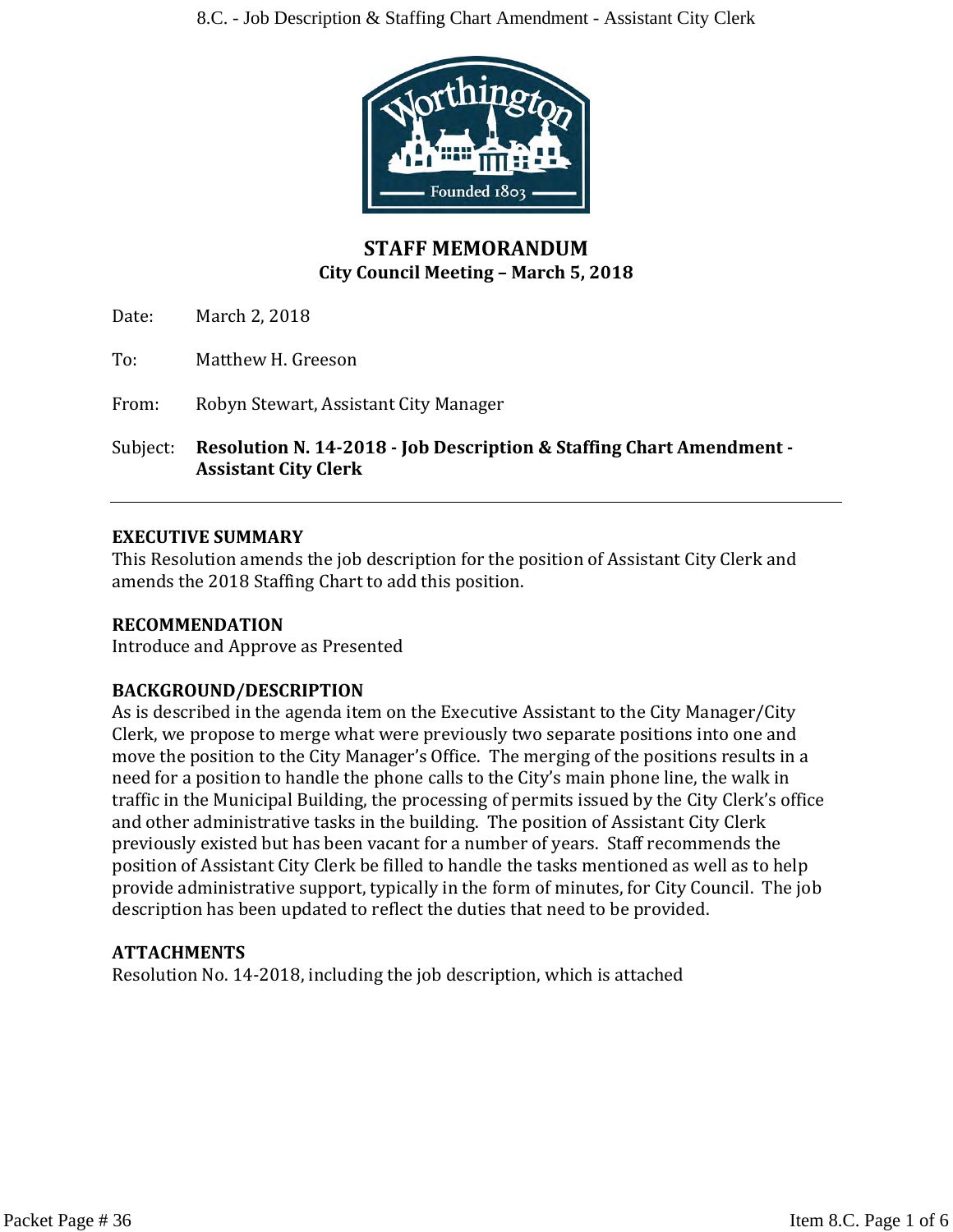## STAFF MEMORANDUM
### City Council Meeting – March 5, 2018

Date: March 2, 2018

To: Matthew H. Greeson

From: Robyn Stewart, Assistant City Manager

Subject: **Resolution N. 14-2018 - Job Description & Staffing Chart Amendment - Assistant City Clerk**

---

**EXECUTIVE SUMMARY**
This Resolution amends the job description for the position of Assistant City Clerk and amends the 2018 Staffing Chart to add this position.

**RECOMMENDATION**
Introduce and Approve as Presented

**BACKGROUND/DESCRIPTION**
As is described in the agenda item on the Executive Assistant to the City Manager/City Clerk, we propose to merge what were previously two separate positions into one and move the position to the City Manager's Office. The merging of the positions results in a need for a position to handle the phone calls to the City's main phone line, the walk in traffic in the Municipal Building, the processing of permits issued by the City Clerk's office and other administrative tasks in the building. The position of Assistant City Clerk previously existed but has been vacant for a number of years. Staff recommends the position of Assistant City Clerk be filled to handle the tasks mentioned as well as to help provide administrative support, typically in the form of minutes, for City Council. The job description has been updated to reflect the duties that need to be provided.

**ATTACHMENTS**
Resolution No. 14-2018, including the job description, which is attached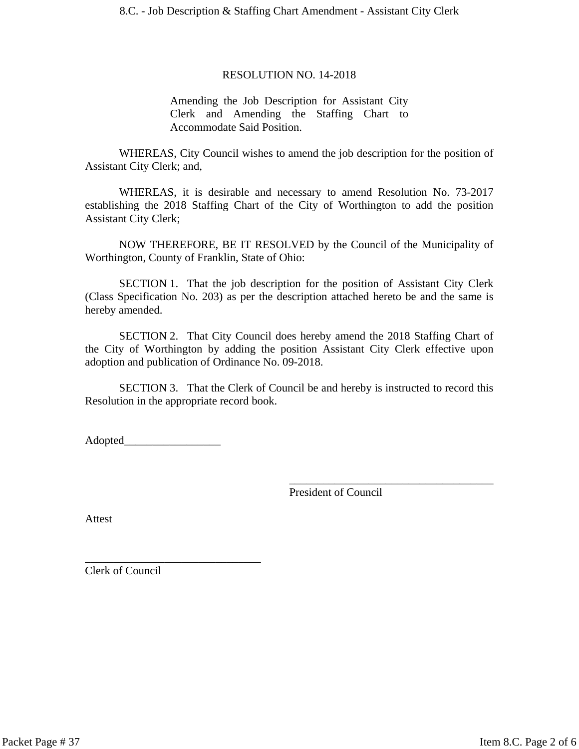RESOLUTION NO. 14-2018

Amending the Job Description for Assistant City Clerk and Amending the Staffing Chart to Accommodate Said Position.

WHEREAS, City Council wishes to amend the job description for the position of Assistant City Clerk; and,

WHEREAS, it is desirable and necessary to amend Resolution No. 73-2017 establishing the 2018 Staffing Chart of the City of Worthington to add the position Assistant City Clerk;

NOW THEREFORE, BE IT RESOLVED by the Council of the Municipality of Worthington, County of Franklin, State of Ohio:

SECTION 1. That the job description for the position of Assistant City Clerk (Class Specification No. 203) as per the description attached hereto be and the same is hereby amended.

SECTION 2. That City Council does hereby amend the 2018 Staffing Chart of the City of Worthington by adding the position Assistant City Clerk effective upon adoption and publication of Ordinance No. 09-2018.

SECTION 3. That the Clerk of Council be and hereby is instructed to record this Resolution in the appropriate record book.

Adopted_________________

_____________________________________
President of Council

Attest

_______________________________
Clerk of Council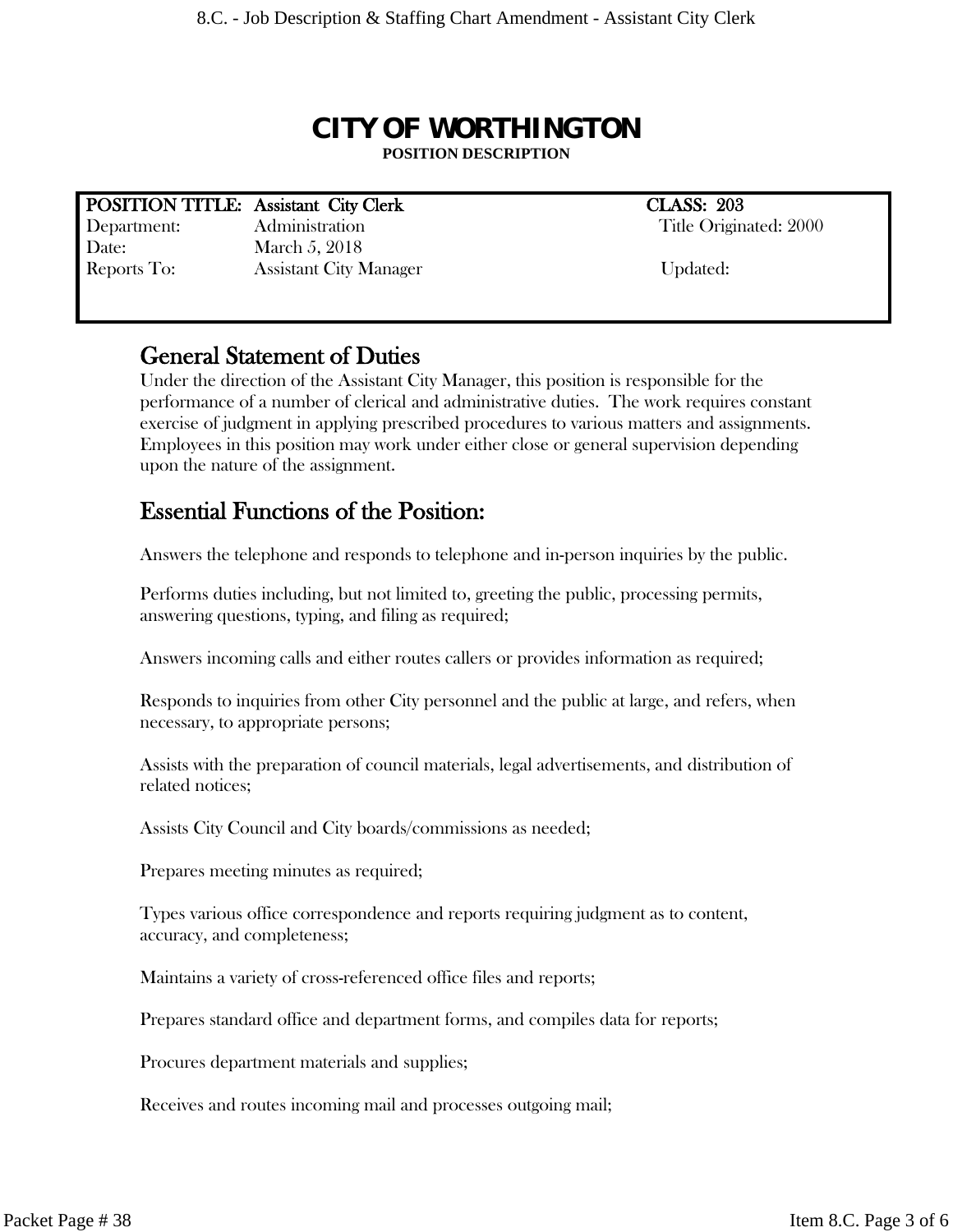# CITY OF WORTHINGTON

**POSITION DESCRIPTION**

| | | |
|---|---|---|
| **POSITION TITLE:** | **Assistant City Clerk** | **CLASS: 203** |
| Department: | Administration | Title Originated: 2000 |
| Date: | March 5, 2018 | |
| Reports To: | Assistant City Manager | Updated: |

## General Statement of Duties

Under the direction of the Assistant City Manager, this position is responsible for the performance of a number of clerical and administrative duties. The work requires constant exercise of judgment in applying prescribed procedures to various matters and assignments. Employees in this position may work under either close or general supervision depending upon the nature of the assignment.

## Essential Functions of the Position:

Answers the telephone and responds to telephone and in-person inquiries by the public.

Performs duties including, but not limited to, greeting the public, processing permits, answering questions, typing, and filing as required;

Answers incoming calls and either routes callers or provides information as required;

Responds to inquiries from other City personnel and the public at large, and refers, when necessary, to appropriate persons;

Assists with the preparation of council materials, legal advertisements, and distribution of related notices;

Assists City Council and City boards/commissions as needed;

Prepares meeting minutes as required;

Types various office correspondence and reports requiring judgment as to content, accuracy, and completeness;

Maintains a variety of cross-referenced office files and reports;

Prepares standard office and department forms, and compiles data for reports;

Procures department materials and supplies;

Receives and routes incoming mail and processes outgoing mail;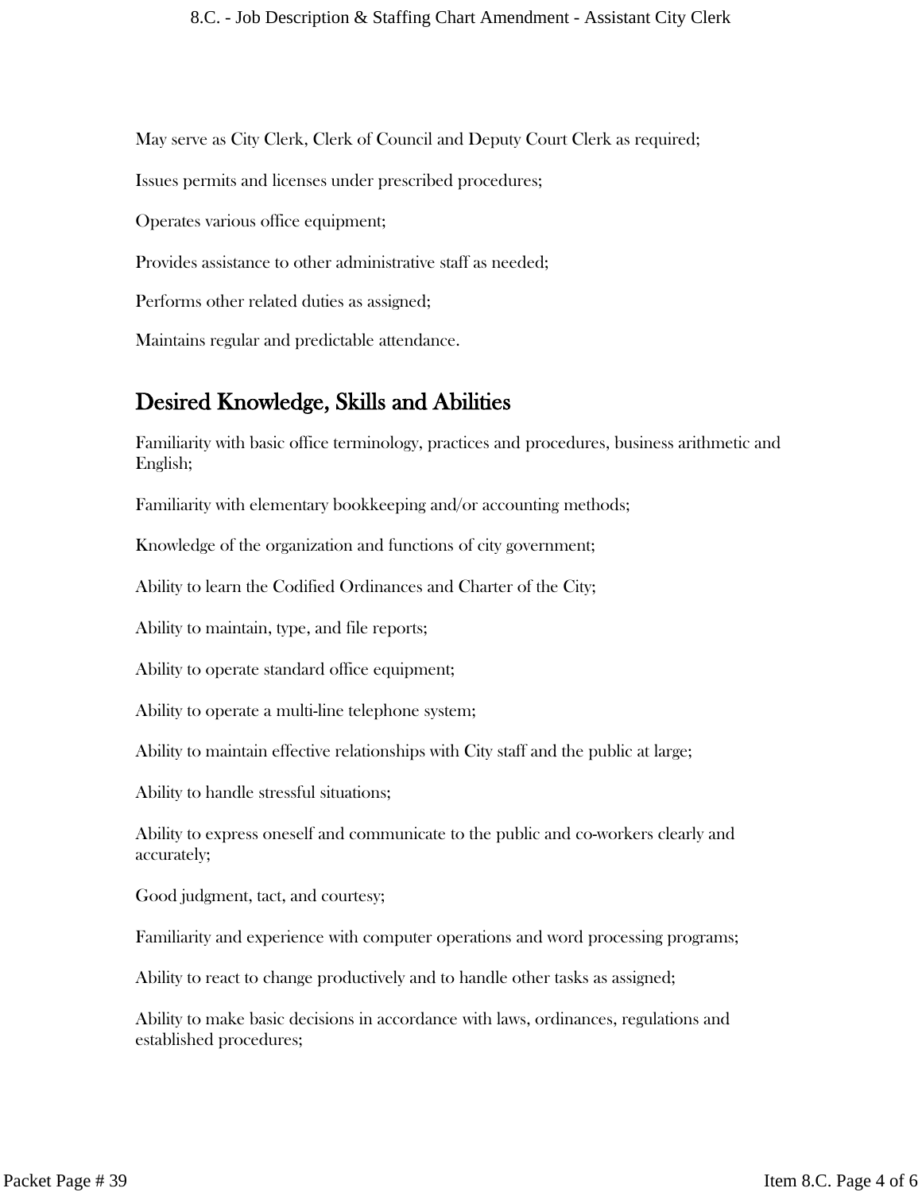May serve as City Clerk, Clerk of Council and Deputy Court Clerk as required;

Issues permits and licenses under prescribed procedures;

Operates various office equipment;

Provides assistance to other administrative staff as needed;

Performs other related duties as assigned;

Maintains regular and predictable attendance.

## Desired Knowledge, Skills and Abilities

Familiarity with basic office terminology, practices and procedures, business arithmetic and English;

Familiarity with elementary bookkeeping and/or accounting methods;

Knowledge of the organization and functions of city government;

Ability to learn the Codified Ordinances and Charter of the City;

Ability to maintain, type, and file reports;

Ability to operate standard office equipment;

Ability to operate a multi-line telephone system;

Ability to maintain effective relationships with City staff and the public at large;

Ability to handle stressful situations;

Ability to express oneself and communicate to the public and co-workers clearly and accurately;

Good judgment, tact, and courtesy;

Familiarity and experience with computer operations and word processing programs;

Ability to react to change productively and to handle other tasks as assigned;

Ability to make basic decisions in accordance with laws, ordinances, regulations and established procedures;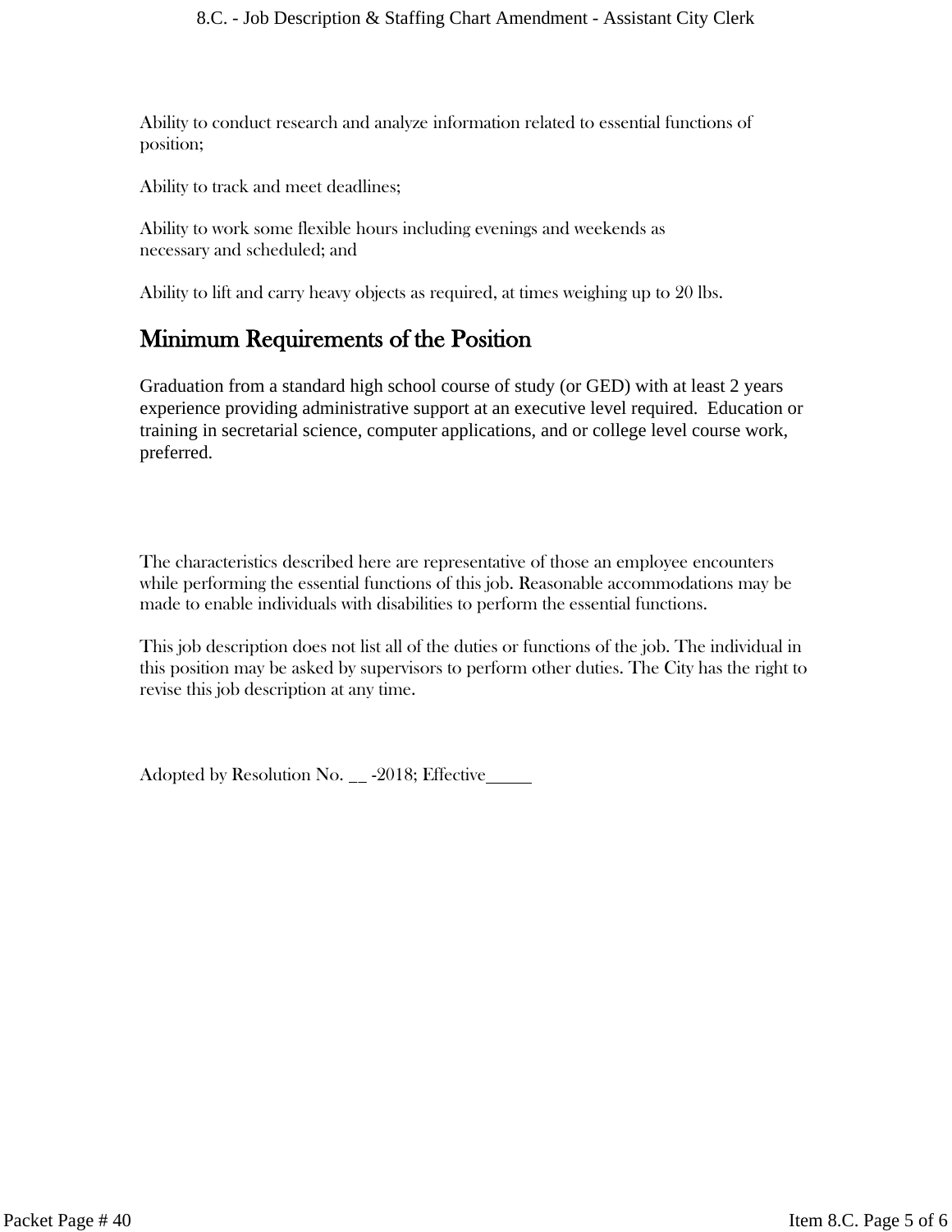Ability to conduct research and analyze information related to essential functions of position;

Ability to track and meet deadlines;

Ability to work some flexible hours including evenings and weekends as necessary and scheduled; and

Ability to lift and carry heavy objects as required, at times weighing up to 20 lbs.

## Minimum Requirements of the Position

Graduation from a standard high school course of study (or GED) with at least 2 years experience providing administrative support at an executive level required. Education or training in secretarial science, computer applications, and or college level course work, preferred.

The characteristics described here are representative of those an employee encounters while performing the essential functions of this job. Reasonable accommodations may be made to enable individuals with disabilities to perform the essential functions.

This job description does not list all of the duties or functions of the job. The individual in this position may be asked by supervisors to perform other duties. The City has the right to revise this job description at any time.

Adopted by Resolution No. __ -2018; Effective_____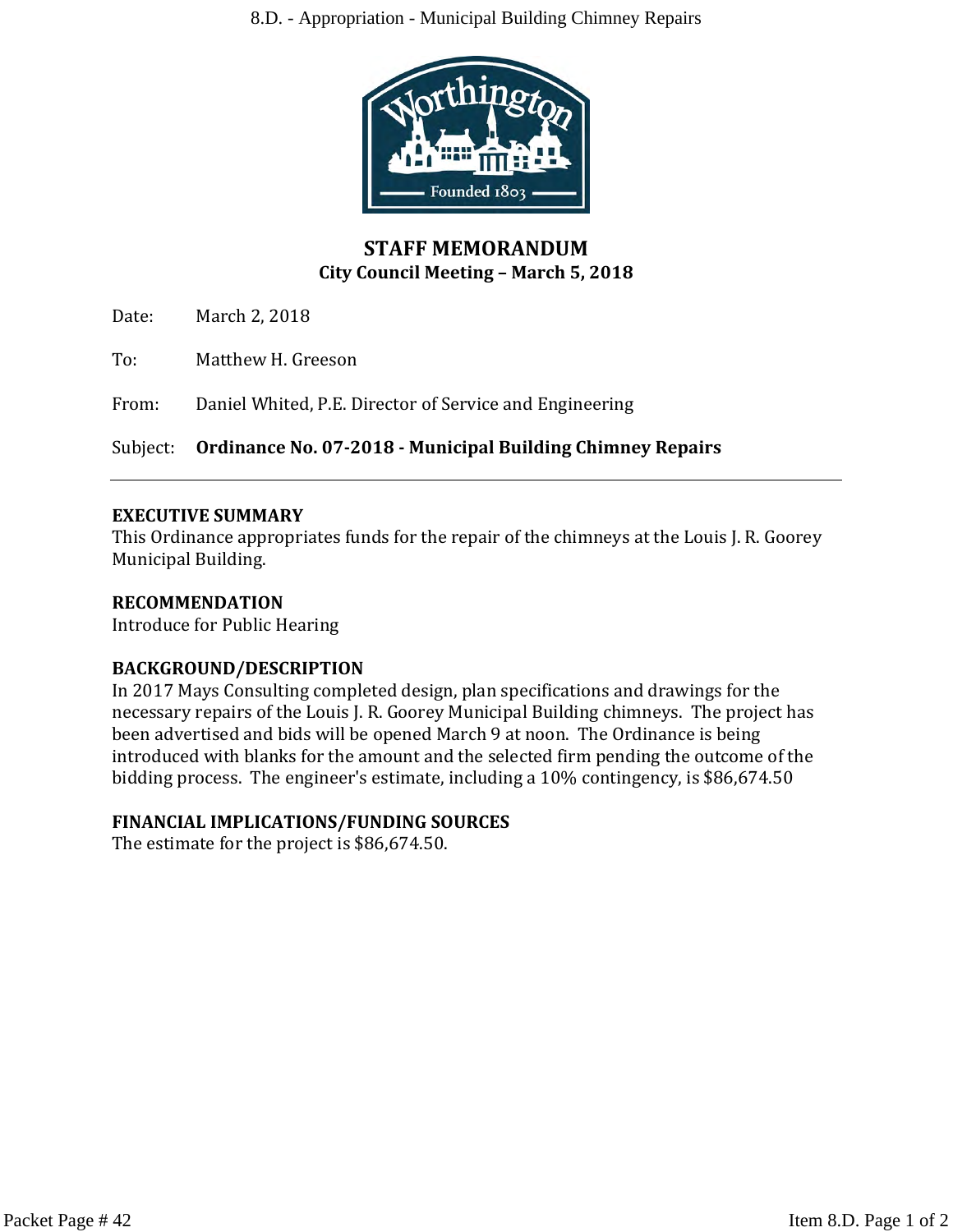# STAFF MEMORANDUM

**City Council Meeting – March 5, 2018**

Date: March 2, 2018

To: Matthew H. Greeson

From: Daniel Whited, P.E. Director of Service and Engineering

Subject: **Ordinance No. 07-2018 - Municipal Building Chimney Repairs**

---

## EXECUTIVE SUMMARY

This Ordinance appropriates funds for the repair of the chimneys at the Louis J. R. Goorey Municipal Building.

## RECOMMENDATION

Introduce for Public Hearing

## BACKGROUND/DESCRIPTION

In 2017 Mays Consulting completed design, plan specifications and drawings for the necessary repairs of the Louis J. R. Goorey Municipal Building chimneys. The project has been advertised and bids will be opened March 9 at noon. The Ordinance is being introduced with blanks for the amount and the selected firm pending the outcome of the bidding process. The engineer's estimate, including a 10% contingency, is $86,674.50

## FINANCIAL IMPLICATIONS/FUNDING SOURCES

The estimate for the project is $86,674.50.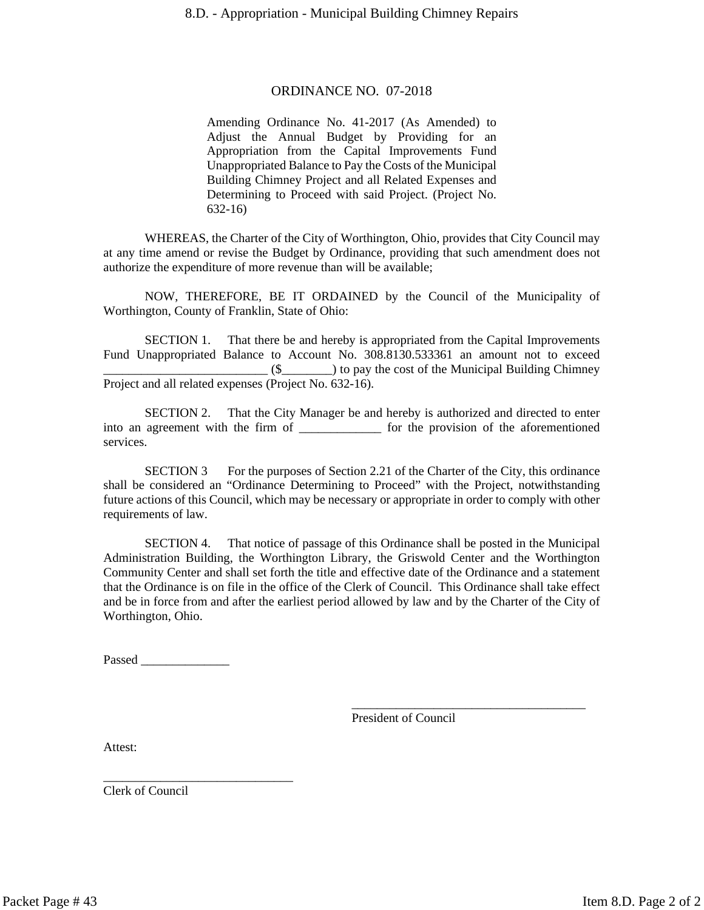# ORDINANCE NO. 07-2018

Amending Ordinance No. 41-2017 (As Amended) to Adjust the Annual Budget by Providing for an Appropriation from the Capital Improvements Fund Unappropriated Balance to Pay the Costs of the Municipal Building Chimney Project and all Related Expenses and Determining to Proceed with said Project. (Project No. 632-16)

WHEREAS, the Charter of the City of Worthington, Ohio, provides that City Council may at any time amend or revise the Budget by Ordinance, providing that such amendment does not authorize the expenditure of more revenue than will be available;

NOW, THEREFORE, BE IT ORDAINED by the Council of the Municipality of Worthington, County of Franklin, State of Ohio:

SECTION 1. That there be and hereby is appropriated from the Capital Improvements Fund Unappropriated Balance to Account No. 308.8130.533361 an amount not to exceed __________________________ ($________) to pay the cost of the Municipal Building Chimney Project and all related expenses (Project No. 632-16).

SECTION 2. That the City Manager be and hereby is authorized and directed to enter into an agreement with the firm of _____________ for the provision of the aforementioned services.

SECTION 3 For the purposes of Section 2.21 of the Charter of the City, this ordinance shall be considered an "Ordinance Determining to Proceed" with the Project, notwithstanding future actions of this Council, which may be necessary or appropriate in order to comply with other requirements of law.

SECTION 4. That notice of passage of this Ordinance shall be posted in the Municipal Administration Building, the Worthington Library, the Griswold Center and the Worthington Community Center and shall set forth the title and effective date of the Ordinance and a statement that the Ordinance is on file in the office of the Clerk of Council. This Ordinance shall take effect and be in force from and after the earliest period allowed by law and by the Charter of the City of Worthington, Ohio.

Passed ______________

_______________________________________
President of Council

Attest:

______________________________
Clerk of Council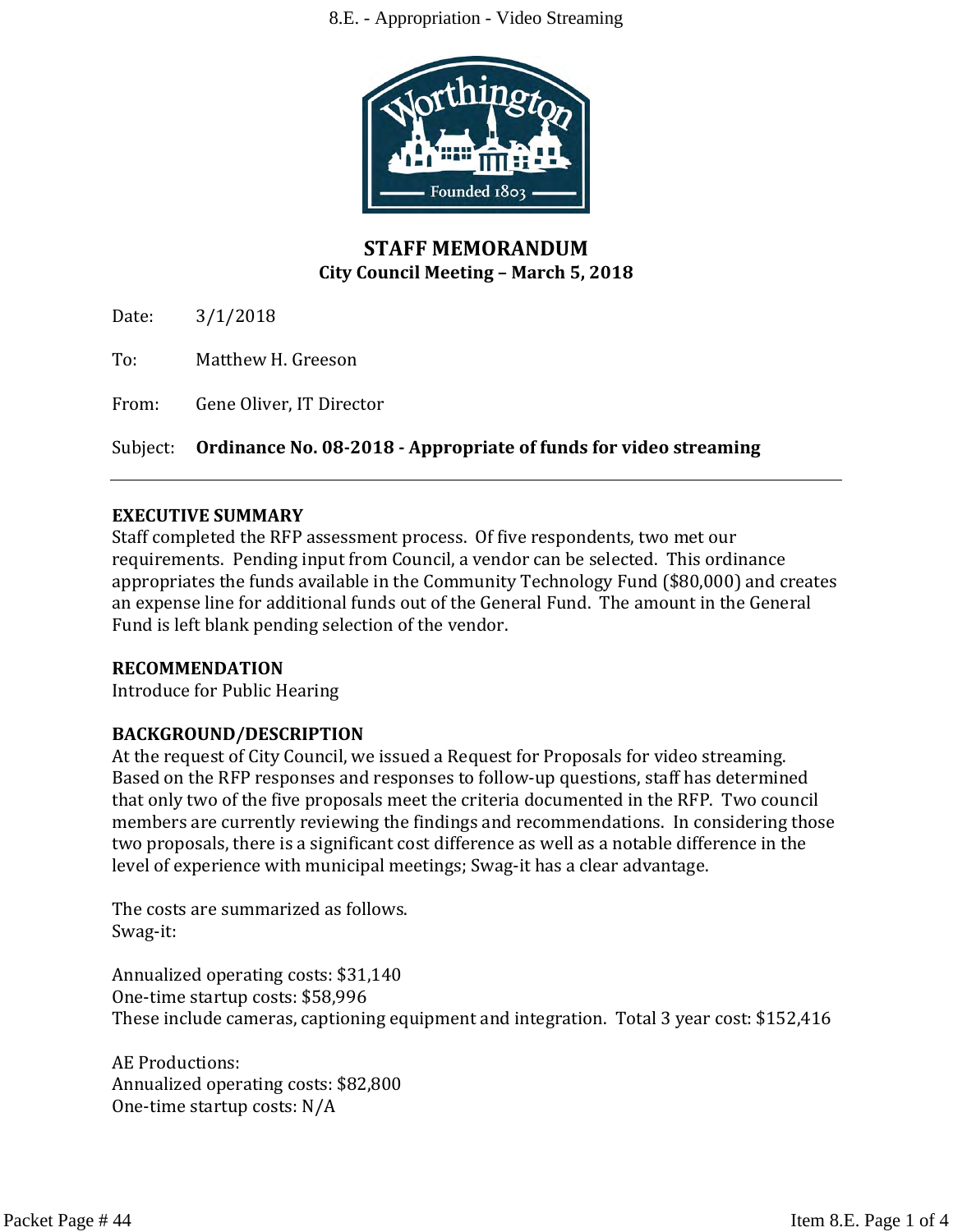# STAFF MEMORANDUM

**City Council Meeting – March 5, 2018**

Date: 3/1/2018

To: Matthew H. Greeson

From: Gene Oliver, IT Director

Subject: **Ordinance No. 08-2018 - Appropriate of funds for video streaming**

---

**EXECUTIVE SUMMARY**

Staff completed the RFP assessment process. Of five respondents, two met our requirements. Pending input from Council, a vendor can be selected. This ordinance appropriates the funds available in the Community Technology Fund ($80,000) and creates an expense line for additional funds out of the General Fund. The amount in the General Fund is left blank pending selection of the vendor.

**RECOMMENDATION**

Introduce for Public Hearing

**BACKGROUND/DESCRIPTION**

At the request of City Council, we issued a Request for Proposals for video streaming. Based on the RFP responses and responses to follow-up questions, staff has determined that only two of the five proposals meet the criteria documented in the RFP. Two council members are currently reviewing the findings and recommendations. In considering those two proposals, there is a significant cost difference as well as a notable difference in the level of experience with municipal meetings; Swag-it has a clear advantage.

The costs are summarized as follows.
Swag-it:

Annualized operating costs: $31,140
One-time startup costs: $58,996
These include cameras, captioning equipment and integration. Total 3 year cost: $152,416

AE Productions:
Annualized operating costs: $82,800
One-time startup costs: N/A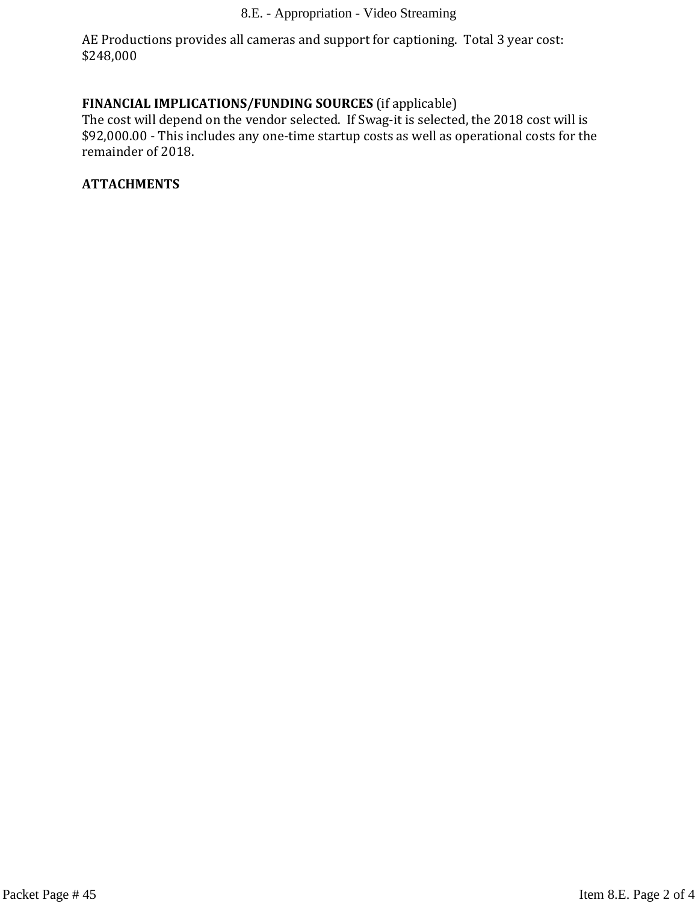AE Productions provides all cameras and support for captioning. Total 3 year cost: $248,000

**FINANCIAL IMPLICATIONS/FUNDING SOURCES** (if applicable)
The cost will depend on the vendor selected. If Swag-it is selected, the 2018 cost will is $92,000.00 - This includes any one-time startup costs as well as operational costs for the remainder of 2018.

**ATTACHMENTS**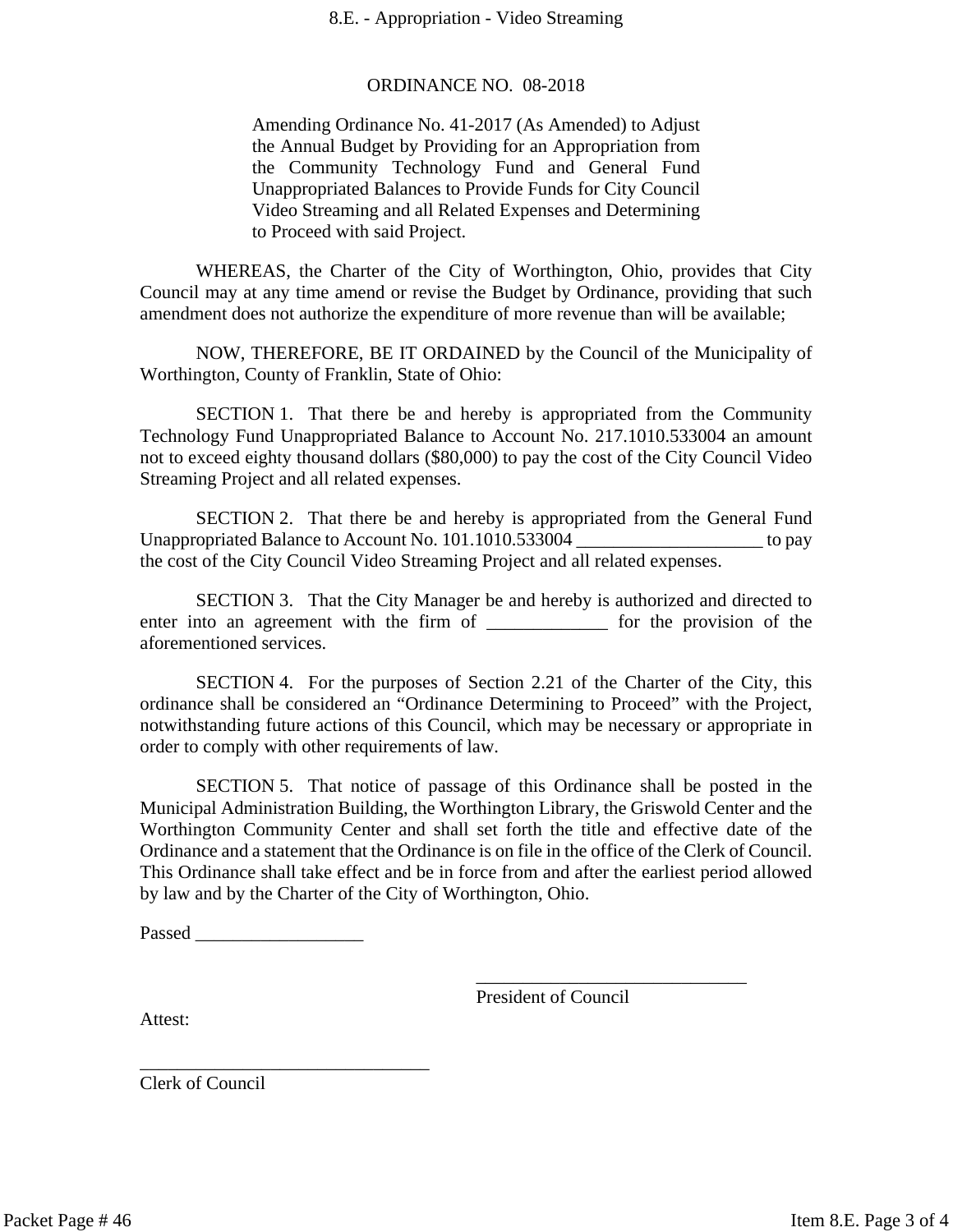# ORDINANCE NO. 08-2018

Amending Ordinance No. 41-2017 (As Amended) to Adjust the Annual Budget by Providing for an Appropriation from the Community Technology Fund and General Fund Unappropriated Balances to Provide Funds for City Council Video Streaming and all Related Expenses and Determining to Proceed with said Project.

WHEREAS, the Charter of the City of Worthington, Ohio, provides that City Council may at any time amend or revise the Budget by Ordinance, providing that such amendment does not authorize the expenditure of more revenue than will be available;

NOW, THEREFORE, BE IT ORDAINED by the Council of the Municipality of Worthington, County of Franklin, State of Ohio:

SECTION 1. That there be and hereby is appropriated from the Community Technology Fund Unappropriated Balance to Account No. 217.1010.533004 an amount not to exceed eighty thousand dollars ($80,000) to pay the cost of the City Council Video Streaming Project and all related expenses.

SECTION 2. That there be and hereby is appropriated from the General Fund Unappropriated Balance to Account No. 101.1010.533004 ____________________ to pay the cost of the City Council Video Streaming Project and all related expenses.

SECTION 3. That the City Manager be and hereby is authorized and directed to enter into an agreement with the firm of _____________ for the provision of the aforementioned services.

SECTION 4. For the purposes of Section 2.21 of the Charter of the City, this ordinance shall be considered an "Ordinance Determining to Proceed" with the Project, notwithstanding future actions of this Council, which may be necessary or appropriate in order to comply with other requirements of law.

SECTION 5. That notice of passage of this Ordinance shall be posted in the Municipal Administration Building, the Worthington Library, the Griswold Center and the Worthington Community Center and shall set forth the title and effective date of the Ordinance and a statement that the Ordinance is on file in the office of the Clerk of Council. This Ordinance shall take effect and be in force from and after the earliest period allowed by law and by the Charter of the City of Worthington, Ohio.

Passed __________________

_____________________________
President of Council

Attest:

_______________________________
Clerk of Council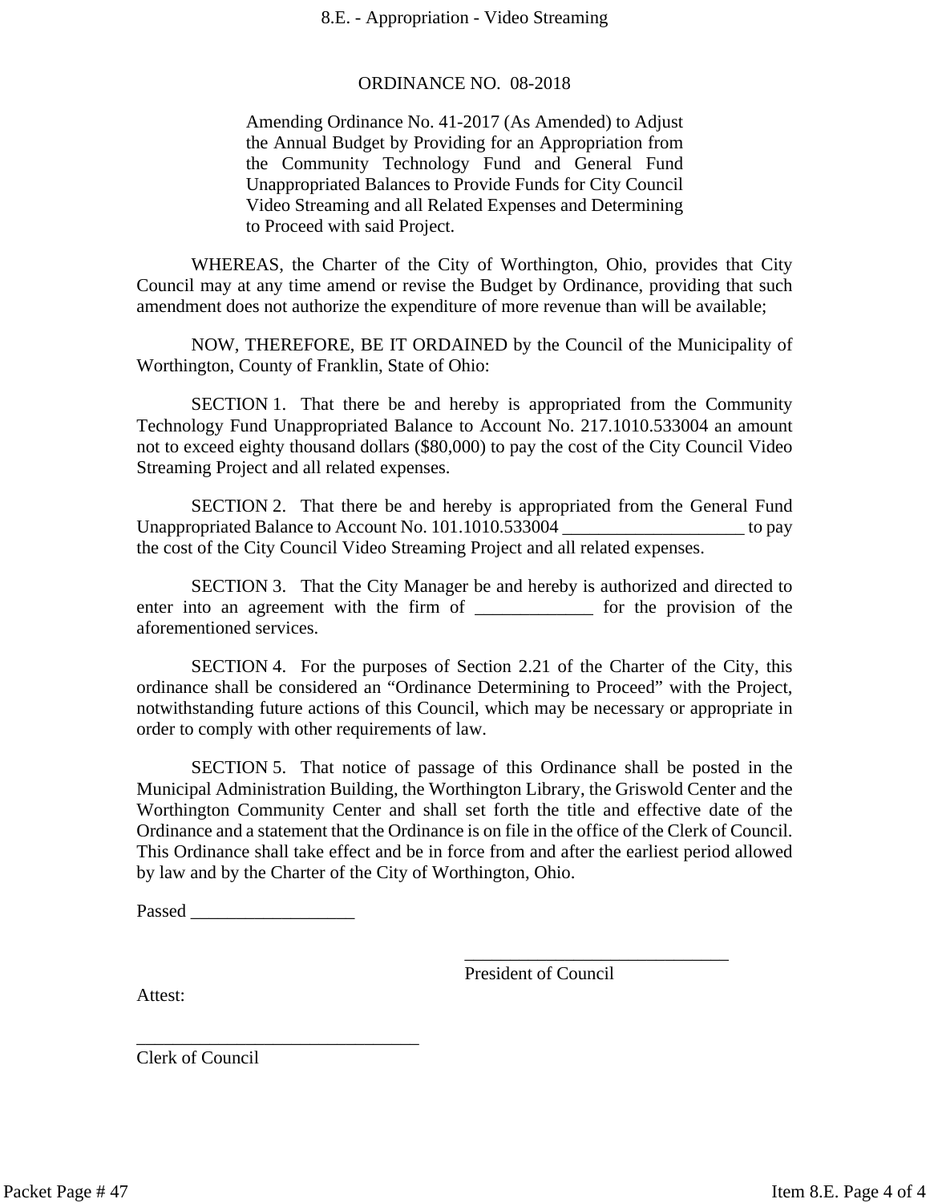# ORDINANCE NO. 08-2018

Amending Ordinance No. 41-2017 (As Amended) to Adjust the Annual Budget by Providing for an Appropriation from the Community Technology Fund and General Fund Unappropriated Balances to Provide Funds for City Council Video Streaming and all Related Expenses and Determining to Proceed with said Project.

WHEREAS, the Charter of the City of Worthington, Ohio, provides that City Council may at any time amend or revise the Budget by Ordinance, providing that such amendment does not authorize the expenditure of more revenue than will be available;

NOW, THEREFORE, BE IT ORDAINED by the Council of the Municipality of Worthington, County of Franklin, State of Ohio:

SECTION 1. That there be and hereby is appropriated from the Community Technology Fund Unappropriated Balance to Account No. 217.1010.533004 an amount not to exceed eighty thousand dollars ($80,000) to pay the cost of the City Council Video Streaming Project and all related expenses.

SECTION 2. That there be and hereby is appropriated from the General Fund Unappropriated Balance to Account No. 101.1010.533004 ____________________ to pay the cost of the City Council Video Streaming Project and all related expenses.

SECTION 3. That the City Manager be and hereby is authorized and directed to enter into an agreement with the firm of _____________ for the provision of the aforementioned services.

SECTION 4. For the purposes of Section 2.21 of the Charter of the City, this ordinance shall be considered an "Ordinance Determining to Proceed" with the Project, notwithstanding future actions of this Council, which may be necessary or appropriate in order to comply with other requirements of law.

SECTION 5. That notice of passage of this Ordinance shall be posted in the Municipal Administration Building, the Worthington Library, the Griswold Center and the Worthington Community Center and shall set forth the title and effective date of the Ordinance and a statement that the Ordinance is on file in the office of the Clerk of Council. This Ordinance shall take effect and be in force from and after the earliest period allowed by law and by the Charter of the City of Worthington, Ohio.

Passed __________________

_____________________________
President of Council

Attest:

_______________________________
Clerk of Council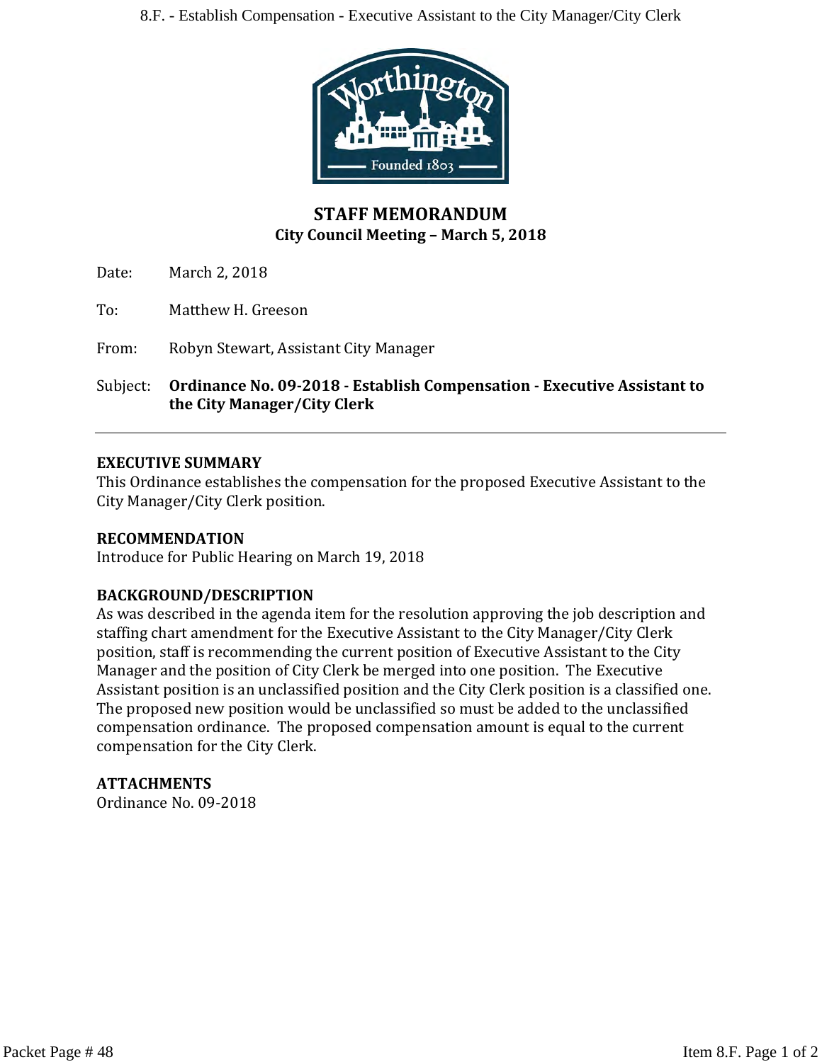## STAFF MEMORANDUM
### City Council Meeting – March 5, 2018

Date: March 2, 2018

To: Matthew H. Greeson

From: Robyn Stewart, Assistant City Manager

Subject: **Ordinance No. 09-2018 - Establish Compensation - Executive Assistant to the City Manager/City Clerk**

---

**EXECUTIVE SUMMARY**
This Ordinance establishes the compensation for the proposed Executive Assistant to the City Manager/City Clerk position.

**RECOMMENDATION**
Introduce for Public Hearing on March 19, 2018

**BACKGROUND/DESCRIPTION**
As was described in the agenda item for the resolution approving the job description and staffing chart amendment for the Executive Assistant to the City Manager/City Clerk position, staff is recommending the current position of Executive Assistant to the City Manager and the position of City Clerk be merged into one position. The Executive Assistant position is an unclassified position and the City Clerk position is a classified one. The proposed new position would be unclassified so must be added to the unclassified compensation ordinance. The proposed compensation amount is equal to the current compensation for the City Clerk.

**ATTACHMENTS**
Ordinance No. 09-2018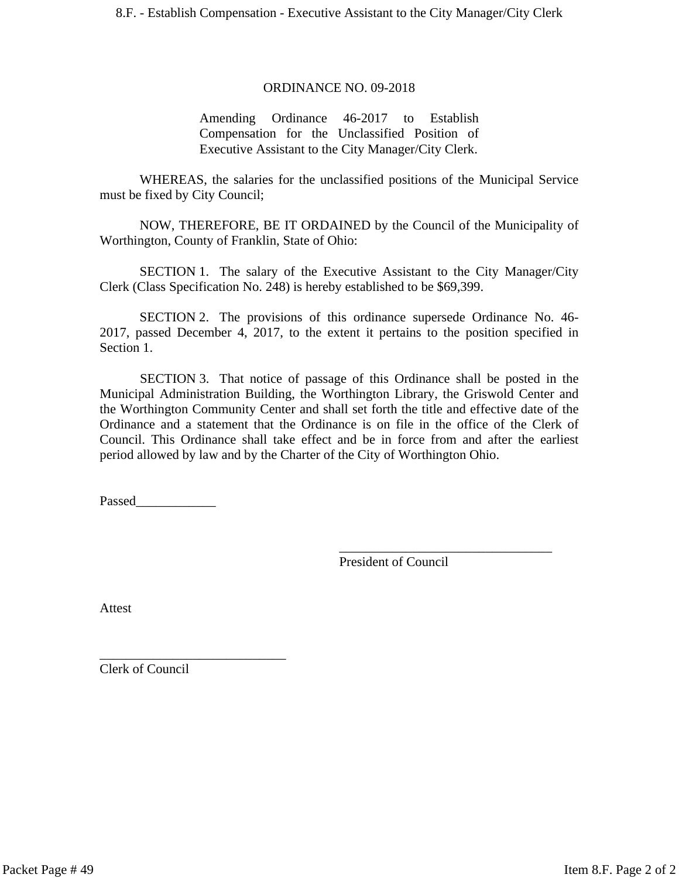# ORDINANCE NO. 09-2018

Amending Ordinance 46-2017 to Establish Compensation for the Unclassified Position of Executive Assistant to the City Manager/City Clerk.

WHEREAS, the salaries for the unclassified positions of the Municipal Service must be fixed by City Council;

NOW, THEREFORE, BE IT ORDAINED by the Council of the Municipality of Worthington, County of Franklin, State of Ohio:

SECTION 1. The salary of the Executive Assistant to the City Manager/City Clerk (Class Specification No. 248) is hereby established to be $69,399.

SECTION 2. The provisions of this ordinance supersede Ordinance No. 46-2017, passed December 4, 2017, to the extent it pertains to the position specified in Section 1.

SECTION 3. That notice of passage of this Ordinance shall be posted in the Municipal Administration Building, the Worthington Library, the Griswold Center and the Worthington Community Center and shall set forth the title and effective date of the Ordinance and a statement that the Ordinance is on file in the office of the Clerk of Council. This Ordinance shall take effect and be in force from and after the earliest period allowed by law and by the Charter of the City of Worthington Ohio.

Passed____________

_________________________________
President of Council

Attest

____________________________
Clerk of Council